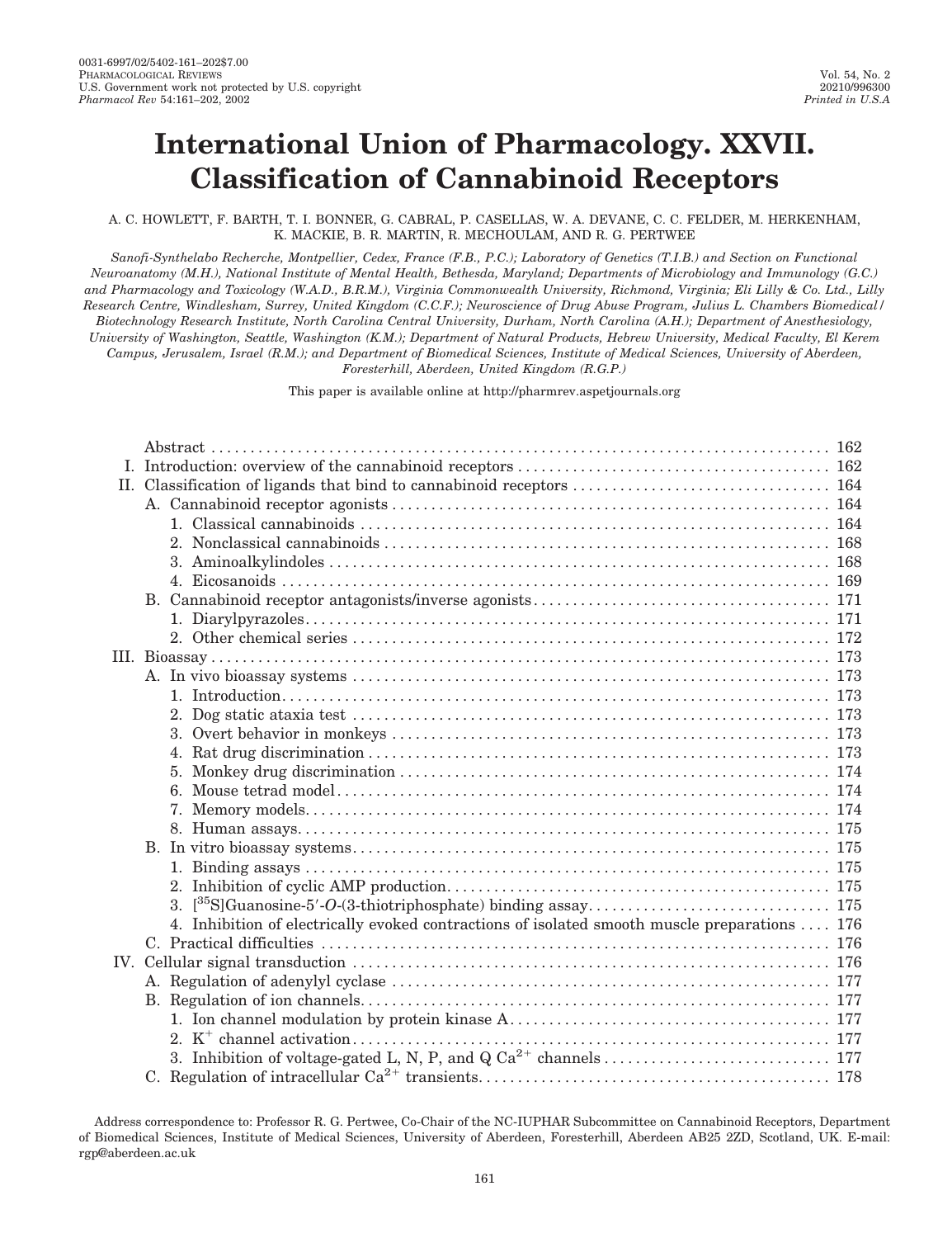# International Union of Pharmacology. XXVII. Classification of Cannabinoid Receptors

A. C. HOWLETT, F. BARTH, T. I. BONNER, G. CABRAL, P. CASELLAS, W. A. DEVANE, C. C. FELDER, M. HERKENHAM, K. MACKIE, B. R. MARTIN, R. MECHOULAM, AND R. G. PERTWEE

*Sanofi-Synthelabo Recherche, Montpellier, Cedex, France (F.B., P.C.); Laboratory of Genetics (T.I.B.) and Section on Functional Neuroanatomy (M.H.), National Institute of Mental Health, Bethesda, Maryland; Departments of Microbiology and Immunology (G.C.) and Pharmacology and Toxicology (W.A.D., B.R.M.), Virginia Commonwealth University, Richmond, Virginia; Eli Lilly & Co. Ltd., Lilly Research Centre, Windlesham, Surrey, United Kingdom (C.C.F.); Neuroscience of Drug Abuse Program, Julius L. Chambers Biomedical/Biotechnology Research Institute, North Carolina Central University, Durham, North Carolina (A.H.); Department of Anesthesiology, University of Washington, Seattle, Washington (K.M.); Department of Natural Products, Hebrew University, Medical Faculty, El Kerem Campus, Jerusalem, Israel (R.M.); and Department of Biomedical Sciences, Institute of Medical Sciences, University of Aberdeen, Foresterhill, Aberdeen, United Kingdom (R.G.P.)*

This paper is available online at http://pharmrev.aspetjournals.org

- Abstract ..... 162
- I. Introduction: overview of the cannabinoid receptors ..... 162
- II. Classification of ligands that bind to cannabinoid receptors ..... 164
  - A. Cannabinoid receptor agonists ..... 164
    1. Classical cannabinoids ..... 164
    2. Nonclassical cannabinoids ..... 168
    3. Aminoalkylindoles ..... 168
    4. Eicosanoids ..... 169
  - B. Cannabinoid receptor antagonists/inverse agonists ..... 171
    1. Diarylpyrazoles ..... 171
    2. Other chemical series ..... 172
- III. Bioassay ..... 173
  - A. In vivo bioassay systems ..... 173
    1. Introduction ..... 173
    2. Dog static ataxia test ..... 173
    3. Overt behavior in monkeys ..... 173
    4. Rat drug discrimination ..... 173
    5. Monkey drug discrimination ..... 174
    6. Mouse tetrad model ..... 174
    7. Memory models ..... 174
    8. Human assays ..... 175
  - B. In vitro bioassay systems ..... 175
    1. Binding assays ..... 175
    2. Inhibition of cyclic AMP production ..... 175
    3. [$^{35}$S]Guanosine-5′-*O*-(3-thiotriphosphate) binding assay ..... 175
    4. Inhibition of electrically evoked contractions of isolated smooth muscle preparations ..... 176
  - C. Practical difficulties ..... 176
- IV. Cellular signal transduction ..... 176
  - A. Regulation of adenylyl cyclase ..... 177
  - B. Regulation of ion channels ..... 177
    1. Ion channel modulation by protein kinase A ..... 177
    2. $K^+$ channel activation ..... 177
    3. Inhibition of voltage-gated L, N, P, and Q $Ca^{2+}$ channels ..... 177
  - C. Regulation of intracellular $Ca^{2+}$ transients ..... 178

Address correspondence to: Professor R. G. Pertwee, Co-Chair of the NC-IUPHAR Subcommittee on Cannabinoid Receptors, Department of Biomedical Sciences, Institute of Medical Sciences, University of Aberdeen, Foresterhill, Aberdeen AB25 2ZD, Scotland, UK. E-mail: rgp@aberdeen.ac.uk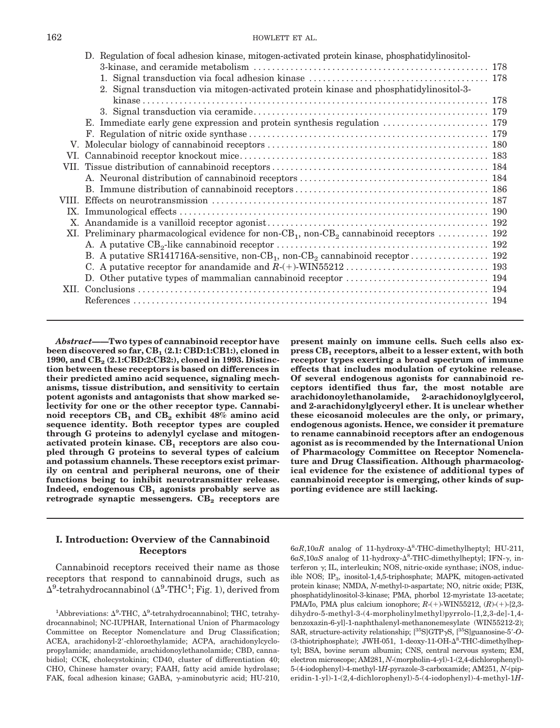D. Regulation of focal adhesion kinase, mitogen-activated protein kinase, phosphatidylinositol-3-kinase, and ceramide metabolism . . . . . . . . . . 178
  1. Signal transduction via focal adhesion kinase . . . . . . . . . . 178
  2. Signal transduction via mitogen-activated protein kinase and phosphatidylinositol-3-kinase . . . . . . . . . . 178
  3. Signal transduction via ceramide . . . . . . . . . . 179

E. Immediate early gene expression and protein synthesis regulation . . . . . . . . . . 179

F. Regulation of nitric oxide synthase . . . . . . . . . . 179

V. Molecular biology of cannabinoid receptors . . . . . . . . . . 180

VI. Cannabinoid receptor knockout mice . . . . . . . . . . 183

VII. Tissue distribution of cannabinoid receptors . . . . . . . . . . 184
  A. Neuronal distribution of cannabinoid receptors . . . . . . . . . . 184
  B. Immune distribution of cannabinoid receptors . . . . . . . . . . 186

VIII. Effects on neurotransmission . . . . . . . . . . 187

IX. Immunological effects . . . . . . . . . . 190

X. Anandamide is a vanilloid receptor agonist . . . . . . . . . . 192

XI. Preliminary pharmacological evidence for non-$CB_1$, non-$CB_2$ cannabinoid receptors . . . . . . . . . . 192
  A. A putative $CB_2$-like cannabinoid receptor . . . . . . . . . . 192
  B. A putative SR141716A-sensitive, non-$CB_1$, non-$CB_2$ cannabinoid receptor . . . . . . . . . . 192
  C. A putative receptor for anandamide and *R*-(+)-WIN55212 . . . . . . . . . . 193
  D. Other putative types of mammalian cannabinoid receptor . . . . . . . . . . 194

XII. Conclusions . . . . . . . . . . 194

References . . . . . . . . . . 194

***Abstract*——Two types of cannabinoid receptor have been discovered so far, $CB_1$ (2.1: CBD:1:CB1:), cloned in 1990, and $CB_2$ (2.1:CBD:2:CB2:), cloned in 1993. Distinction between these receptors is based on differences in their predicted amino acid sequence, signaling mechanisms, tissue distribution, and sensitivity to certain potent agonists and antagonists that show marked selectivity for one or the other receptor type. Cannabinoid receptors $CB_1$ and $CB_2$ exhibit 48% amino acid sequence identity. Both receptor types are coupled through G proteins to adenylyl cyclase and mitogen-activated protein kinase. $CB_1$ receptors are also coupled through G proteins to several types of calcium and potassium channels. These receptors exist primarily on central and peripheral neurons, one of their functions being to inhibit neurotransmitter release. Indeed, endogenous $CB_1$ agonists probably serve as retrograde synaptic messengers. $CB_2$ receptors are present mainly on immune cells. Such cells also express $CB_1$ receptors, albeit to a lesser extent, with both receptor types exerting a broad spectrum of immune effects that includes modulation of cytokine release. Of several endogenous agonists for cannabinoid receptors identified thus far, the most notable are arachidonoylethanolamide, 2-arachidonoylglycerol, and 2-arachidonylglyceryl ether. It is unclear whether these eicosanoid molecules are the only, or primary, endogenous agonists. Hence, we consider it premature to rename cannabinoid receptors after an endogenous agonist as is recommended by the International Union of Pharmacology Committee on Receptor Nomenclature and Drug Classification. Although pharmacological evidence for the existence of additional types of cannabinoid receptor is emerging, other kinds of supporting evidence are still lacking.**

## I. Introduction: Overview of the Cannabinoid Receptors

Cannabinoid receptors received their name as those receptors that respond to cannabinoid drugs, such as $\Delta^9$-tetrahydrocannabinol ($\Delta^9$-THC[1]; Fig. 1), derived from

[1]Abbreviations: $\Delta^9$-THC, $\Delta^9$-tetrahydrocannabinol; THC, tetrahydrocannabinol; NC-IUPHAR, International Union of Pharmacology Committee on Receptor Nomenclature and Drug Classification; ACEA, arachidonyl-2′-chloroethylamide; ACPA, arachidonylcyclopropylamide; anandamide, arachidonoylethanolamide; CBD, cannabidiol; CCK, cholecystokinin; CD40, cluster of differentiation 40; CHO, Chinese hamster ovary; FAAH, fatty acid amide hydrolase; FAK, focal adhesion kinase; GABA, γ-aminobutyric acid; HU-210, 6a*R*,10a*R* analog of 11-hydroxy-$\Delta^8$-THC-dimethylheptyl; HU-211, 6a*S*,10a*S* analog of 11-hydroxy-$\Delta^8$-THC-dimethylheptyl; IFN-γ, interferon γ; IL, interleukin; NOS, nitric-oxide synthase; iNOS, inducible NOS; $IP_3$, inositol-1,4,5-triphosphate; MAPK, mitogen-activated protein kinase; NMDA, *N*-methyl-D-aspartate; NO, nitric oxide; PI3K, phosphatidylinositol-3-kinase; PMA, phorbol 12-myristate 13-acetate; PMA/Io, PMA plus calcium ionophore; *R*-(+)-WIN55212, (*R*)-(+)-[2,3-dihydro-5-methyl-3-(4-morpholinylmethyl)pyrrolo-[1,2,3-de]-1,4-benzoxazin-6-yl]-1-naphthalenyl-methanonemesylate (WIN55212-2); SAR, structure-activity relationship; [$^{35}$S]GTPγS, [$^{35}$S]guanosine-5′-*O*-(3-thiotriphosphate); JWH-051, 1-deoxy-11-OH-$\Delta^8$-THC-dimethylheptyl; BSA, bovine serum albumin; CNS, central nervous system; EM, electron microscope; AM281, *N*-(morpholin-4-yl)-1-(2,4-dichlorophenyl)-5-(4-iodophenyl)-4-methyl-1*H*-pyrazole-3-carboxamide; AM251, *N*-(piperidin-1-yl)-1-(2,4-dichlorophenyl)-5-(4-iodophenyl)-4-methyl-1*H*-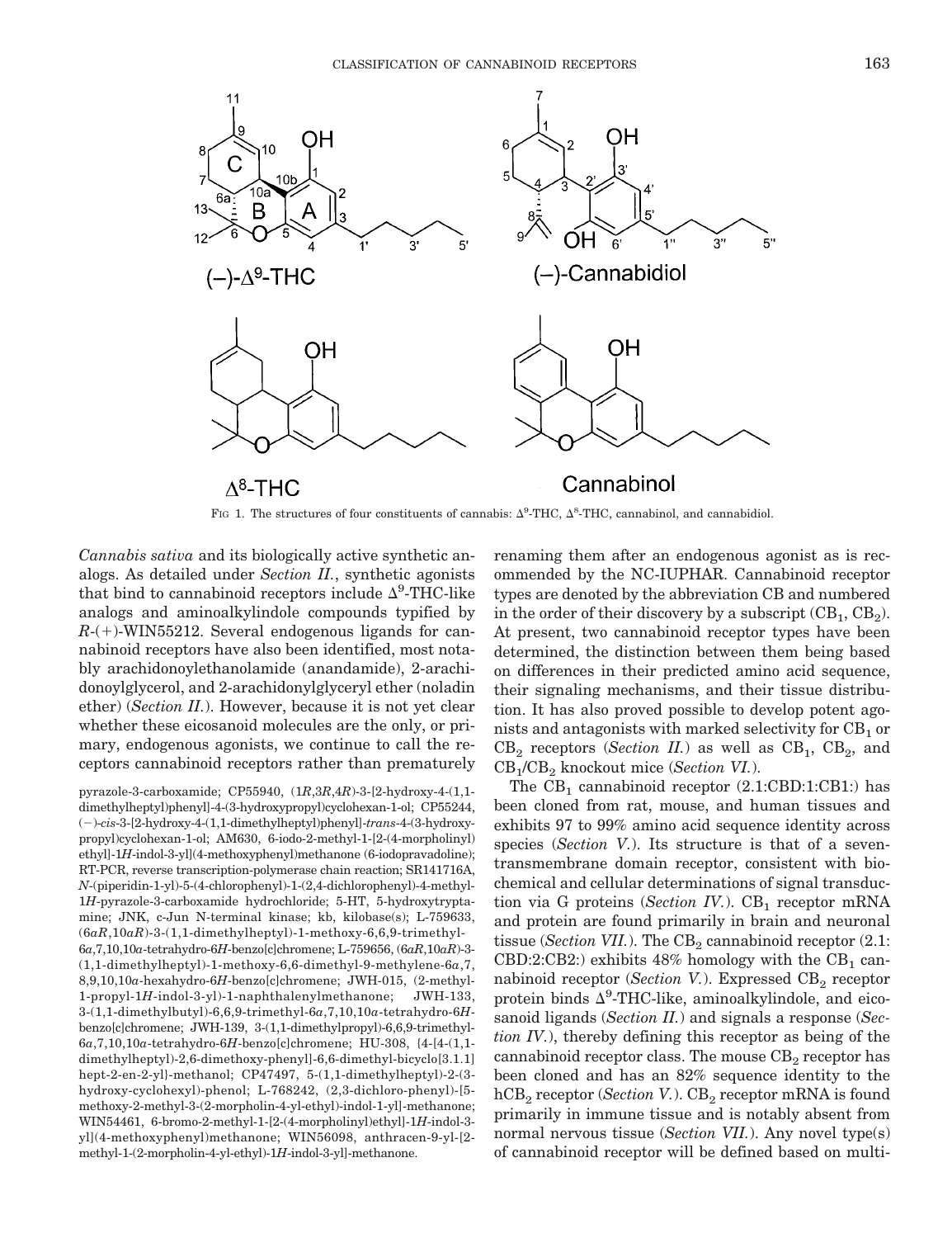FIG 1. The structures of four constituents of cannabis: $\Delta^9$-THC, $\Delta^8$-THC, cannabinol, and cannabidiol.

pyrazole-3-carboxamide; CP55940, (1*R*,3*R*,4*R*)-3-[2-hydroxy-4-(1,1-dimethylheptyl)phenyl]-4-(3-hydroxypropyl)cyclohexan-1-ol; CP55244, (−)-*cis*-3-[2-hydroxy-4-(1,1-dimethylheptyl)phenyl]-*trans*-4-(3-hydroxypropyl)cyclohexan-1-ol; AM630, 6-iodo-2-methyl-1-[2-(4-morpholinyl)ethyl]-1*H*-indol-3-yl](4-methoxyphenyl)methanone (6-iodopravadoline); RT-PCR, reverse transcription-polymerase chain reaction; SR141716A, *N*-(piperidin-1-yl)-5-(4-chlorophenyl)-1-(2,4-dichlorophenyl)-4-methyl-1*H*-pyrazole-3-carboxamide hydrochloride; 5-HT, 5-hydroxytryptamine; JNK, c-Jun N-terminal kinase; kb, kilobase(s); L-759633, (6a*R*,10a*R*)-3-(1,1-dimethylheptyl)-1-methoxy-6,6,9-trimethyl-6*a*,7,10,10*a*-tetrahydro-6*H*-benzo[c]chromene; L-759656, (6a*R*,10a*R*)-3-(1,1-dimethylheptyl)-1-methoxy-6,6-dimethyl-9-methylene-6*a*,7,8,9,10,10*a*-hexahydro-6*H*-benzo[c]chromene; JWH-015, (2-methyl-1-propyl-1*H*-indol-3-yl)-1-naphthalenylmethanone; JWH-133, 3-(1,1-dimethylbutyl)-6,6,9-trimethyl-6*a*,7,10,10*a*-tetrahydro-6*H*-benzo[c]chromene; JWH-139, 3-(1,1-dimethylpropyl)-6,6,9-trimethyl-6*a*,7,10,10*a*-tetrahydro-6*H*-benzo[c]chromene; HU-308, {4-[4-(1,1-dimethylheptyl)-2,6-dimethoxy-phenyl]-6,6-dimethyl-bicyclo[3.1.1]hept-2-en-2-yl}-methanol; CP47497, 5-(1,1-dimethylheptyl)-2-(3-hydroxy-cyclohexyl)-phenol; L-768242, (2,3-dichloro-phenyl)-[5-methoxy-2-methyl-3-(2-morpholin-4-yl-ethyl)-indol-1-yl]-methanone; WIN54461, 6-bromo-2-methyl-1-[2-(4-morpholinyl)ethyl]-1*H*-indol-3-yl](4-methoxyphenyl)methanone; WIN56098, anthracen-9-yl-[2-methyl-1-(2-morpholin-4-yl-ethyl)-1*H*-indol-3-yl]-methanone.

*Cannabis sativa* and its biologically active synthetic analogs. As detailed under *Section II.*, synthetic agonists that bind to cannabinoid receptors include $\Delta^9$-THC-like analogs and aminoalkylindole compounds typified by *R*-(+)-WIN55212. Several endogenous ligands for cannabinoid receptors have also been identified, most notably arachidonoylethanolamide (anandamide), 2-arachidonoylglycerol, and 2-arachidonylglyceryl ether (noladin ether) (*Section II.*). However, because it is not yet clear whether these eicosanoid molecules are the only, or primary, endogenous agonists, we continue to call the receptors cannabinoid receptors rather than prematurely renaming them after an endogenous agonist as is recommended by the NC-IUPHAR. Cannabinoid receptor types are denoted by the abbreviation CB and numbered in the order of their discovery by a subscript ($CB_1$, $CB_2$). At present, two cannabinoid receptor types have been determined, the distinction between them being based on differences in their predicted amino acid sequence, their signaling mechanisms, and their tissue distribution. It has also proved possible to develop potent agonists and antagonists with marked selectivity for $CB_1$ or $CB_2$ receptors (*Section II.*) as well as $CB_1$, $CB_2$, and $CB_1$/$CB_2$ knockout mice (*Section VI.*).

The $CB_1$ cannabinoid receptor (2.1:CBD:1:CB1:) has been cloned from rat, mouse, and human tissues and exhibits 97 to 99% amino acid sequence identity across species (*Section V.*). Its structure is that of a seven-transmembrane domain receptor, consistent with biochemical and cellular determinations of signal transduction via G proteins (*Section IV.*). $CB_1$ receptor mRNA and protein are found primarily in brain and neuronal tissue (*Section VII.*). The $CB_2$ cannabinoid receptor (2.1:CBD:2:CB2:) exhibits 48% homology with the $CB_1$ cannabinoid receptor (*Section V.*). Expressed $CB_2$ receptor protein binds $\Delta^9$-THC-like, aminoalkylindole, and eicosanoid ligands (*Section II.*) and signals a response (*Section IV.*), thereby defining this receptor as being of the cannabinoid receptor class. The mouse $CB_2$ receptor has been cloned and has an 82% sequence identity to the $hCB_2$ receptor (*Section V.*). $CB_2$ receptor mRNA is found primarily in immune tissue and is notably absent from normal nervous tissue (*Section VII.*). Any novel type(s) of cannabinoid receptor will be defined based on multi-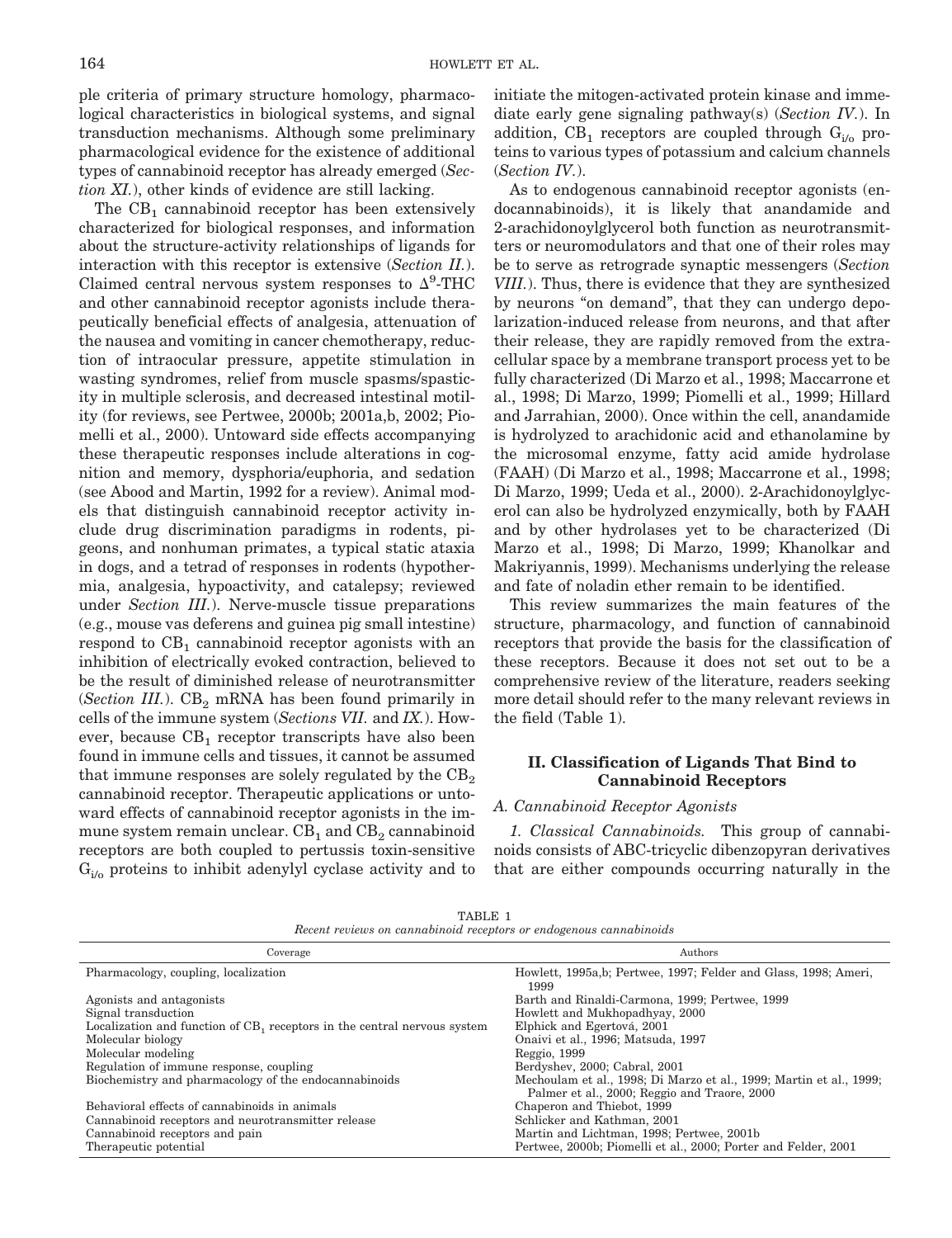ple criteria of primary structure homology, pharmacological characteristics in biological systems, and signal transduction mechanisms. Although some preliminary pharmacological evidence for the existence of additional types of cannabinoid receptor has already emerged (*Section XI.*), other kinds of evidence are still lacking.

The $CB_1$ cannabinoid receptor has been extensively characterized for biological responses, and information about the structure-activity relationships of ligands for interaction with this receptor is extensive (*Section II.*). Claimed central nervous system responses to $\Delta^9$-THC and other cannabinoid receptor agonists include therapeutically beneficial effects of analgesia, attenuation of the nausea and vomiting in cancer chemotherapy, reduction of intraocular pressure, appetite stimulation in wasting syndromes, relief from muscle spasms/spasticity in multiple sclerosis, and decreased intestinal motility (for reviews, see Pertwee, 2000b; 2001a,b, 2002; Piomelli et al., 2000). Untoward side effects accompanying these therapeutic responses include alterations in cognition and memory, dysphoria/euphoria, and sedation (see Abood and Martin, 1992 for a review). Animal models that distinguish cannabinoid receptor activity include drug discrimination paradigms in rodents, pigeons, and nonhuman primates, a typical static ataxia in dogs, and a tetrad of responses in rodents (hypothermia, analgesia, hypoactivity, and catalepsy; reviewed under *Section III.*). Nerve-muscle tissue preparations (e.g., mouse vas deferens and guinea pig small intestine) respond to $CB_1$ cannabinoid receptor agonists with an inhibition of electrically evoked contraction, believed to be the result of diminished release of neurotransmitter (*Section III.*). $CB_2$ mRNA has been found primarily in cells of the immune system (*Sections VII.* and *IX.*). However, because $CB_1$ receptor transcripts have also been found in immune cells and tissues, it cannot be assumed that immune responses are solely regulated by the $CB_2$ cannabinoid receptor. Therapeutic applications or untoward effects of cannabinoid receptor agonists in the immune system remain unclear. $CB_1$ and $CB_2$ cannabinoid receptors are both coupled to pertussis toxin-sensitive $G_{i/o}$ proteins to inhibit adenylyl cyclase activity and to initiate the mitogen-activated protein kinase and immediate early gene signaling pathway(s) (*Section IV.*). In addition, $CB_1$ receptors are coupled through $G_{i/o}$ proteins to various types of potassium and calcium channels (*Section IV.*).

As to endogenous cannabinoid receptor agonists (endocannabinoids), it is likely that anandamide and 2-arachidonoylglycerol both function as neurotransmitters or neuromodulators and that one of their roles may be to serve as retrograde synaptic messengers (*Section VIII.*). Thus, there is evidence that they are synthesized by neurons "on demand", that they can undergo depolarization-induced release from neurons, and that after their release, they are rapidly removed from the extracellular space by a membrane transport process yet to be fully characterized (Di Marzo et al., 1998; Maccarrone et al., 1998; Di Marzo, 1999; Piomelli et al., 1999; Hillard and Jarrahian, 2000). Once within the cell, anandamide is hydrolyzed to arachidonic acid and ethanolamine by the microsomal enzyme, fatty acid amide hydrolase (FAAH) (Di Marzo et al., 1998; Maccarrone et al., 1998; Di Marzo, 1999; Ueda et al., 2000). 2-Arachidonoylglycerol can also be hydrolyzed enzymically, both by FAAH and by other hydrolases yet to be characterized (Di Marzo et al., 1998; Di Marzo, 1999; Khanolkar and Makriyannis, 1999). Mechanisms underlying the release and fate of noladin ether remain to be identified.

This review summarizes the main features of the structure, pharmacology, and function of cannabinoid receptors that provide the basis for the classification of these receptors. Because it does not set out to be a comprehensive review of the literature, readers seeking more detail should refer to the many relevant reviews in the field (Table 1).

## II. Classification of Ligands That Bind to Cannabinoid Receptors

### *A. Cannabinoid Receptor Agonists*

*1. Classical Cannabinoids.* This group of cannabinoids consists of ABC-tricyclic dibenzopyran derivatives that are either compounds occurring naturally in the

TABLE 1
*Recent reviews on cannabinoid receptors or endogenous cannabinoids*

| Coverage | Authors |
|---|---|
| Pharmacology, coupling, localization | Howlett, 1995a,b; Pertwee, 1997; Felder and Glass, 1998; Ameri, 1999 |
| Agonists and antagonists | Barth and Rinaldi-Carmona, 1999; Pertwee, 1999 |
| Signal transduction | Howlett and Mukhopadhyay, 2000 |
| Localization and function of $CB_1$ receptors in the central nervous system | Elphick and Egertová, 2001 |
| Molecular biology | Onaivi et al., 1996; Matsuda, 1997 |
| Molecular modeling | Reggio, 1999 |
| Regulation of immune response, coupling | Berdyshev, 2000; Cabral, 2001 |
| Biochemistry and pharmacology of the endocannabinoids | Mechoulam et al., 1998; Di Marzo et al., 1999; Martin et al., 1999; Palmer et al., 2000; Reggio and Traore, 2000 |
| Behavioral effects of cannabinoids in animals | Chaperon and Thiebot, 1999 |
| Cannabinoid receptors and neurotransmitter release | Schlicker and Kathman, 2001 |
| Cannabinoid receptors and pain | Martin and Lichtman, 1998; Pertwee, 2001b |
| Therapeutic potential | Pertwee, 2000b; Piomelli et al., 2000; Porter and Felder, 2001 |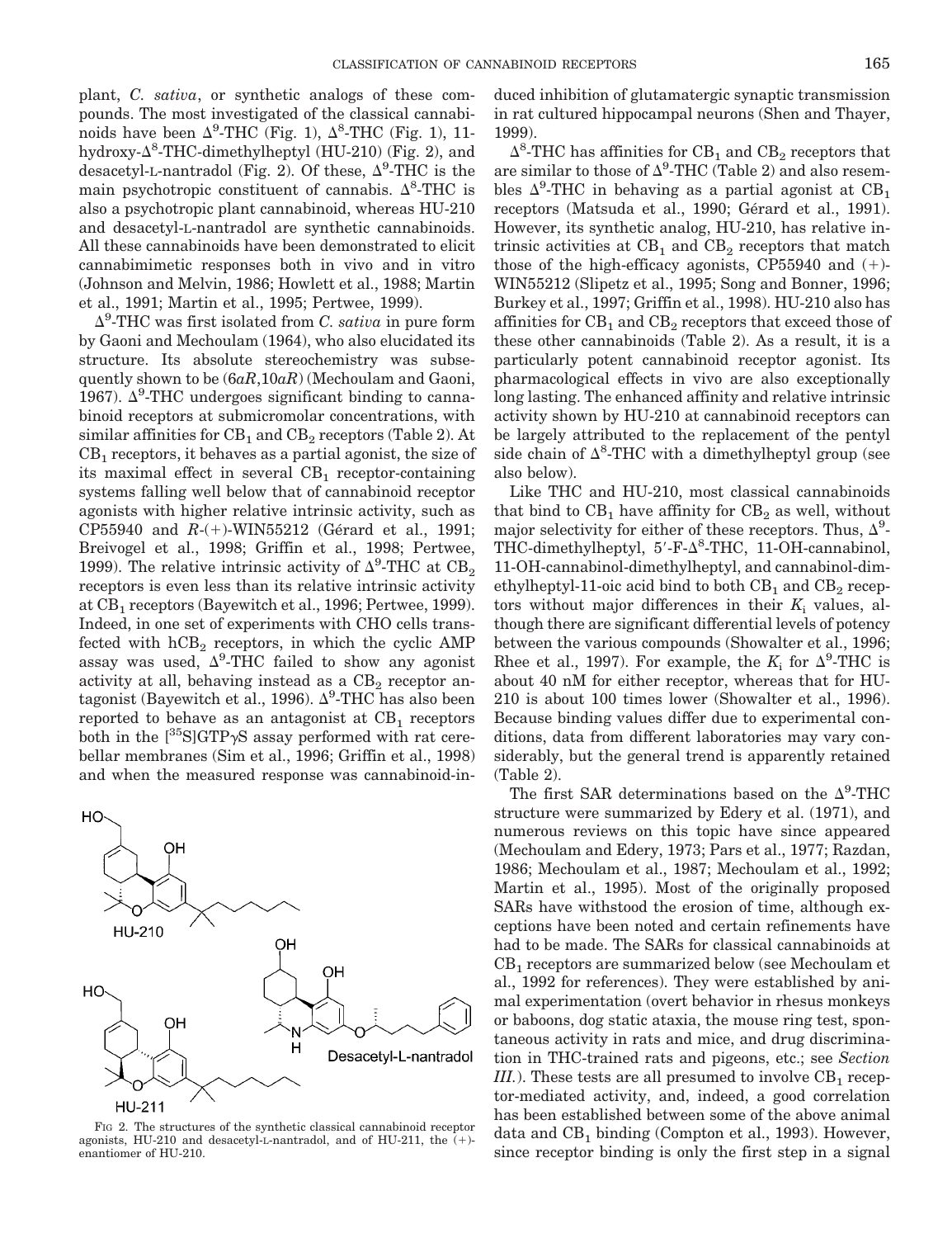plant, *C. sativa*, or synthetic analogs of these compounds. The most investigated of the classical cannabinoids have been $\Delta^9$-THC (Fig. 1), $\Delta^8$-THC (Fig. 1), 11-hydroxy-$\Delta^8$-THC-dimethylheptyl (HU-210) (Fig. 2), and desacetyl-L-nantradol (Fig. 2). Of these, $\Delta^9$-THC is the main psychotropic constituent of cannabis. $\Delta^8$-THC is also a psychotropic plant cannabinoid, whereas HU-210 and desacetyl-L-nantradol are synthetic cannabinoids. All these cannabinoids have been demonstrated to elicit cannabimimetic responses both in vivo and in vitro (Johnson and Melvin, 1986; Howlett et al., 1988; Martin et al., 1991; Martin et al., 1995; Pertwee, 1999).

$\Delta^9$-THC was first isolated from *C. sativa* in pure form by Gaoni and Mechoulam (1964), who also elucidated its structure. Its absolute stereochemistry was subsequently shown to be (6a*R*,10a*R*) (Mechoulam and Gaoni, 1967). $\Delta^9$-THC undergoes significant binding to cannabinoid receptors at submicromolar concentrations, with similar affinities for $CB_1$ and $CB_2$ receptors (Table 2). At $CB_1$ receptors, it behaves as a partial agonist, the size of its maximal effect in several $CB_1$ receptor-containing systems falling well below that of cannabinoid receptor agonists with higher relative intrinsic activity, such as CP55940 and *R*-(+)-WIN55212 (Gérard et al., 1991; Breivogel et al., 1998; Griffin et al., 1998; Pertwee, 1999). The relative intrinsic activity of $\Delta^9$-THC at $CB_2$ receptors is even less than its relative intrinsic activity at $CB_1$ receptors (Bayewitch et al., 1996; Pertwee, 1999). Indeed, in one set of experiments with CHO cells transfected with $hCB_2$ receptors, in which the cyclic AMP assay was used, $\Delta^9$-THC failed to show any agonist activity at all, behaving instead as a $CB_2$ receptor antagonist (Bayewitch et al., 1996). $\Delta^9$-THC has also been reported to behave as an antagonist at $CB_1$ receptors both in the [$^{35}$S]GTP$\gamma$S assay performed with rat cerebellar membranes (Sim et al., 1996; Griffin et al., 1998) and when the measured response was cannabinoid-induced inhibition of glutamatergic synaptic transmission in rat cultured hippocampal neurons (Shen and Thayer, 1999).

FIG 2. The structures of the synthetic classical cannabinoid receptor agonists, HU-210 and desacetyl-L-nantradol, and of HU-211, the (+)-enantiomer of HU-210.

$\Delta^8$-THC has affinities for $CB_1$ and $CB_2$ receptors that are similar to those of $\Delta^9$-THC (Table 2) and also resembles $\Delta^9$-THC in behaving as a partial agonist at $CB_1$ receptors (Matsuda et al., 1990; Gérard et al., 1991). However, its synthetic analog, HU-210, has relative intrinsic activities at $CB_1$ and $CB_2$ receptors that match those of the high-efficacy agonists, CP55940 and (+)-WIN55212 (Slipetz et al., 1995; Song and Bonner, 1996; Burkey et al., 1997; Griffin et al., 1998). HU-210 also has affinities for $CB_1$ and $CB_2$ receptors that exceed those of these other cannabinoids (Table 2). As a result, it is a particularly potent cannabinoid receptor agonist. Its pharmacological effects in vivo are also exceptionally long lasting. The enhanced affinity and relative intrinsic activity shown by HU-210 at cannabinoid receptors can be largely attributed to the replacement of the pentyl side chain of $\Delta^8$-THC with a dimethylheptyl group (see also below).

Like THC and HU-210, most classical cannabinoids that bind to $CB_1$ have affinity for $CB_2$ as well, without major selectivity for either of these receptors. Thus, $\Delta^9$-THC-dimethylheptyl, 5′-F-$\Delta^8$-THC, 11-OH-cannabinol, 11-OH-cannabinol-dimethylheptyl, and cannabinol-dimethylheptyl-11-oic acid bind to both $CB_1$ and $CB_2$ receptors without major differences in their $K_i$ values, although there are significant differential levels of potency between the various compounds (Showalter et al., 1996; Rhee et al., 1997). For example, the $K_i$ for $\Delta^9$-THC is about 40 nM for either receptor, whereas that for HU-210 is about 100 times lower (Showalter et al., 1996). Because binding values differ due to experimental conditions, data from different laboratories may vary considerably, but the general trend is apparently retained (Table 2).

The first SAR determinations based on the $\Delta^9$-THC structure were summarized by Edery et al. (1971), and numerous reviews on this topic have since appeared (Mechoulam and Edery, 1973; Pars et al., 1977; Razdan, 1986; Mechoulam et al., 1987; Mechoulam et al., 1992; Martin et al., 1995). Most of the originally proposed SARs have withstood the erosion of time, although exceptions have been noted and certain refinements have had to be made. The SARs for classical cannabinoids at $CB_1$ receptors are summarized below (see Mechoulam et al., 1992 for references). They were established by animal experimentation (overt behavior in rhesus monkeys or baboons, dog static ataxia, the mouse ring test, spontaneous activity in rats and mice, and drug discrimination in THC-trained rats and pigeons, etc.; see *Section III.*). These tests are all presumed to involve $CB_1$ receptor-mediated activity, and, indeed, a good correlation has been established between some of the above animal data and $CB_1$ binding (Compton et al., 1993). However, since receptor binding is only the first step in a signal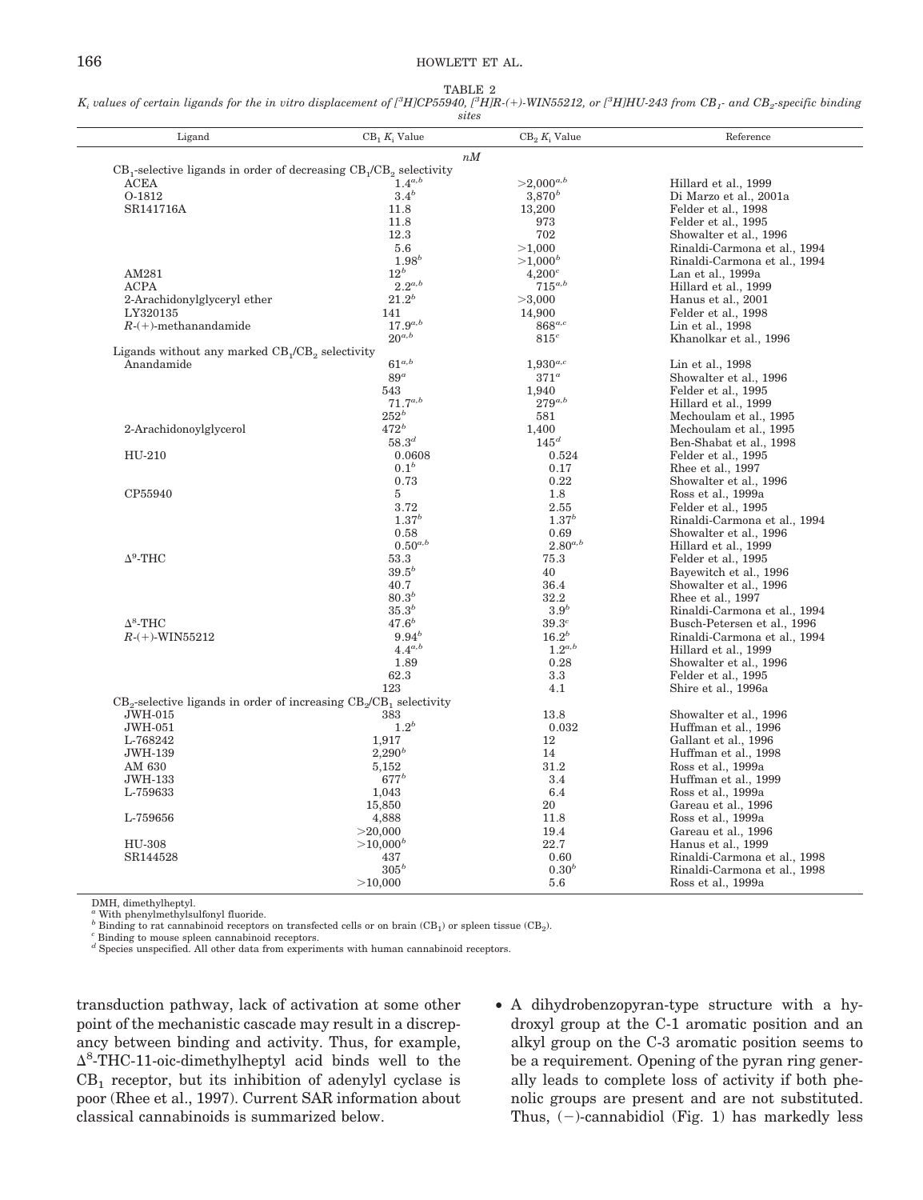TABLE 2

$K_i$ values of certain ligands for the in vitro displacement of [$^3$H]CP55940, [$^3$H]R-(+)-WIN55212, or [$^3$H]HU-243 from $CB_1$- and $CB_2$-specific binding sites

| Ligand | $CB_1$ $K_i$ Value | $CB_2$ $K_i$ Value | Reference |
|---|---|---|---|
| | *nM* | | |
| $CB_1$-selective ligands in order of decreasing $CB_1/CB_2$ selectivity | | | |
| ACEA | 1.4[a,b] | >2,000[a,b] | Hillard et al., 1999 |
| O-1812 | 3.4[b] | 3,870[b] | Di Marzo et al., 2001a |
| SR141716A | 11.8 | 13,200 | Felder et al., 1998 |
| | 11.8 | 973 | Felder et al., 1995 |
| | 12.3 | 702 | Showalter et al., 1996 |
| | 5.6 | >1,000 | Rinaldi-Carmona et al., 1994 |
| | 1.98[b] | >1,000[b] | Rinaldi-Carmona et al., 1994 |
| AM281 | 12[b] | 4,200[c] | Lan et al., 1999a |
| ACPA | 2.2[a,b] | 715[a,b] | Hillard et al., 1999 |
| 2-Arachidonylglyceryl ether | 21.2[b] | >3,000 | Hanus et al., 2001 |
| LY320135 | 141 | 14,900 | Felder et al., 1998 |
| $R$-(+)-methanandamide | 17.9[a,b] | 868[a,c] | Lin et al., 1998 |
| | 20[a,b] | 815[c] | Khanolkar et al., 1996 |
| Ligands without any marked $CB_1/CB_2$ selectivity | | | |
| Anandamide | 61[a,b] | 1,930[a,c] | Lin et al., 1998 |
| | 89[a] | 371[a] | Showalter et al., 1996 |
| | 543 | 1,940 | Felder et al., 1995 |
| | 71.7[a,b] | 279[a,b] | Hillard et al., 1999 |
| | 252[b] | 581 | Mechoulam et al., 1995 |
| 2-Arachidonoylglycerol | 472[b] | 1,400 | Mechoulam et al., 1995 |
| | 58.3[d] | 145[d] | Ben-Shabat et al., 1998 |
| HU-210 | 0.0608 | 0.524 | Felder et al., 1995 |
| | 0.1[b] | 0.17 | Rhee et al., 1997 |
| | 0.73 | 0.22 | Showalter et al., 1996 |
| CP55940 | 5 | 1.8 | Ross et al., 1999a |
| | 3.72 | 2.55 | Felder et al., 1995 |
| | 1.37[b] | 1.37[b] | Rinaldi-Carmona et al., 1994 |
| | 0.58 | 0.69 | Showalter et al., 1996 |
| | 0.50[a,b] | 2.80[a,b] | Hillard et al., 1999 |
| $\Delta^9$-THC | 53.3 | 75.3 | Felder et al., 1995 |
| | 39.5[b] | 40 | Bayewitch et al., 1996 |
| | 40.7 | 36.4 | Showalter et al., 1996 |
| | 80.3[b] | 32.2 | Rhee et al., 1997 |
| | 35.3[b] | 3.9[b] | Rinaldi-Carmona et al., 1994 |
| $\Delta^8$-THC | 47.6[b] | 39.3[c] | Busch-Petersen et al., 1996 |
| $R$-(+)-WIN55212 | 9.94[b] | 16.2[b] | Rinaldi-Carmona et al., 1994 |
| | 4.4[a,b] | 1.2[a,b] | Hillard et al., 1999 |
| | 1.89 | 0.28 | Showalter et al., 1996 |
| | 62.3 | 3.3 | Felder et al., 1995 |
| | 123 | 4.1 | Shire et al., 1996a |
| $CB_2$-selective ligands in order of increasing $CB_2/CB_1$ selectivity | | | |
| JWH-015 | 383 | 13.8 | Showalter et al., 1996 |
| JWH-051 | 1.2[b] | 0.032 | Huffman et al., 1996 |
| L-768242 | 1,917 | 12 | Gallant et al., 1996 |
| JWH-139 | 2,290[b] | 14 | Huffman et al., 1998 |
| AM 630 | 5,152 | 31.2 | Ross et al., 1999a |
| JWH-133 | 677[b] | 3.4 | Huffman et al., 1999 |
| L-759633 | 1,043 | 6.4 | Ross et al., 1999a |
| | 15,850 | 20 | Gareau et al., 1996 |
| L-759656 | 4,888 | 11.8 | Ross et al., 1999a |
| | >20,000 | 19.4 | Gareau et al., 1996 |
| HU-308 | >10,000[b] | 22.7 | Hanus et al., 1999 |
| SR144528 | 437 | 0.60 | Rinaldi-Carmona et al., 1998 |
| | 305[b] | 0.30[b] | Rinaldi-Carmona et al., 1998 |
| | >10,000 | 5.6 | Ross et al., 1999a |

DMH, dimethylheptyl.
[a] With phenylmethylsulfonyl fluoride.
[b] Binding to rat cannabinoid receptors on transfected cells or on brain ($CB_1$) or spleen tissue ($CB_2$).
[c] Binding to mouse spleen cannabinoid receptors.
[d] Species unspecified. All other data from experiments with human cannabinoid receptors.

transduction pathway, lack of activation at some other point of the mechanistic cascade may result in a discrepancy between binding and activity. Thus, for example, $\Delta^8$-THC-11-oic-dimethylheptyl acid binds well to the $CB_1$ receptor, but its inhibition of adenylyl cyclase is poor (Rhee et al., 1997). Current SAR information about classical cannabinoids is summarized below.

- A dihydrobenzopyran-type structure with a hydroxyl group at the C-1 aromatic position and an alkyl group on the C-3 aromatic position seems to be a requirement. Opening of the pyran ring generally leads to complete loss of activity if both phenolic groups are present and are not substituted. Thus, (−)-cannabidiol (Fig. 1) has markedly less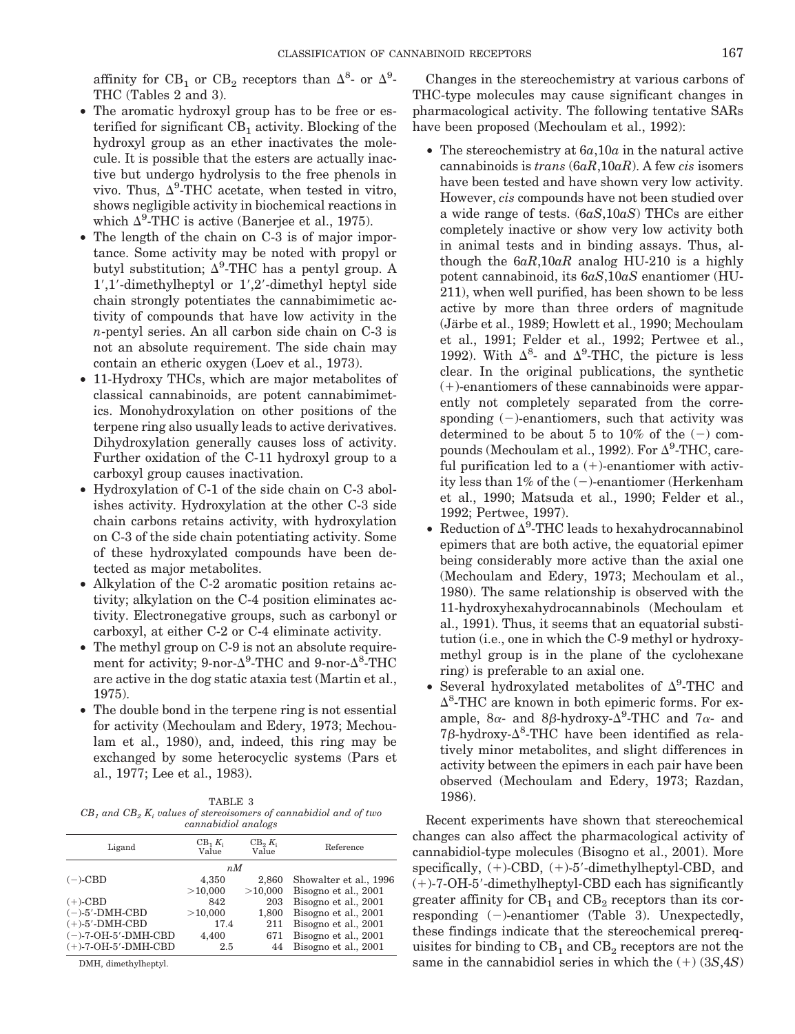affinity for $CB_1$ or $CB_2$ receptors than $\Delta^8$- or $\Delta^9$-THC (Tables 2 and 3).

- The aromatic hydroxyl group has to be free or esterified for significant $CB_1$ activity. Blocking of the hydroxyl group as an ether inactivates the molecule. It is possible that the esters are actually inactive but undergo hydrolysis to the free phenols in vivo. Thus, $\Delta^9$-THC acetate, when tested in vitro, shows negligible activity in biochemical reactions in which $\Delta^9$-THC is active (Banerjee et al., 1975).
- The length of the chain on C-3 is of major importance. Some activity may be noted with propyl or butyl substitution; $\Delta^9$-THC has a pentyl group. A 1′,1′-dimethylheptyl or 1′,2′-dimethyl heptyl side chain strongly potentiates the cannabimimetic activity of compounds that have low activity in the *n*-pentyl series. An all carbon side chain on C-3 is not an absolute requirement. The side chain may contain an etheric oxygen (Loev et al., 1973).
- 11-Hydroxy THCs, which are major metabolites of classical cannabinoids, are potent cannabimimetics. Monohydroxylation on other positions of the terpene ring also usually leads to active derivatives. Dihydroxylation generally causes loss of activity. Further oxidation of the C-11 hydroxyl group to a carboxyl group causes inactivation.
- Hydroxylation of C-1 of the side chain on C-3 abolishes activity. Hydroxylation at the other C-3 side chain carbons retains activity, with hydroxylation on C-3 of the side chain potentiating activity. Some of these hydroxylated compounds have been detected as major metabolites.
- Alkylation of the C-2 aromatic position retains activity; alkylation on the C-4 position eliminates activity. Electronegative groups, such as carbonyl or carboxyl, at either C-2 or C-4 eliminate activity.
- The methyl group on C-9 is not an absolute requirement for activity; 9-nor-$\Delta^9$-THC and 9-nor-$\Delta^8$-THC are active in the dog static ataxia test (Martin et al., 1975).
- The double bond in the terpene ring is not essential for activity (Mechoulam and Edery, 1973; Mechoulam et al., 1980), and, indeed, this ring may be exchanged by some heterocyclic systems (Pars et al., 1977; Lee et al., 1983).

TABLE 3
*$CB_1$ and $CB_2$ $K_i$ values of stereoisomers of cannabidiol and of two cannabidiol analogs*

| Ligand | $CB_1$ $K_i$ Value | $CB_2$ $K_i$ Value | Reference |
|---|---|---|---|
| | *nM* | | |
| (−)-CBD | 4,350 | 2,860 | Showalter et al., 1996 |
| | >10,000 | >10,000 | Bisogno et al., 2001 |
| (+)-CBD | 842 | 203 | Bisogno et al., 2001 |
| (−)-5′-DMH-CBD | >10,000 | 1,800 | Bisogno et al., 2001 |
| (+)-5′-DMH-CBD | 17.4 | 211 | Bisogno et al., 2001 |
| (−)-7-OH-5′-DMH-CBD | 4,400 | 671 | Bisogno et al., 2001 |
| (+)-7-OH-5′-DMH-CBD | 2.5 | 44 | Bisogno et al., 2001 |

DMH, dimethylheptyl.

Changes in the stereochemistry at various carbons of THC-type molecules may cause significant changes in pharmacological activity. The following tentative SARs have been proposed (Mechoulam et al., 1992):

- The stereochemistry at 6*a*,10*a* in the natural active cannabinoids is *trans* (6*aR*,10*aR*). A few *cis* isomers have been tested and have shown very low activity. However, *cis* compounds have not been studied over a wide range of tests. (6*aS*,10*aS*) THCs are either completely inactive or show very low activity both in animal tests and in binding assays. Thus, although the 6*aR*,10*aR* analog HU-210 is a highly potent cannabinoid, its 6*aS*,10*aS* enantiomer (HU-211), when well purified, has been shown to be less active by more than three orders of magnitude (Järbe et al., 1989; Howlett et al., 1990; Mechoulam et al., 1991; Felder et al., 1992; Pertwee et al., 1992). With $\Delta^8$- and $\Delta^9$-THC, the picture is less clear. In the original publications, the synthetic (+)-enantiomers of these cannabinoids were apparently not completely separated from the corresponding (−)-enantiomers, such that activity was determined to be about 5 to 10% of the (−) compounds (Mechoulam et al., 1992). For $\Delta^9$-THC, careful purification led to a (+)-enantiomer with activity less than 1% of the (−)-enantiomer (Herkenham et al., 1990; Matsuda et al., 1990; Felder et al., 1992; Pertwee, 1997).
- Reduction of $\Delta^9$-THC leads to hexahydrocannabinol epimers that are both active, the equatorial epimer being considerably more active than the axial one (Mechoulam and Edery, 1973; Mechoulam et al., 1980). The same relationship is observed with the 11-hydroxyhexahydrocannabinols (Mechoulam et al., 1991). Thus, it seems that an equatorial substitution (i.e., one in which the C-9 methyl or hydroxymethyl group is in the plane of the cyclohexane ring) is preferable to an axial one.
- Several hydroxylated metabolites of $\Delta^9$-THC and $\Delta^8$-THC are known in both epimeric forms. For example, 8$\alpha$- and 8$\beta$-hydroxy-$\Delta^9$-THC and 7$\alpha$- and 7$\beta$-hydroxy-$\Delta^8$-THC have been identified as relatively minor metabolites, and slight differences in activity between the epimers in each pair have been observed (Mechoulam and Edery, 1973; Razdan, 1986).

Recent experiments have shown that stereochemical changes can also affect the pharmacological activity of cannabidiol-type molecules (Bisogno et al., 2001). More specifically, (+)-CBD, (+)-5′-dimethylheptyl-CBD, and (+)-7-OH-5′-dimethylheptyl-CBD each has significantly greater affinity for $CB_1$ and $CB_2$ receptors than its corresponding (−)-enantiomer (Table 3). Unexpectedly, these findings indicate that the stereochemical prerequisites for binding to $CB_1$ and $CB_2$ receptors are not the same in the cannabidiol series in which the (+) (3*S*,4*S*)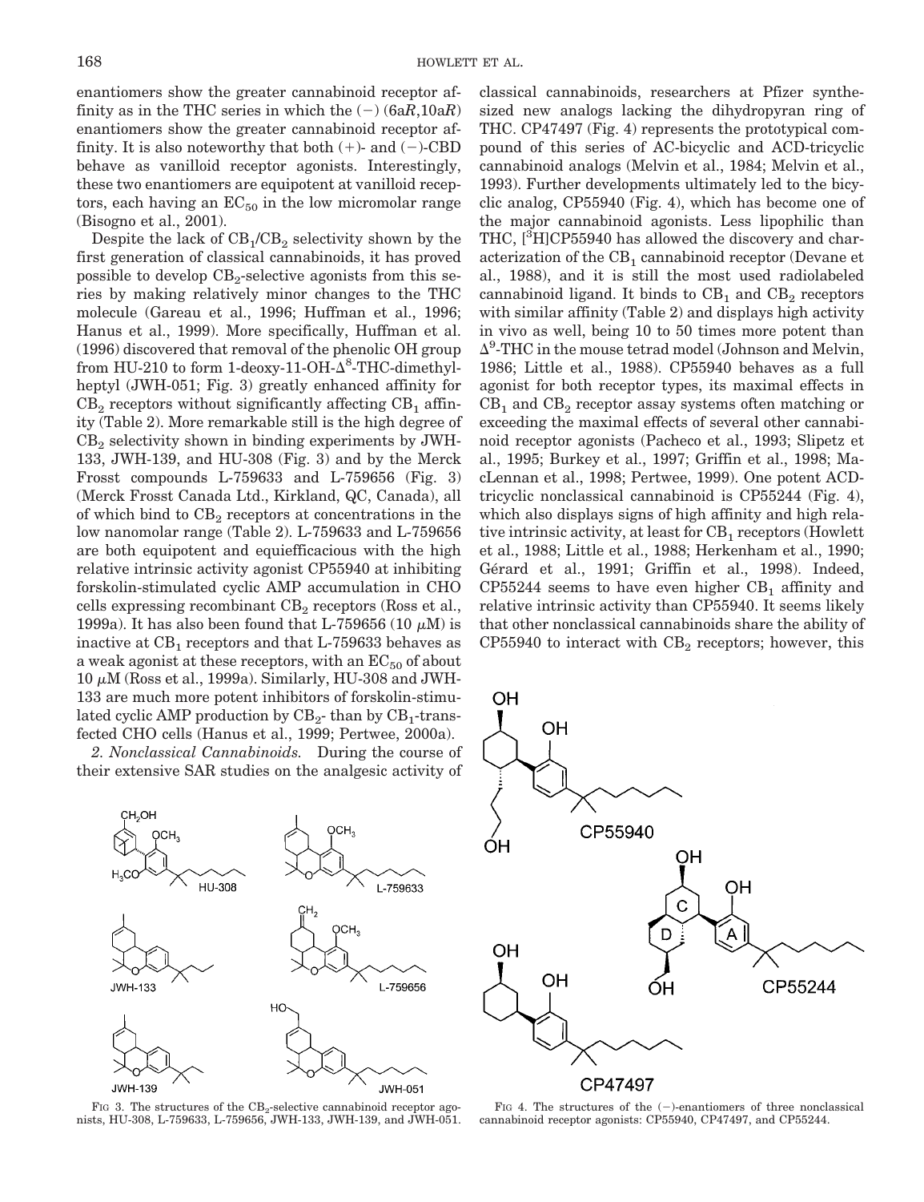enantiomers show the greater cannabinoid receptor affinity as in the THC series in which the (−) (6a*R*,10a*R*) enantiomers show the greater cannabinoid receptor affinity. It is also noteworthy that both (+)- and (−)-CBD behave as vanilloid receptor agonists. Interestingly, these two enantiomers are equipotent at vanilloid receptors, each having an $EC_{50}$ in the low micromolar range (Bisogno et al., 2001).

Despite the lack of $CB_1$/$CB_2$ selectivity shown by the first generation of classical cannabinoids, it has proved possible to develop $CB_2$-selective agonists from this series by making relatively minor changes to the THC molecule (Gareau et al., 1996; Huffman et al., 1996; Hanus et al., 1999). More specifically, Huffman et al. (1996) discovered that removal of the phenolic OH group from HU-210 to form 1-deoxy-11-OH-$\Delta^8$-THC-dimethylheptyl (JWH-051; Fig. 3) greatly enhanced affinity for $CB_2$ receptors without significantly affecting $CB_1$ affinity (Table 2). More remarkable still is the high degree of $CB_2$ selectivity shown in binding experiments by JWH-133, JWH-139, and HU-308 (Fig. 3) and by the Merck Frosst compounds L-759633 and L-759656 (Fig. 3) (Merck Frosst Canada Ltd., Kirkland, QC, Canada), all of which bind to $CB_2$ receptors at concentrations in the low nanomolar range (Table 2). L-759633 and L-759656 are both equipotent and equiefficacious with the high relative intrinsic activity agonist CP55940 at inhibiting forskolin-stimulated cyclic AMP accumulation in CHO cells expressing recombinant $CB_2$ receptors (Ross et al., 1999a). It has also been found that L-759656 (10 $\mu$M) is inactive at $CB_1$ receptors and that L-759633 behaves as a weak agonist at these receptors, with an $EC_{50}$ of about 10 $\mu$M (Ross et al., 1999a). Similarly, HU-308 and JWH-133 are much more potent inhibitors of forskolin-stimulated cyclic AMP production by $CB_2$- than by $CB_1$-transfected CHO cells (Hanus et al., 1999; Pertwee, 2000a).

*2. Nonclassical Cannabinoids.* During the course of their extensive SAR studies on the analgesic activity of classical cannabinoids, researchers at Pfizer synthesized new analogs lacking the dihydropyran ring of THC. CP47497 (Fig. 4) represents the prototypical compound of this series of AC-bicyclic and ACD-tricyclic cannabinoid analogs (Melvin et al., 1984; Melvin et al., 1993). Further developments ultimately led to the bicyclic analog, CP55940 (Fig. 4), which has become one of the major cannabinoid agonists. Less lipophilic than THC, [$^3$H]CP55940 has allowed the discovery and characterization of the $CB_1$ cannabinoid receptor (Devane et al., 1988), and it is still the most used radiolabeled cannabinoid ligand. It binds to $CB_1$ and $CB_2$ receptors with similar affinity (Table 2) and displays high activity in vivo as well, being 10 to 50 times more potent than $\Delta^9$-THC in the mouse tetrad model (Johnson and Melvin, 1986; Little et al., 1988). CP55940 behaves as a full agonist for both receptor types, its maximal effects in $CB_1$ and $CB_2$ receptor assay systems often matching or exceeding the maximal effects of several other cannabinoid receptor agonists (Pacheco et al., 1993; Slipetz et al., 1995; Burkey et al., 1997; Griffin et al., 1998; MacLennan et al., 1998; Pertwee, 1999). One potent ACD-tricyclic nonclassical cannabinoid is CP55244 (Fig. 4), which also displays signs of high affinity and high relative intrinsic activity, at least for $CB_1$ receptors (Howlett et al., 1988; Little et al., 1988; Herkenham et al., 1990; Gérard et al., 1991; Griffin et al., 1998). Indeed, CP55244 seems to have even higher $CB_1$ affinity and relative intrinsic activity than CP55940. It seems likely that other nonclassical cannabinoids share the ability of CP55940 to interact with $CB_2$ receptors; however, this

FIG 3. The structures of the $CB_2$-selective cannabinoid receptor agonists, HU-308, L-759633, L-759656, JWH-133, JWH-139, and JWH-051.

FIG 4. The structures of the (−)-enantiomers of three nonclassical cannabinoid receptor agonists: CP55940, CP47497, and CP55244.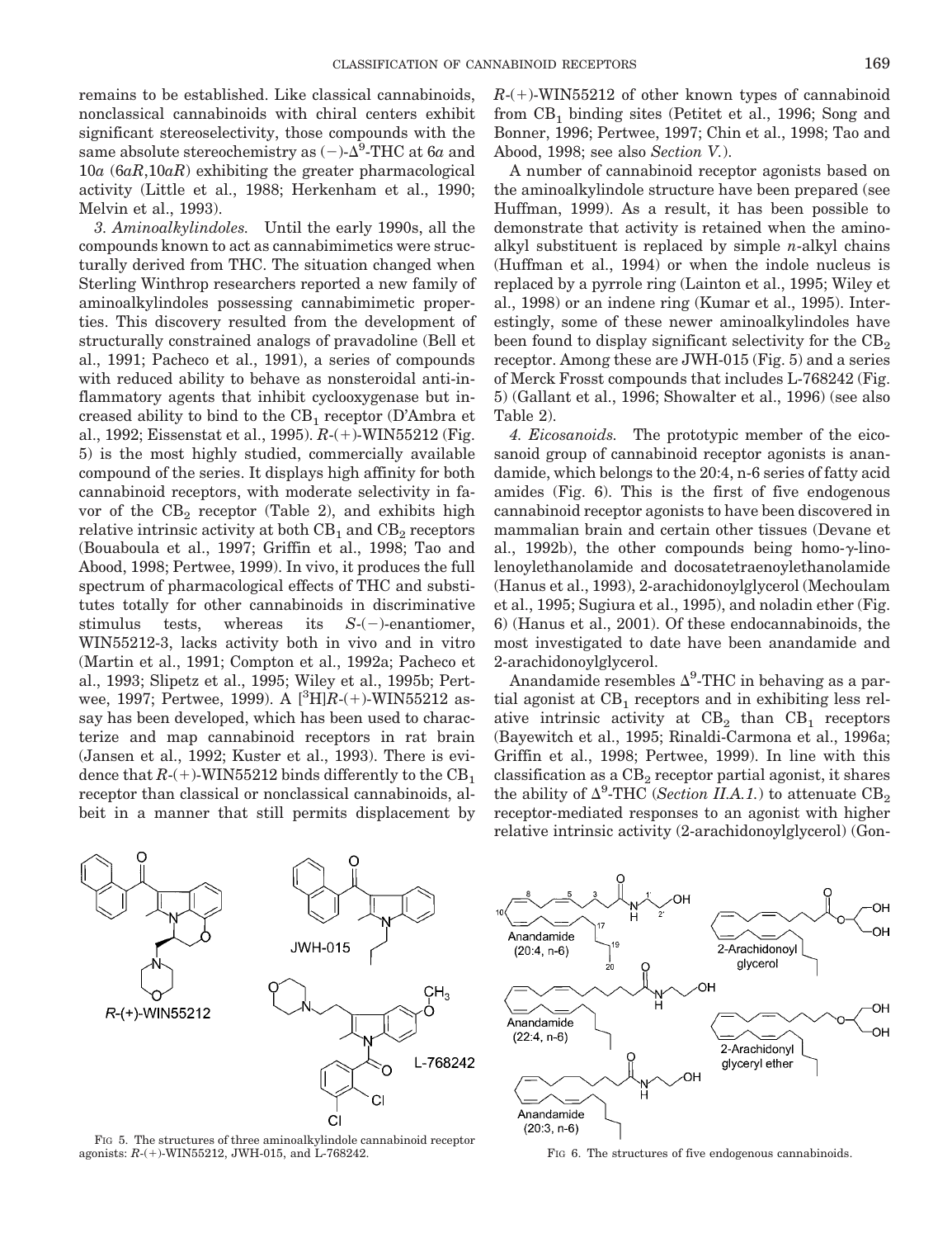remains to be established. Like classical cannabinoids, nonclassical cannabinoids with chiral centers exhibit significant stereoselectivity, those compounds with the same absolute stereochemistry as (−)-$\Delta^9$-THC at 6*a* and 10*a* (6*aR*,10*aR*) exhibiting the greater pharmacological activity (Little et al., 1988; Herkenham et al., 1990; Melvin et al., 1993).

*3. Aminoalkylindoles.* Until the early 1990s, all the compounds known to act as cannabimimetics were structurally derived from THC. The situation changed when Sterling Winthrop researchers reported a new family of aminoalkylindoles possessing cannabimimetic properties. This discovery resulted from the development of structurally constrained analogs of pravadoline (Bell et al., 1991; Pacheco et al., 1991), a series of compounds with reduced ability to behave as nonsteroidal anti-inflammatory agents that inhibit cyclooxygenase but increased ability to bind to the $CB_1$ receptor (D'Ambra et al., 1992; Eissenstat et al., 1995). *R*-(+)-WIN55212 (Fig. 5) is the most highly studied, commercially available compound of the series. It displays high affinity for both cannabinoid receptors, with moderate selectivity in favor of the $CB_2$ receptor (Table 2), and exhibits high relative intrinsic activity at both $CB_1$ and $CB_2$ receptors (Bouaboula et al., 1997; Griffin et al., 1998; Tao and Abood, 1998; Pertwee, 1999). In vivo, it produces the full spectrum of pharmacological effects of THC and substitutes totally for other cannabinoids in discriminative stimulus tests, whereas its *S*-(−)-enantiomer, WIN55212-3, lacks activity both in vivo and in vitro (Martin et al., 1991; Compton et al., 1992a; Pacheco et al., 1993; Slipetz et al., 1995; Wiley et al., 1995b; Pertwee, 1997; Pertwee, 1999). A [$^3$H]*R*-(+)-WIN55212 assay has been developed, which has been used to characterize and map cannabinoid receptors in rat brain (Jansen et al., 1992; Kuster et al., 1993). There is evidence that *R*-(+)-WIN55212 binds differently to the $CB_1$ receptor than classical or nonclassical cannabinoids, albeit in a manner that still permits displacement by *R*-(+)-WIN55212 of other known types of cannabinoid from $CB_1$ binding sites (Petitet et al., 1996; Song and Bonner, 1996; Pertwee, 1997; Chin et al., 1998; Tao and Abood, 1998; see also *Section V.*).

A number of cannabinoid receptor agonists based on the aminoalkylindole structure have been prepared (see Huffman, 1999). As a result, it has been possible to demonstrate that activity is retained when the aminoalkyl substituent is replaced by simple *n*-alkyl chains (Huffman et al., 1994) or when the indole nucleus is replaced by a pyrrole ring (Lainton et al., 1995; Wiley et al., 1998) or an indene ring (Kumar et al., 1995). Interestingly, some of these newer aminoalkylindoles have been found to display significant selectivity for the $CB_2$ receptor. Among these are JWH-015 (Fig. 5) and a series of Merck Frosst compounds that includes L-768242 (Fig. 5) (Gallant et al., 1996; Showalter et al., 1996) (see also Table 2).

*4. Eicosanoids.* The prototypic member of the eicosanoid group of cannabinoid receptor agonists is anandamide, which belongs to the 20:4, n-6 series of fatty acid amides (Fig. 6). This is the first of five endogenous cannabinoid receptor agonists to have been discovered in mammalian brain and certain other tissues (Devane et al., 1992b), the other compounds being homo-γ-linolenoylethanolamide and docosatetraenoylethanolamide (Hanus et al., 1993), 2-arachidonoylglycerol (Mechoulam et al., 1995; Sugiura et al., 1995), and noladin ether (Fig. 6) (Hanus et al., 2001). Of these endocannabinoids, the most investigated to date have been anandamide and 2-arachidonoylglycerol.

Anandamide resembles $\Delta^9$-THC in behaving as a partial agonist at $CB_1$ receptors and in exhibiting less relative intrinsic activity at $CB_2$ than $CB_1$ receptors (Bayewitch et al., 1995; Rinaldi-Carmona et al., 1996a; Griffin et al., 1998; Pertwee, 1999). In line with this classification as a $CB_2$ receptor partial agonist, it shares the ability of $\Delta^9$-THC (*Section II.A.1.*) to attenuate $CB_2$ receptor-mediated responses to an agonist with higher relative intrinsic activity (2-arachidonoylglycerol) (Gon-

FIG 5. The structures of three aminoalkylindole cannabinoid receptor agonists: *R*-(+)-WIN55212, JWH-015, and L-768242.

FIG 6. The structures of five endogenous cannabinoids.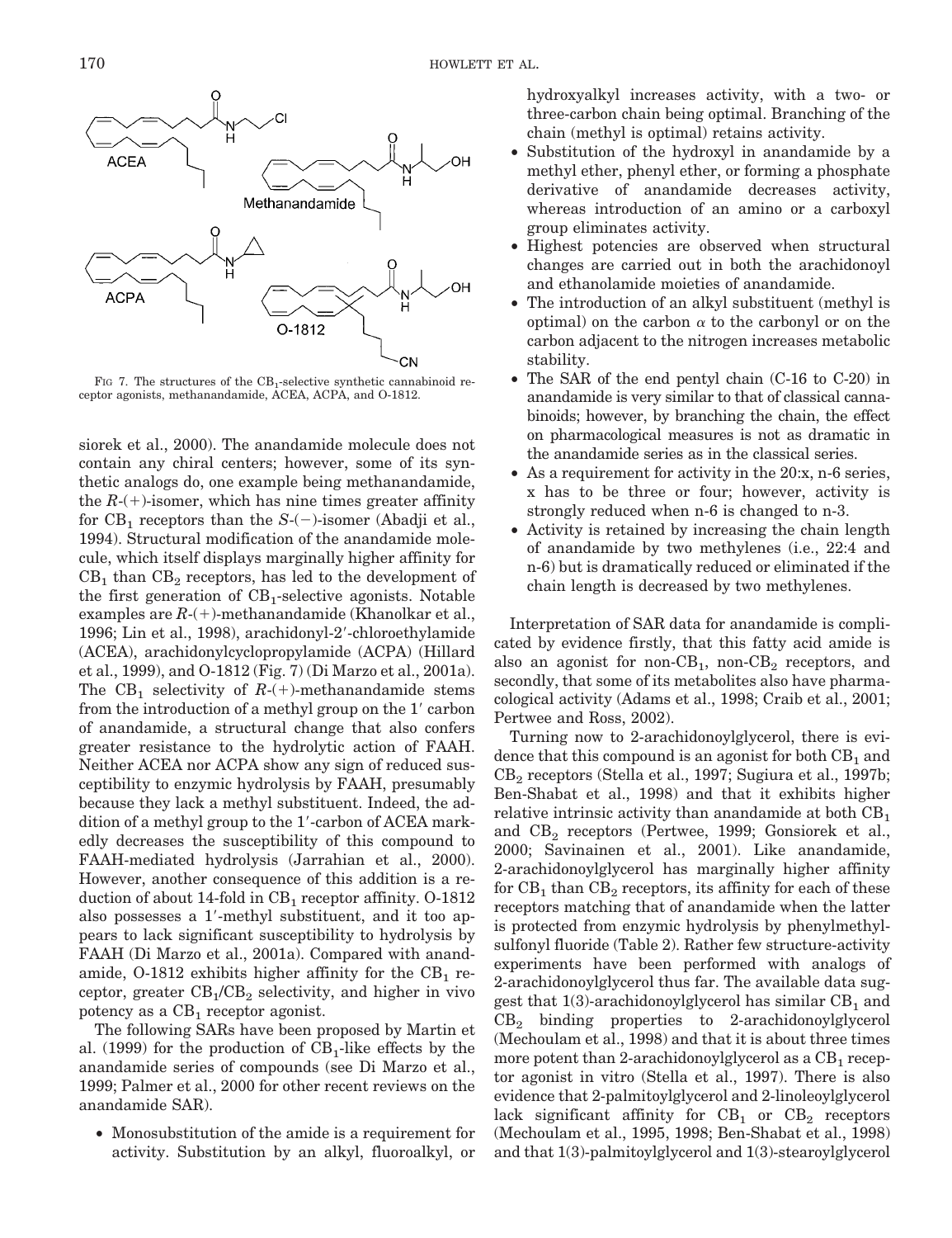FIG 7. The structures of the $CB_1$-selective synthetic cannabinoid receptor agonists, methanandamide, ACEA, ACPA, and O-1812.

siorek et al., 2000). The anandamide molecule does not contain any chiral centers; however, some of its synthetic analogs do, one example being methanandamide, the *R*-(+)-isomer, which has nine times greater affinity for $CB_1$ receptors than the *S*-(−)-isomer (Abadji et al., 1994). Structural modification of the anandamide molecule, which itself displays marginally higher affinity for $CB_1$ than $CB_2$ receptors, has led to the development of the first generation of $CB_1$-selective agonists. Notable examples are *R*-(+)-methanandamide (Khanolkar et al., 1996; Lin et al., 1998), arachidonyl-2′-chloroethylamide (ACEA), arachidonylcyclopropylamide (ACPA) (Hillard et al., 1999), and O-1812 (Fig. 7) (Di Marzo et al., 2001a). The $CB_1$ selectivity of *R*-(+)-methanandamide stems from the introduction of a methyl group on the 1′ carbon of anandamide, a structural change that also confers greater resistance to the hydrolytic action of FAAH. Neither ACEA nor ACPA show any sign of reduced susceptibility to enzymic hydrolysis by FAAH, presumably because they lack a methyl substituent. Indeed, the addition of a methyl group to the 1′-carbon of ACEA markedly decreases the susceptibility of this compound to FAAH-mediated hydrolysis (Jarrahian et al., 2000). However, another consequence of this addition is a reduction of about 14-fold in $CB_1$ receptor affinity. O-1812 also possesses a 1′-methyl substituent, and it too appears to lack significant susceptibility to hydrolysis by FAAH (Di Marzo et al., 2001a). Compared with anandamide, O-1812 exhibits higher affinity for the $CB_1$ receptor, greater $CB_1$/$CB_2$ selectivity, and higher in vivo potency as a $CB_1$ receptor agonist.

The following SARs have been proposed by Martin et al. (1999) for the production of $CB_1$-like effects by the anandamide series of compounds (see Di Marzo et al., 1999; Palmer et al., 2000 for other recent reviews on the anandamide SAR).

- Monosubstitution of the amide is a requirement for activity. Substitution by an alkyl, fluoroalkyl, or hydroxyalkyl increases activity, with a two- or three-carbon chain being optimal. Branching of the chain (methyl is optimal) retains activity.
- Substitution of the hydroxyl in anandamide by a methyl ether, phenyl ether, or forming a phosphate derivative of anandamide decreases activity, whereas introduction of an amino or a carboxyl group eliminates activity.
- Highest potencies are observed when structural changes are carried out in both the arachidonoyl and ethanolamide moieties of anandamide.
- The introduction of an alkyl substituent (methyl is optimal) on the carbon $\alpha$ to the carbonyl or on the carbon adjacent to the nitrogen increases metabolic stability.
- The SAR of the end pentyl chain (C-16 to C-20) in anandamide is very similar to that of classical cannabinoids; however, by branching the chain, the effect on pharmacological measures is not as dramatic in the anandamide series as in the classical series.
- As a requirement for activity in the 20:x, n-6 series, x has to be three or four; however, activity is strongly reduced when n-6 is changed to n-3.
- Activity is retained by increasing the chain length of anandamide by two methylenes (i.e., 22:4 and n-6) but is dramatically reduced or eliminated if the chain length is decreased by two methylenes.

Interpretation of SAR data for anandamide is complicated by evidence firstly, that this fatty acid amide is also an agonist for non-$CB_1$, non-$CB_2$ receptors, and secondly, that some of its metabolites also have pharmacological activity (Adams et al., 1998; Craib et al., 2001; Pertwee and Ross, 2002).

Turning now to 2-arachidonoylglycerol, there is evidence that this compound is an agonist for both $CB_1$ and $CB_2$ receptors (Stella et al., 1997; Sugiura et al., 1997b; Ben-Shabat et al., 1998) and that it exhibits higher relative intrinsic activity than anandamide at both $CB_1$ and $CB_2$ receptors (Pertwee, 1999; Gonsiorek et al., 2000; Savinainen et al., 2001). Like anandamide, 2-arachidonoylglycerol has marginally higher affinity for $CB_1$ than $CB_2$ receptors, its affinity for each of these receptors matching that of anandamide when the latter is protected from enzymic hydrolysis by phenylmethylsulfonyl fluoride (Table 2). Rather few structure-activity experiments have been performed with analogs of 2-arachidonoylglycerol thus far. The available data suggest that 1(3)-arachidonoylglycerol has similar $CB_1$ and $CB_2$ binding properties to 2-arachidonoylglycerol (Mechoulam et al., 1998) and that it is about three times more potent than 2-arachidonoylglycerol as a $CB_1$ receptor agonist in vitro (Stella et al., 1997). There is also evidence that 2-palmitoylglycerol and 2-linoleoylglycerol lack significant affinity for $CB_1$ or $CB_2$ receptors (Mechoulam et al., 1995, 1998; Ben-Shabat et al., 1998) and that 1(3)-palmitoylglycerol and 1(3)-stearoylglycerol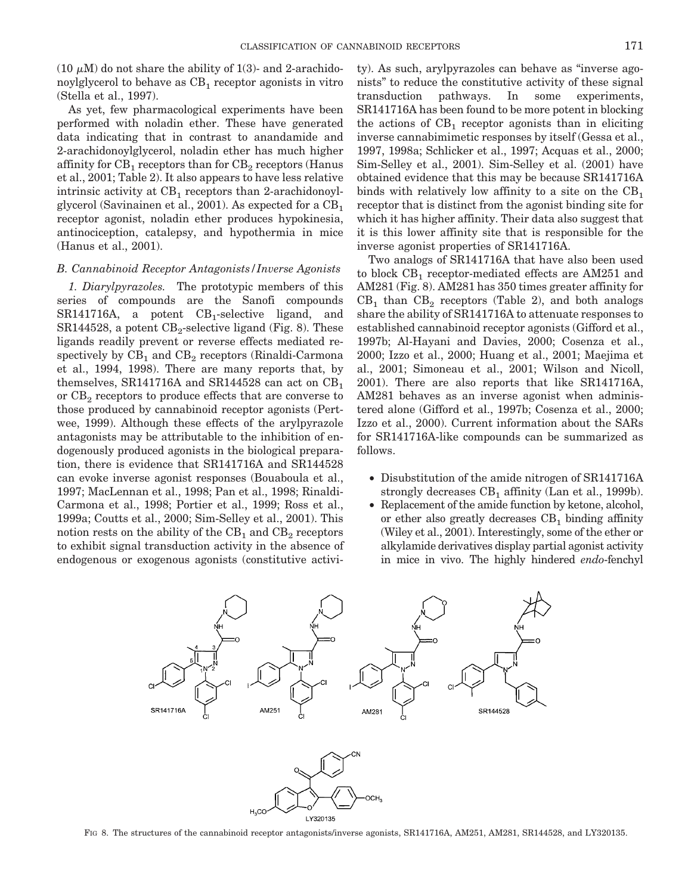(10 μM) do not share the ability of 1(3)- and 2-arachidonoylglycerol to behave as $CB_1$ receptor agonists in vitro (Stella et al., 1997).

As yet, few pharmacological experiments have been performed with noladin ether. These have generated data indicating that in contrast to anandamide and 2-arachidonoylglycerol, noladin ether has much higher affinity for $CB_1$ receptors than for $CB_2$ receptors (Hanus et al., 2001; Table 2). It also appears to have less relative intrinsic activity at $CB_1$ receptors than 2-arachidonoylglycerol (Savinainen et al., 2001). As expected for a $CB_1$ receptor agonist, noladin ether produces hypokinesia, antinociception, catalepsy, and hypothermia in mice (Hanus et al., 2001).

### B. Cannabinoid Receptor Antagonists/Inverse Agonists

*1. Diarylpyrazoles.* The prototypic members of this series of compounds are the Sanofi compounds SR141716A, a potent $CB_1$-selective ligand, and SR144528, a potent $CB_2$-selective ligand (Fig. 8). These ligands readily prevent or reverse effects mediated respectively by $CB_1$ and $CB_2$ receptors (Rinaldi-Carmona et al., 1994, 1998). There are many reports that, by themselves, SR141716A and SR144528 can act on $CB_1$ or $CB_2$ receptors to produce effects that are converse to those produced by cannabinoid receptor agonists (Pertwee, 1999). Although these effects of the arylpyrazole antagonists may be attributable to the inhibition of endogenously produced agonists in the biological preparation, there is evidence that SR141716A and SR144528 can evoke inverse agonist responses (Bouaboula et al., 1997; MacLennan et al., 1998; Pan et al., 1998; Rinaldi-Carmona et al., 1998; Portier et al., 1999; Ross et al., 1999a; Coutts et al., 2000; Sim-Selley et al., 2001). This notion rests on the ability of the $CB_1$ and $CB_2$ receptors to exhibit signal transduction activity in the absence of endogenous or exogenous agonists (constitutive activity). As such, arylpyrazoles can behave as "inverse agonists" to reduce the constitutive activity of these signal transduction pathways. In some experiments, SR141716A has been found to be more potent in blocking the actions of $CB_1$ receptor agonists than in eliciting inverse cannabimimetic responses by itself (Gessa et al., 1997, 1998a; Schlicker et al., 1997; Acquas et al., 2000; Sim-Selley et al., 2001). Sim-Selley et al. (2001) have obtained evidence that this may be because SR141716A binds with relatively low affinity to a site on the $CB_1$ receptor that is distinct from the agonist binding site for which it has higher affinity. Their data also suggest that it is this lower affinity site that is responsible for the inverse agonist properties of SR141716A.

Two analogs of SR141716A that have also been used to block $CB_1$ receptor-mediated effects are AM251 and AM281 (Fig. 8). AM281 has 350 times greater affinity for $CB_1$ than $CB_2$ receptors (Table 2), and both analogs share the ability of SR141716A to attenuate responses to established cannabinoid receptor agonists (Gifford et al., 1997b; Al-Hayani and Davies, 2000; Cosenza et al., 2000; Izzo et al., 2000; Huang et al., 2001; Maejima et al., 2001; Simoneau et al., 2001; Wilson and Nicoll, 2001). There are also reports that like SR141716A, AM281 behaves as an inverse agonist when administered alone (Gifford et al., 1997b; Cosenza et al., 2000; Izzo et al., 2000). Current information about the SARs for SR141716A-like compounds can be summarized as follows.

- Disubstitution of the amide nitrogen of SR141716A strongly decreases $CB_1$ affinity (Lan et al., 1999b).
- Replacement of the amide function by ketone, alcohol, or ether also greatly decreases $CB_1$ binding affinity (Wiley et al., 2001). Interestingly, some of the ether or alkylamide derivatives display partial agonist activity in mice in vivo. The highly hindered *endo*-fenchyl

FIG 8. The structures of the cannabinoid receptor antagonists/inverse agonists, SR141716A, AM251, AM281, SR144528, and LY320135.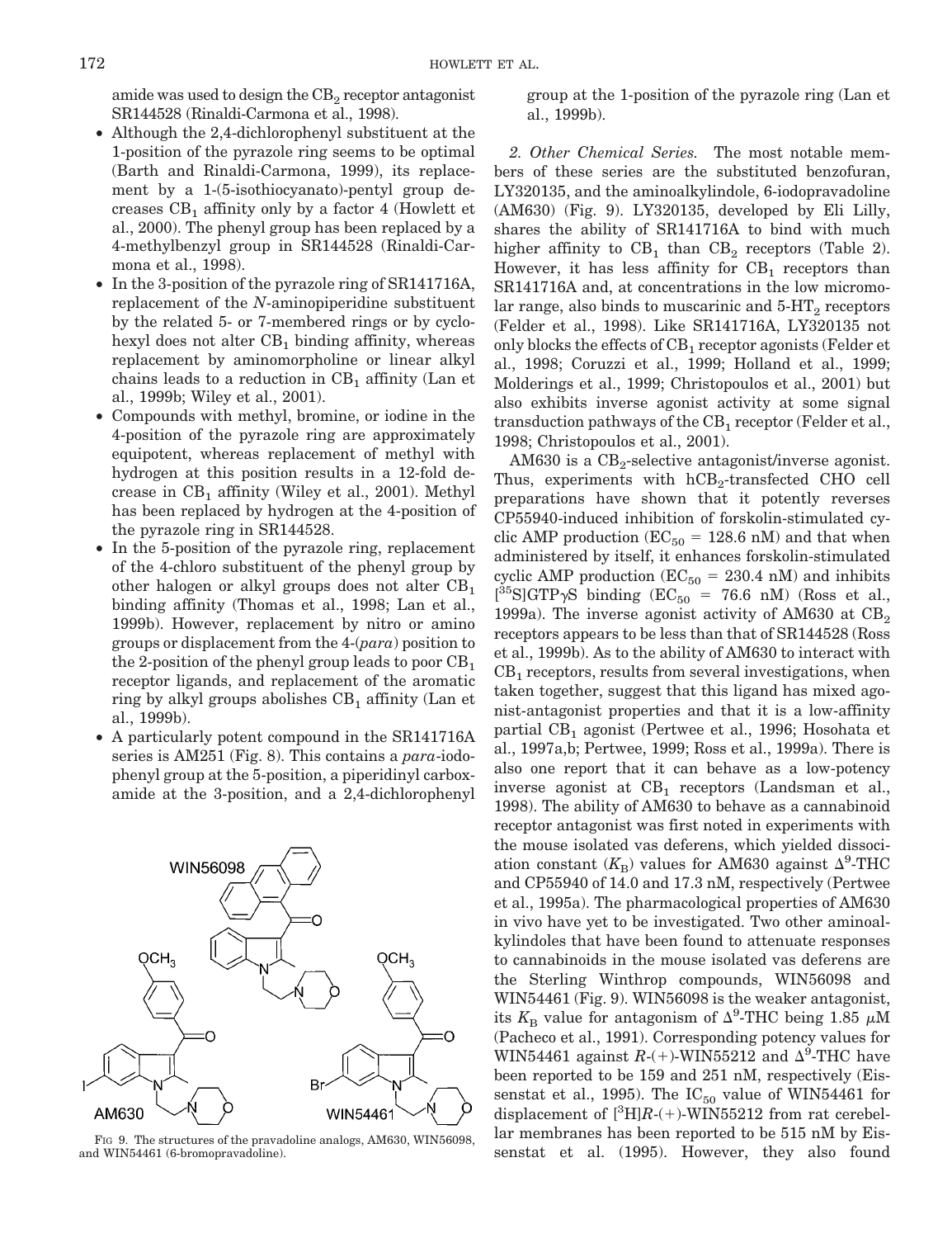amide was used to design the $CB_2$ receptor antagonist SR144528 (Rinaldi-Carmona et al., 1998).

- Although the 2,4-dichlorophenyl substituent at the 1-position of the pyrazole ring seems to be optimal (Barth and Rinaldi-Carmona, 1999), its replacement by a 1-(5-isothiocyanato)-pentyl group decreases $CB_1$ affinity only by a factor 4 (Howlett et al., 2000). The phenyl group has been replaced by a 4-methylbenzyl group in SR144528 (Rinaldi-Carmona et al., 1998).
- In the 3-position of the pyrazole ring of SR141716A, replacement of the *N*-aminopiperidine substituent by the related 5- or 7-membered rings or by cyclohexyl does not alter $CB_1$ binding affinity, whereas replacement by aminomorpholine or linear alkyl chains leads to a reduction in $CB_1$ affinity (Lan et al., 1999b; Wiley et al., 2001).
- Compounds with methyl, bromine, or iodine in the 4-position of the pyrazole ring are approximately equipotent, whereas replacement of methyl with hydrogen at this position results in a 12-fold decrease in $CB_1$ affinity (Wiley et al., 2001). Methyl has been replaced by hydrogen at the 4-position of the pyrazole ring in SR144528.
- In the 5-position of the pyrazole ring, replacement of the 4-chloro substituent of the phenyl group by other halogen or alkyl groups does not alter $CB_1$ binding affinity (Thomas et al., 1998; Lan et al., 1999b). However, replacement by nitro or amino groups or displacement from the 4-(*para*) position to the 2-position of the phenyl group leads to poor $CB_1$ receptor ligands, and replacement of the aromatic ring by alkyl groups abolishes $CB_1$ affinity (Lan et al., 1999b).
- A particularly potent compound in the SR141716A series is AM251 (Fig. 8). This contains a *para*-iodophenyl group at the 5-position, a piperidinyl carboxamide at the 3-position, and a 2,4-dichlorophenyl group at the 1-position of the pyrazole ring (Lan et al., 1999b).

FIG 9. The structures of the pravadoline analogs, AM630, WIN56098, and WIN54461 (6-bromopravadoline).

*2. Other Chemical Series.* The most notable members of these series are the substituted benzofuran, LY320135, and the aminoalkylindole, 6-iodopravadoline (AM630) (Fig. 9). LY320135, developed by Eli Lilly, shares the ability of SR141716A to bind with much higher affinity to $CB_1$ than $CB_2$ receptors (Table 2). However, it has less affinity for $CB_1$ receptors than SR141716A and, at concentrations in the low micromolar range, also binds to muscarinic and 5-$HT_2$ receptors (Felder et al., 1998). Like SR141716A, LY320135 not only blocks the effects of $CB_1$ receptor agonists (Felder et al., 1998; Coruzzi et al., 1999; Holland et al., 1999; Molderings et al., 1999; Christopoulos et al., 2001) but also exhibits inverse agonist activity at some signal transduction pathways of the $CB_1$ receptor (Felder et al., 1998; Christopoulos et al., 2001).

AM630 is a $CB_2$-selective antagonist/inverse agonist. Thus, experiments with h$CB_2$-transfected CHO cell preparations have shown that it potently reverses CP55940-induced inhibition of forskolin-stimulated cyclic AMP production ($EC_{50}$ = 128.6 nM) and that when administered by itself, it enhances forskolin-stimulated cyclic AMP production ($EC_{50}$ = 230.4 nM) and inhibits [$^{35}$S]GTP$\gamma$S binding ($EC_{50}$ = 76.6 nM) (Ross et al., 1999a). The inverse agonist activity of AM630 at $CB_2$ receptors appears to be less than that of SR144528 (Ross et al., 1999b). As to the ability of AM630 to interact with $CB_1$ receptors, results from several investigations, when taken together, suggest that this ligand has mixed agonist-antagonist properties and that it is a low-affinity partial $CB_1$ agonist (Pertwee et al., 1996; Hosohata et al., 1997a,b; Pertwee, 1999; Ross et al., 1999a). There is also one report that it can behave as a low-potency inverse agonist at $CB_1$ receptors (Landsman et al., 1998). The ability of AM630 to behave as a cannabinoid receptor antagonist was first noted in experiments with the mouse isolated vas deferens, which yielded dissociation constant ($K_B$) values for AM630 against $\Delta^9$-THC and CP55940 of 14.0 and 17.3 nM, respectively (Pertwee et al., 1995a). The pharmacological properties of AM630 in vivo have yet to be investigated. Two other aminoalkylindoles that have been found to attenuate responses to cannabinoids in the mouse isolated vas deferens are the Sterling Winthrop compounds, WIN56098 and WIN54461 (Fig. 9). WIN56098 is the weaker antagonist, its $K_B$ value for antagonism of $\Delta^9$-THC being 1.85 $\mu$M (Pacheco et al., 1991). Corresponding potency values for WIN54461 against *R*-(+)-WIN55212 and $\Delta^9$-THC have been reported to be 159 and 251 nM, respectively (Eissenstat et al., 1995). The $IC_{50}$ value of WIN54461 for displacement of [$^3$H]*R*-(+)-WIN55212 from rat cerebellar membranes has been reported to be 515 nM by Eissenstat et al. (1995). However, they also found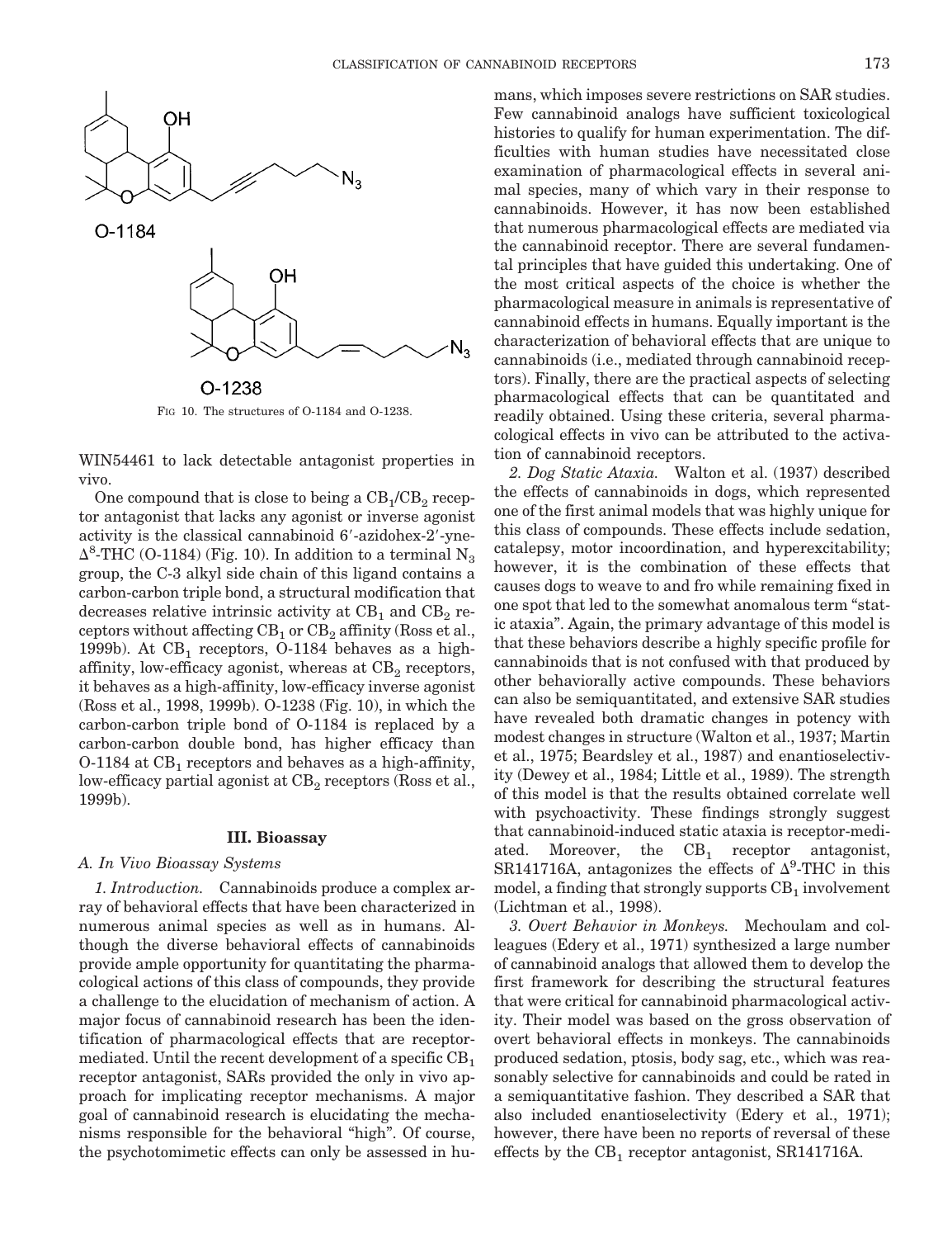O-1184

O-1238

FIG 10. The structures of O-1184 and O-1238.

WIN54461 to lack detectable antagonist properties in vivo.

One compound that is close to being a $CB_1$/$CB_2$ receptor antagonist that lacks any agonist or inverse agonist activity is the classical cannabinoid 6′-azidohex-2′-yne-$\Delta^8$-THC (O-1184) (Fig. 10). In addition to a terminal $N_3$ group, the C-3 alkyl side chain of this ligand contains a carbon-carbon triple bond, a structural modification that decreases relative intrinsic activity at $CB_1$ and $CB_2$ receptors without affecting $CB_1$ or $CB_2$ affinity (Ross et al., 1999b). At $CB_1$ receptors, O-1184 behaves as a high-affinity, low-efficacy agonist, whereas at $CB_2$ receptors, it behaves as a high-affinity, low-efficacy inverse agonist (Ross et al., 1998, 1999b). O-1238 (Fig. 10), in which the carbon-carbon triple bond of O-1184 is replaced by a carbon-carbon double bond, has higher efficacy than O-1184 at $CB_1$ receptors and behaves as a high-affinity, low-efficacy partial agonist at $CB_2$ receptors (Ross et al., 1999b).

## III. Bioassay

### A. In Vivo Bioassay Systems

*1. Introduction.* Cannabinoids produce a complex array of behavioral effects that have been characterized in numerous animal species as well as in humans. Although the diverse behavioral effects of cannabinoids provide ample opportunity for quantitating the pharmacological actions of this class of compounds, they provide a challenge to the elucidation of mechanism of action. A major focus of cannabinoid research has been the identification of pharmacological effects that are receptor-mediated. Until the recent development of a specific $CB_1$ receptor antagonist, SARs provided the only in vivo approach for implicating receptor mechanisms. A major goal of cannabinoid research is elucidating the mechanisms responsible for the behavioral "high". Of course, the psychotomimetic effects can only be assessed in humans, which imposes severe restrictions on SAR studies. Few cannabinoid analogs have sufficient toxicological histories to qualify for human experimentation. The difficulties with human studies have necessitated close examination of pharmacological effects in several animal species, many of which vary in their response to cannabinoids. However, it has now been established that numerous pharmacological effects are mediated via the cannabinoid receptor. There are several fundamental principles that have guided this undertaking. One of the most critical aspects of the choice is whether the pharmacological measure in animals is representative of cannabinoid effects in humans. Equally important is the characterization of behavioral effects that are unique to cannabinoids (i.e., mediated through cannabinoid receptors). Finally, there are the practical aspects of selecting pharmacological effects that can be quantitated and readily obtained. Using these criteria, several pharmacological effects in vivo can be attributed to the activation of cannabinoid receptors.

*2. Dog Static Ataxia.* Walton et al. (1937) described the effects of cannabinoids in dogs, which represented one of the first animal models that was highly unique for this class of compounds. These effects include sedation, catalepsy, motor incoordination, and hyperexcitability; however, it is the combination of these effects that causes dogs to weave to and fro while remaining fixed in one spot that led to the somewhat anomalous term "static ataxia". Again, the primary advantage of this model is that these behaviors describe a highly specific profile for cannabinoids that is not confused with that produced by other behaviorally active compounds. These behaviors can also be semiquantitated, and extensive SAR studies have revealed both dramatic changes in potency with modest changes in structure (Walton et al., 1937; Martin et al., 1975; Beardsley et al., 1987) and enantioselectivity (Dewey et al., 1984; Little et al., 1989). The strength of this model is that the results obtained correlate well with psychoactivity. These findings strongly suggest that cannabinoid-induced static ataxia is receptor-mediated. Moreover, the $CB_1$ receptor antagonist, SR141716A, antagonizes the effects of $\Delta^9$-THC in this model, a finding that strongly supports $CB_1$ involvement (Lichtman et al., 1998).

*3. Overt Behavior in Monkeys.* Mechoulam and colleagues (Edery et al., 1971) synthesized a large number of cannabinoid analogs that allowed them to develop the first framework for describing the structural features that were critical for cannabinoid pharmacological activity. Their model was based on the gross observation of overt behavioral effects in monkeys. The cannabinoids produced sedation, ptosis, body sag, etc., which was reasonably selective for cannabinoids and could be rated in a semiquantitative fashion. They described a SAR that also included enantioselectivity (Edery et al., 1971); however, there have been no reports of reversal of these effects by the $CB_1$ receptor antagonist, SR141716A.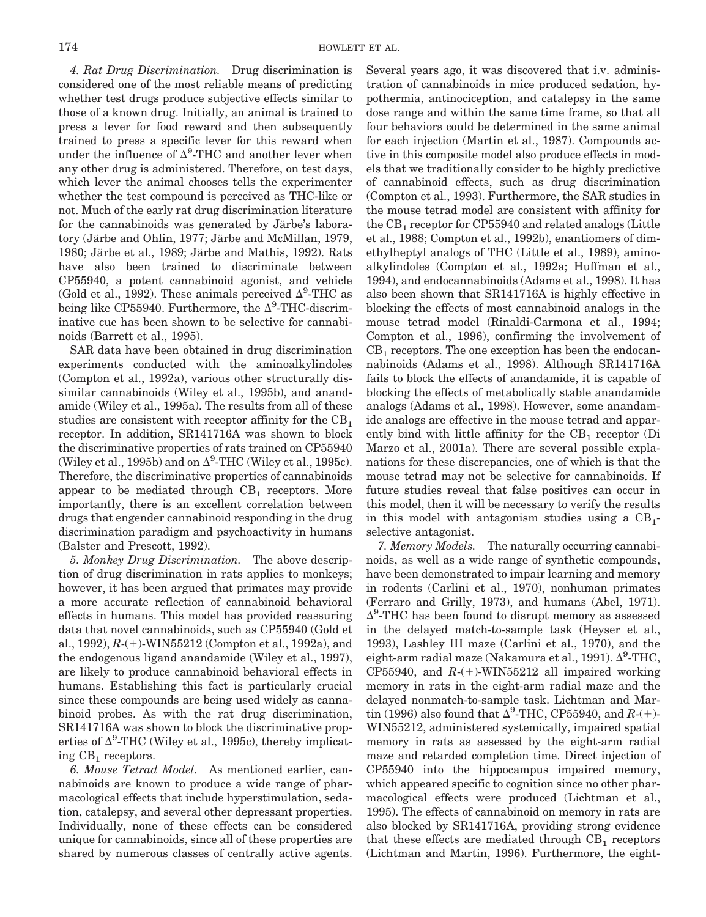*4. Rat Drug Discrimination.* Drug discrimination is considered one of the most reliable means of predicting whether test drugs produce subjective effects similar to those of a known drug. Initially, an animal is trained to press a lever for food reward and then subsequently trained to press a specific lever for this reward when under the influence of $\Delta^9$-THC and another lever when any other drug is administered. Therefore, on test days, which lever the animal chooses tells the experimenter whether the test compound is perceived as THC-like or not. Much of the early rat drug discrimination literature for the cannabinoids was generated by Järbe's laboratory (Järbe and Ohlin, 1977; Järbe and McMillan, 1979, 1980; Järbe et al., 1989; Järbe and Mathis, 1992). Rats have also been trained to discriminate between CP55940, a potent cannabinoid agonist, and vehicle (Gold et al., 1992). These animals perceived $\Delta^9$-THC as being like CP55940. Furthermore, the $\Delta^9$-THC-discriminative cue has been shown to be selective for cannabinoids (Barrett et al., 1995).

SAR data have been obtained in drug discrimination experiments conducted with the aminoalkylindoles (Compton et al., 1992a), various other structurally dissimilar cannabinoids (Wiley et al., 1995b), and anandamide (Wiley et al., 1995a). The results from all of these studies are consistent with receptor affinity for the $CB_1$ receptor. In addition, SR141716A was shown to block the discriminative properties of rats trained on CP55940 (Wiley et al., 1995b) and on $\Delta^9$-THC (Wiley et al., 1995c). Therefore, the discriminative properties of cannabinoids appear to be mediated through $CB_1$ receptors. More importantly, there is an excellent correlation between drugs that engender cannabinoid responding in the drug discrimination paradigm and psychoactivity in humans (Balster and Prescott, 1992).

*5. Monkey Drug Discrimination.* The above description of drug discrimination in rats applies to monkeys; however, it has been argued that primates may provide a more accurate reflection of cannabinoid behavioral effects in humans. This model has provided reassuring data that novel cannabinoids, such as CP55940 (Gold et al., 1992), *R*-(+)-WIN55212 (Compton et al., 1992a), and the endogenous ligand anandamide (Wiley et al., 1997), are likely to produce cannabinoid behavioral effects in humans. Establishing this fact is particularly crucial since these compounds are being used widely as cannabinoid probes. As with the rat drug discrimination, SR141716A was shown to block the discriminative properties of $\Delta^9$-THC (Wiley et al., 1995c), thereby implicating $CB_1$ receptors.

*6. Mouse Tetrad Model.* As mentioned earlier, cannabinoids are known to produce a wide range of pharmacological effects that include hyperstimulation, sedation, catalepsy, and several other depressant properties. Individually, none of these effects can be considered unique for cannabinoids, since all of these properties are shared by numerous classes of centrally active agents. Several years ago, it was discovered that i.v. administration of cannabinoids in mice produced sedation, hypothermia, antinociception, and catalepsy in the same dose range and within the same time frame, so that all four behaviors could be determined in the same animal for each injection (Martin et al., 1987). Compounds active in this composite model also produce effects in models that we traditionally consider to be highly predictive of cannabinoid effects, such as drug discrimination (Compton et al., 1993). Furthermore, the SAR studies in the mouse tetrad model are consistent with affinity for the $CB_1$ receptor for CP55940 and related analogs (Little et al., 1988; Compton et al., 1992b), enantiomers of dimethylheptyl analogs of THC (Little et al., 1989), aminoalkylindoles (Compton et al., 1992a; Huffman et al., 1994), and endocannabinoids (Adams et al., 1998). It has also been shown that SR141716A is highly effective in blocking the effects of most cannabinoid analogs in the mouse tetrad model (Rinaldi-Carmona et al., 1994; Compton et al., 1996), confirming the involvement of $CB_1$ receptors. The one exception has been the endocannabinoids (Adams et al., 1998). Although SR141716A fails to block the effects of anandamide, it is capable of blocking the effects of metabolically stable anandamide analogs (Adams et al., 1998). However, some anandamide analogs are effective in the mouse tetrad and apparently bind with little affinity for the $CB_1$ receptor (Di Marzo et al., 2001a). There are several possible explanations for these discrepancies, one of which is that the mouse tetrad may not be selective for cannabinoids. If future studies reveal that false positives can occur in this model, then it will be necessary to verify the results in this model with antagonism studies using a $CB_1$-selective antagonist.

*7. Memory Models.* The naturally occurring cannabinoids, as well as a wide range of synthetic compounds, have been demonstrated to impair learning and memory in rodents (Carlini et al., 1970), nonhuman primates (Ferraro and Grilly, 1973), and humans (Abel, 1971). $\Delta^9$-THC has been found to disrupt memory as assessed in the delayed match-to-sample task (Heyser et al., 1993), Lashley III maze (Carlini et al., 1970), and the eight-arm radial maze (Nakamura et al., 1991). $\Delta^9$-THC, CP55940, and *R*-(+)-WIN55212 all impaired working memory in rats in the eight-arm radial maze and the delayed nonmatch-to-sample task. Lichtman and Martin (1996) also found that $\Delta^9$-THC, CP55940, and *R*-(+)-WIN55212, administered systemically, impaired spatial memory in rats as assessed by the eight-arm radial maze and retarded completion time. Direct injection of CP55940 into the hippocampus impaired memory, which appeared specific to cognition since no other pharmacological effects were produced (Lichtman et al., 1995). The effects of cannabinoid on memory in rats are also blocked by SR141716A, providing strong evidence that these effects are mediated through $CB_1$ receptors (Lichtman and Martin, 1996). Furthermore, the eight-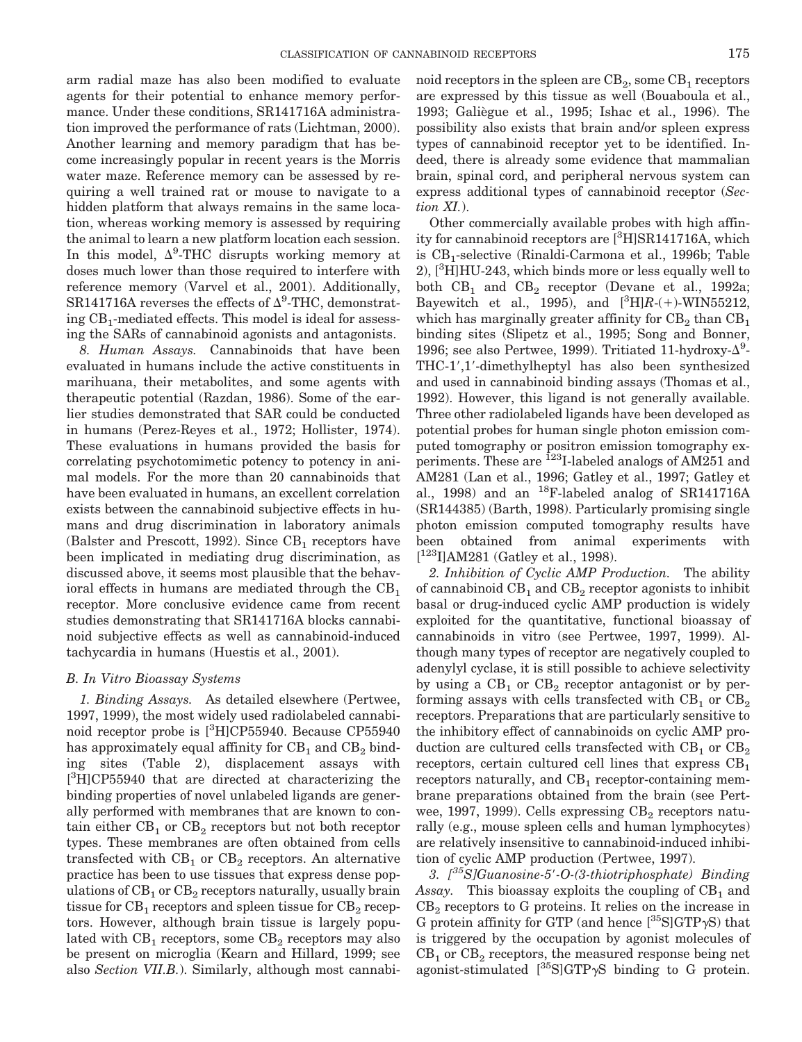arm radial maze has also been modified to evaluate agents for their potential to enhance memory performance. Under these conditions, SR141716A administration improved the performance of rats (Lichtman, 2000). Another learning and memory paradigm that has become increasingly popular in recent years is the Morris water maze. Reference memory can be assessed by requiring a well trained rat or mouse to navigate to a hidden platform that always remains in the same location, whereas working memory is assessed by requiring the animal to learn a new platform location each session. In this model, $\Delta^9$-THC disrupts working memory at doses much lower than those required to interfere with reference memory (Varvel et al., 2001). Additionally, SR141716A reverses the effects of $\Delta^9$-THC, demonstrating $CB_1$-mediated effects. This model is ideal for assessing the SARs of cannabinoid agonists and antagonists.

*8. Human Assays.* Cannabinoids that have been evaluated in humans include the active constituents in marihuana, their metabolites, and some agents with therapeutic potential (Razdan, 1986). Some of the earlier studies demonstrated that SAR could be conducted in humans (Perez-Reyes et al., 1972; Hollister, 1974). These evaluations in humans provided the basis for correlating psychotomimetic potency to potency in animal models. For the more than 20 cannabinoids that have been evaluated in humans, an excellent correlation exists between the cannabinoid subjective effects in humans and drug discrimination in laboratory animals (Balster and Prescott, 1992). Since $CB_1$ receptors have been implicated in mediating drug discrimination, as discussed above, it seems most plausible that the behavioral effects in humans are mediated through the $CB_1$ receptor. More conclusive evidence came from recent studies demonstrating that SR141716A blocks cannabinoid subjective effects as well as cannabinoid-induced tachycardia in humans (Huestis et al., 2001).

### B. In Vitro Bioassay Systems

*1. Binding Assays.* As detailed elsewhere (Pertwee, 1997, 1999), the most widely used radiolabeled cannabinoid receptor probe is [$^3$H]CP55940. Because CP55940 has approximately equal affinity for $CB_1$ and $CB_2$ binding sites (Table 2), displacement assays with [$^3$H]CP55940 that are directed at characterizing the binding properties of novel unlabeled ligands are generally performed with membranes that are known to contain either $CB_1$ or $CB_2$ receptors but not both receptor types. These membranes are often obtained from cells transfected with $CB_1$ or $CB_2$ receptors. An alternative practice has been to use tissues that express dense populations of $CB_1$ or $CB_2$ receptors naturally, usually brain tissue for $CB_1$ receptors and spleen tissue for $CB_2$ receptors. However, although brain tissue is largely populated with $CB_1$ receptors, some $CB_2$ receptors may also be present on microglia (Kearn and Hillard, 1999; see also *Section VII.B.*). Similarly, although most cannabinoid receptors in the spleen are $CB_2$, some $CB_1$ receptors are expressed by this tissue as well (Bouaboula et al., 1993; Galiègue et al., 1995; Ishac et al., 1996). The possibility also exists that brain and/or spleen express types of cannabinoid receptor yet to be identified. Indeed, there is already some evidence that mammalian brain, spinal cord, and peripheral nervous system can express additional types of cannabinoid receptor (*Section XI.*).

Other commercially available probes with high affinity for cannabinoid receptors are [$^3$H]SR141716A, which is $CB_1$-selective (Rinaldi-Carmona et al., 1996b; Table 2), [$^3$H]HU-243, which binds more or less equally well to both $CB_1$ and $CB_2$ receptor (Devane et al., 1992a; Bayewitch et al., 1995), and [$^3$H]*R*-(+)-WIN55212, which has marginally greater affinity for $CB_2$ than $CB_1$ binding sites (Slipetz et al., 1995; Song and Bonner, 1996; see also Pertwee, 1999). Tritiated 11-hydroxy-$\Delta^9$-THC-1′,1′-dimethylheptyl has also been synthesized and used in cannabinoid binding assays (Thomas et al., 1992). However, this ligand is not generally available. Three other radiolabeled ligands have been developed as potential probes for human single photon emission computed tomography or positron emission tomography experiments. These are $^{123}$I-labeled analogs of AM251 and AM281 (Lan et al., 1996; Gatley et al., 1997; Gatley et al., 1998) and an $^{18}$F-labeled analog of SR141716A (SR144385) (Barth, 1998). Particularly promising single photon emission computed tomography results have been obtained from animal experiments with [$^{123}$I]AM281 (Gatley et al., 1998).

*2. Inhibition of Cyclic AMP Production.* The ability of cannabinoid $CB_1$ and $CB_2$ receptor agonists to inhibit basal or drug-induced cyclic AMP production is widely exploited for the quantitative, functional bioassay of cannabinoids in vitro (see Pertwee, 1997, 1999). Although many types of receptor are negatively coupled to adenylyl cyclase, it is still possible to achieve selectivity by using a $CB_1$ or $CB_2$ receptor antagonist or by performing assays with cells transfected with $CB_1$ or $CB_2$ receptors. Preparations that are particularly sensitive to the inhibitory effect of cannabinoids on cyclic AMP production are cultured cells transfected with $CB_1$ or $CB_2$ receptors, certain cultured cell lines that express $CB_1$ receptors naturally, and $CB_1$ receptor-containing membrane preparations obtained from the brain (see Pertwee, 1997, 1999). Cells expressing $CB_2$ receptors naturally (e.g., mouse spleen cells and human lymphocytes) are relatively insensitive to cannabinoid-induced inhibition of cyclic AMP production (Pertwee, 1997).

*3. [$^{35}$S]Guanosine-5′-O-(3-thiotriphosphate) Binding Assay.* This bioassay exploits the coupling of $CB_1$ and $CB_2$ receptors to G proteins. It relies on the increase in G protein affinity for GTP (and hence [$^{35}$S]GTP$\gamma$S) that is triggered by the occupation by agonist molecules of $CB_1$ or $CB_2$ receptors, the measured response being net agonist-stimulated [$^{35}$S]GTP$\gamma$S binding to G protein.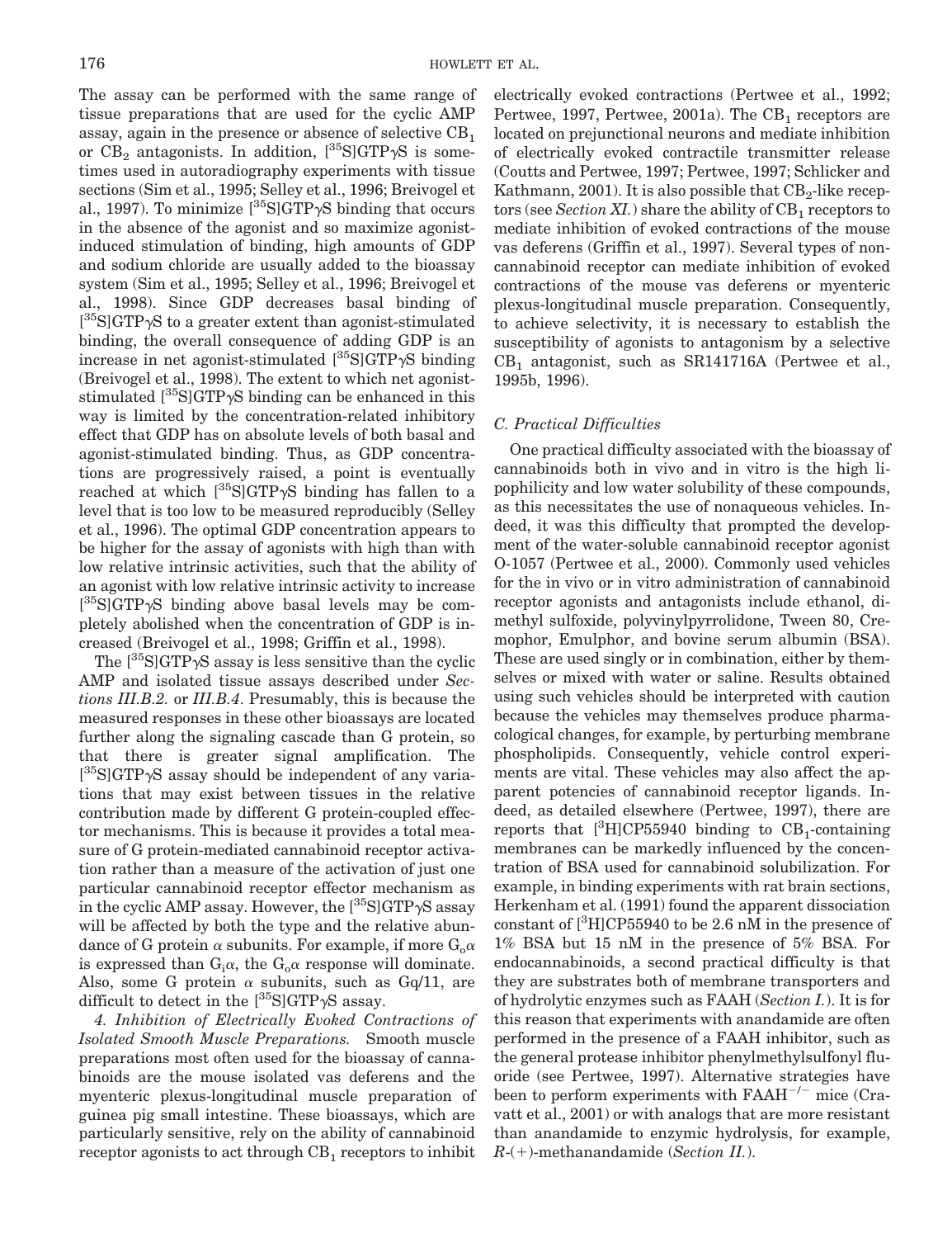The assay can be performed with the same range of tissue preparations that are used for the cyclic AMP assay, again in the presence or absence of selective $CB_1$ or $CB_2$ antagonists. In addition, $[^{35}S]GTP\gamma S$ is sometimes used in autoradiography experiments with tissue sections (Sim et al., 1995; Selley et al., 1996; Breivogel et al., 1997). To minimize $[^{35}S]GTP\gamma S$ binding that occurs in the absence of the agonist and so maximize agonist-induced stimulation of binding, high amounts of GDP and sodium chloride are usually added to the bioassay system (Sim et al., 1995; Selley et al., 1996; Breivogel et al., 1998). Since GDP decreases basal binding of $[^{35}S]GTP\gamma S$ to a greater extent than agonist-stimulated binding, the overall consequence of adding GDP is an increase in net agonist-stimulated $[^{35}S]GTP\gamma S$ binding (Breivogel et al., 1998). The extent to which net agonist-stimulated $[^{35}S]GTP\gamma S$ binding can be enhanced in this way is limited by the concentration-related inhibitory effect that GDP has on absolute levels of both basal and agonist-stimulated binding. Thus, as GDP concentrations are progressively raised, a point is eventually reached at which $[^{35}S]GTP\gamma S$ binding has fallen to a level that is too low to be measured reproducibly (Selley et al., 1996). The optimal GDP concentration appears to be higher for the assay of agonists with high than with low relative intrinsic activities, such that the ability of an agonist with low relative intrinsic activity to increase $[^{35}S]GTP\gamma S$ binding above basal levels may be completely abolished when the concentration of GDP is increased (Breivogel et al., 1998; Griffin et al., 1998).

The $[^{35}S]GTP\gamma S$ assay is less sensitive than the cyclic AMP and isolated tissue assays described under *Sections III.B.2.* or *III.B.4.* Presumably, this is because the measured responses in these other bioassays are located further along the signaling cascade than G protein, so that there is greater signal amplification. The $[^{35}S]GTP\gamma S$ assay should be independent of any variations that may exist between tissues in the relative contribution made by different G protein-coupled effector mechanisms. This is because it provides a total measure of G protein-mediated cannabinoid receptor activation rather than a measure of the activation of just one particular cannabinoid receptor effector mechanism as in the cyclic AMP assay. However, the $[^{35}S]GTP\gamma S$ assay will be affected by both the type and the relative abundance of G protein $\alpha$ subunits. For example, if more $G_o\alpha$ is expressed than $G_i\alpha$, the $G_o\alpha$ response will dominate. Also, some G protein $\alpha$ subunits, such as Gq/11, are difficult to detect in the $[^{35}S]GTP\gamma S$ assay.

*4. Inhibition of Electrically Evoked Contractions of Isolated Smooth Muscle Preparations.* Smooth muscle preparations most often used for the bioassay of cannabinoids are the mouse isolated vas deferens and the myenteric plexus-longitudinal muscle preparation of guinea pig small intestine. These bioassays, which are particularly sensitive, rely on the ability of cannabinoid receptor agonists to act through $CB_1$ receptors to inhibit electrically evoked contractions (Pertwee et al., 1992; Pertwee, 1997, Pertwee, 2001a). The $CB_1$ receptors are located on prejunctional neurons and mediate inhibition of electrically evoked contractile transmitter release (Coutts and Pertwee, 1997; Pertwee, 1997; Schlicker and Kathmann, 2001). It is also possible that $CB_2$-like receptors (see *Section XI.*) share the ability of $CB_1$ receptors to mediate inhibition of evoked contractions of the mouse vas deferens (Griffin et al., 1997). Several types of non-cannabinoid receptor can mediate inhibition of evoked contractions of the mouse vas deferens or myenteric plexus-longitudinal muscle preparation. Consequently, to achieve selectivity, it is necessary to establish the susceptibility of agonists to antagonism by a selective $CB_1$ antagonist, such as SR141716A (Pertwee et al., 1995b, 1996).

### C. Practical Difficulties

One practical difficulty associated with the bioassay of cannabinoids both in vivo and in vitro is the high lipophilicity and low water solubility of these compounds, as this necessitates the use of nonaqueous vehicles. Indeed, it was this difficulty that prompted the development of the water-soluble cannabinoid receptor agonist O-1057 (Pertwee et al., 2000). Commonly used vehicles for the in vivo or in vitro administration of cannabinoid receptor agonists and antagonists include ethanol, dimethyl sulfoxide, polyvinylpyrrolidone, Tween 80, Cremophor, Emulphor, and bovine serum albumin (BSA). These are used singly or in combination, either by themselves or mixed with water or saline. Results obtained using such vehicles should be interpreted with caution because the vehicles may themselves produce pharmacological changes, for example, by perturbing membrane phospholipids. Consequently, vehicle control experiments are vital. These vehicles may also affect the apparent potencies of cannabinoid receptor ligands. Indeed, as detailed elsewhere (Pertwee, 1997), there are reports that $[^3H]$CP55940 binding to $CB_1$-containing membranes can be markedly influenced by the concentration of BSA used for cannabinoid solubilization. For example, in binding experiments with rat brain sections, Herkenham et al. (1991) found the apparent dissociation constant of $[^3H]$CP55940 to be 2.6 nM in the presence of 1% BSA but 15 nM in the presence of 5% BSA. For endocannabinoids, a second practical difficulty is that they are substrates both of membrane transporters and of hydrolytic enzymes such as FAAH (*Section I.*). It is for this reason that experiments with anandamide are often performed in the presence of a FAAH inhibitor, such as the general protease inhibitor phenylmethylsulfonyl fluoride (see Pertwee, 1997). Alternative strategies have been to perform experiments with $FAAH^{-/-}$ mice (Cravatt et al., 2001) or with analogs that are more resistant than anandamide to enzymic hydrolysis, for example, *R*-(+)-methanandamide (*Section II.*).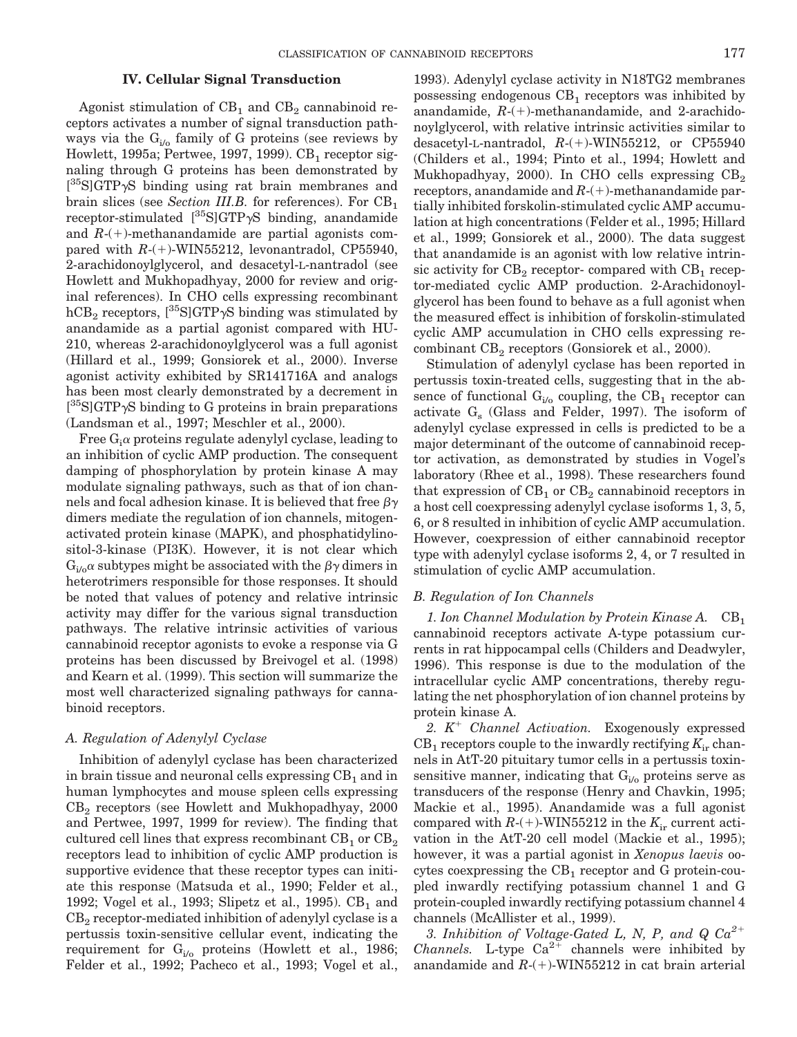## IV. Cellular Signal Transduction

Agonist stimulation of $CB_1$ and $CB_2$ cannabinoid receptors activates a number of signal transduction pathways via the $G_{i/o}$ family of G proteins (see reviews by Howlett, 1995a; Pertwee, 1997, 1999). $CB_1$ receptor signaling through G proteins has been demonstrated by [$^{35}$S]GTP$\gamma$S binding using rat brain membranes and brain slices (see *Section III.B.* for references). For $CB_1$ receptor-stimulated [$^{35}$S]GTP$\gamma$S binding, anandamide and *R*-(+)-methanandamide are partial agonists compared with *R*-(+)-WIN55212, levonantradol, CP55940, 2-arachidonoylglycerol, and desacetyl-L-nantradol (see Howlett and Mukhopadhyay, 2000 for review and original references). In CHO cells expressing recombinant $hCB_2$ receptors, [$^{35}$S]GTP$\gamma$S binding was stimulated by anandamide as a partial agonist compared with HU-210, whereas 2-arachidonoylglycerol was a full agonist (Hillard et al., 1999; Gonsiorek et al., 2000). Inverse agonist activity exhibited by SR141716A and analogs has been most clearly demonstrated by a decrement in [$^{35}$S]GTP$\gamma$S binding to G proteins in brain preparations (Landsman et al., 1997; Meschler et al., 2000).

Free $G_i\alpha$ proteins regulate adenylyl cyclase, leading to an inhibition of cyclic AMP production. The consequent damping of phosphorylation by protein kinase A may modulate signaling pathways, such as that of ion channels and focal adhesion kinase. It is believed that free $\beta\gamma$ dimers mediate the regulation of ion channels, mitogen-activated protein kinase (MAPK), and phosphatidylinositol-3-kinase (PI3K). However, it is not clear which $G_{i/o}\alpha$ subtypes might be associated with the $\beta\gamma$ dimers in heterotrimers responsible for those responses. It should be noted that values of potency and relative intrinsic activity may differ for the various signal transduction pathways. The relative intrinsic activities of various cannabinoid receptor agonists to evoke a response via G proteins has been discussed by Breivogel et al. (1998) and Kearn et al. (1999). This section will summarize the most well characterized signaling pathways for cannabinoid receptors.

### A. Regulation of Adenylyl Cyclase

Inhibition of adenylyl cyclase has been characterized in brain tissue and neuronal cells expressing $CB_1$ and in human lymphocytes and mouse spleen cells expressing $CB_2$ receptors (see Howlett and Mukhopadhyay, 2000 and Pertwee, 1997, 1999 for review). The finding that cultured cell lines that express recombinant $CB_1$ or $CB_2$ receptors lead to inhibition of cyclic AMP production is supportive evidence that these receptor types can initiate this response (Matsuda et al., 1990; Felder et al., 1992; Vogel et al., 1993; Slipetz et al., 1995). $CB_1$ and $CB_2$ receptor-mediated inhibition of adenylyl cyclase is a pertussis toxin-sensitive cellular event, indicating the requirement for $G_{i/o}$ proteins (Howlett et al., 1986; Felder et al., 1992; Pacheco et al., 1993; Vogel et al., 1993). Adenylyl cyclase activity in N18TG2 membranes possessing endogenous $CB_1$ receptors was inhibited by anandamide, *R*-(+)-methanandamide, and 2-arachidonoylglycerol, with relative intrinsic activities similar to desacetyl-L-nantradol, *R*-(+)-WIN55212, or CP55940 (Childers et al., 1994; Pinto et al., 1994; Howlett and Mukhopadhyay, 2000). In CHO cells expressing $CB_2$ receptors, anandamide and *R*-(+)-methanandamide partially inhibited forskolin-stimulated cyclic AMP accumulation at high concentrations (Felder et al., 1995; Hillard et al., 1999; Gonsiorek et al., 2000). The data suggest that anandamide is an agonist with low relative intrinsic activity for $CB_2$ receptor- compared with $CB_1$ receptor-mediated cyclic AMP production. 2-Arachidonoylglycerol has been found to behave as a full agonist when the measured effect is inhibition of forskolin-stimulated cyclic AMP accumulation in CHO cells expressing recombinant $CB_2$ receptors (Gonsiorek et al., 2000).

Stimulation of adenylyl cyclase has been reported in pertussis toxin-treated cells, suggesting that in the absence of functional $G_{i/o}$ coupling, the $CB_1$ receptor can activate $G_s$ (Glass and Felder, 1997). The isoform of adenylyl cyclase expressed in cells is predicted to be a major determinant of the outcome of cannabinoid receptor activation, as demonstrated by studies in Vogel's laboratory (Rhee et al., 1998). These researchers found that expression of $CB_1$ or $CB_2$ cannabinoid receptors in a host cell coexpressing adenylyl cyclase isoforms 1, 3, 5, 6, or 8 resulted in inhibition of cyclic AMP accumulation. However, coexpression of either cannabinoid receptor type with adenylyl cyclase isoforms 2, 4, or 7 resulted in stimulation of cyclic AMP accumulation.

### B. Regulation of Ion Channels

*1. Ion Channel Modulation by Protein Kinase A.* $CB_1$ cannabinoid receptors activate A-type potassium currents in rat hippocampal cells (Childers and Deadwyler, 1996). This response is due to the modulation of the intracellular cyclic AMP concentrations, thereby regulating the net phosphorylation of ion channel proteins by protein kinase A.

*2. $K^+$ Channel Activation.* Exogenously expressed $CB_1$ receptors couple to the inwardly rectifying $K_{ir}$ channels in AtT-20 pituitary tumor cells in a pertussis toxin-sensitive manner, indicating that $G_{i/o}$ proteins serve as transducers of the response (Henry and Chavkin, 1995; Mackie et al., 1995). Anandamide was a full agonist compared with *R*-(+)-WIN55212 in the $K_{ir}$ current activation in the AtT-20 cell model (Mackie et al., 1995); however, it was a partial agonist in *Xenopus laevis* oocytes coexpressing the $CB_1$ receptor and G protein-coupled inwardly rectifying potassium channel 1 and G protein-coupled inwardly rectifying potassium channel 4 channels (McAllister et al., 1999).

*3. Inhibition of Voltage-Gated L, N, P, and Q $Ca^{2+}$ Channels.* L-type $Ca^{2+}$ channels were inhibited by anandamide and *R*-(+)-WIN55212 in cat brain arterial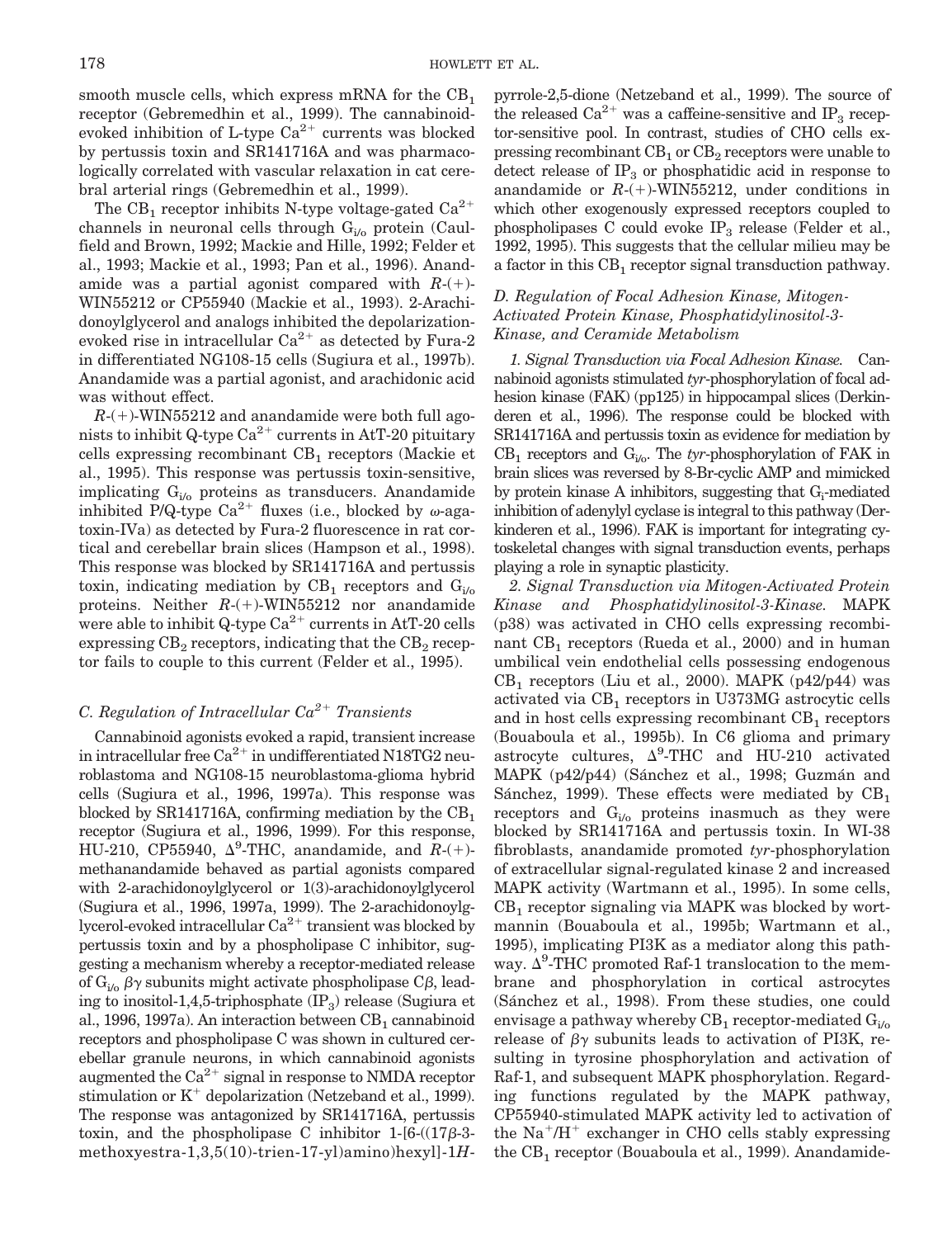smooth muscle cells, which express mRNA for the $CB_1$ receptor (Gebremedhin et al., 1999). The cannabinoid-evoked inhibition of L-type $Ca^{2+}$ currents was blocked by pertussis toxin and SR141716A and was pharmacologically correlated with vascular relaxation in cat cerebral arterial rings (Gebremedhin et al., 1999).

The $CB_1$ receptor inhibits N-type voltage-gated $Ca^{2+}$ channels in neuronal cells through $G_{i/o}$ protein (Caulfield and Brown, 1992; Mackie and Hille, 1992; Felder et al., 1993; Mackie et al., 1993; Pan et al., 1996). Anandamide was a partial agonist compared with *R*-(+)-WIN55212 or CP55940 (Mackie et al., 1993). 2-Arachidonoylglycerol and analogs inhibited the depolarization-evoked rise in intracellular $Ca^{2+}$ as detected by Fura-2 in differentiated NG108-15 cells (Sugiura et al., 1997b). Anandamide was a partial agonist, and arachidonic acid was without effect.

*R*-(+)-WIN55212 and anandamide were both full agonists to inhibit Q-type $Ca^{2+}$ currents in AtT-20 pituitary cells expressing recombinant $CB_1$ receptors (Mackie et al., 1995). This response was pertussis toxin-sensitive, implicating $G_{i/o}$ proteins as transducers. Anandamide inhibited P/Q-type $Ca^{2+}$ fluxes (i.e., blocked by ω-agatoxin-IVa) as detected by Fura-2 fluorescence in rat cortical and cerebellar brain slices (Hampson et al., 1998). This response was blocked by SR141716A and pertussis toxin, indicating mediation by $CB_1$ receptors and $G_{i/o}$ proteins. Neither *R*-(+)-WIN55212 nor anandamide were able to inhibit Q-type $Ca^{2+}$ currents in AtT-20 cells expressing $CB_2$ receptors, indicating that the $CB_2$ receptor fails to couple to this current (Felder et al., 1995).

### C. Regulation of Intracellular $Ca^{2+}$ Transients

Cannabinoid agonists evoked a rapid, transient increase in intracellular free $Ca^{2+}$ in undifferentiated N18TG2 neuroblastoma and NG108-15 neuroblastoma-glioma hybrid cells (Sugiura et al., 1996, 1997a). This response was blocked by SR141716A, confirming mediation by the $CB_1$ receptor (Sugiura et al., 1996, 1999). For this response, HU-210, CP55940, $\Delta^9$-THC, anandamide, and *R*-(+)-methanandamide behaved as partial agonists compared with 2-arachidonoylglycerol or 1(3)-arachidonoylglycerol (Sugiura et al., 1996, 1997a, 1999). The 2-arachidonoylglycerol-evoked intracellular $Ca^{2+}$ transient was blocked by pertussis toxin and by a phospholipase C inhibitor, suggesting a mechanism whereby a receptor-mediated release of $G_{i/o}$ βγ subunits might activate phospholipase Cβ, leading to inositol-1,4,5-triphosphate ($IP_3$) release (Sugiura et al., 1996, 1997a). An interaction between $CB_1$ cannabinoid receptors and phospholipase C was shown in cultured cerebellar granule neurons, in which cannabinoid agonists augmented the $Ca^{2+}$ signal in response to NMDA receptor stimulation or $K^+$ depolarization (Netzeband et al., 1999). The response was antagonized by SR141716A, pertussis toxin, and the phospholipase C inhibitor 1-[6-((17β-3-methoxyestra-1,3,5(10)-trien-17-yl)amino)hexyl]-1*H*-pyrrole-2,5-dione (Netzeband et al., 1999). The source of the released $Ca^{2+}$ was a caffeine-sensitive and $IP_3$ receptor-sensitive pool. In contrast, studies of CHO cells expressing recombinant $CB_1$ or $CB_2$ receptors were unable to detect release of $IP_3$ or phosphatidic acid in response to anandamide or *R*-(+)-WIN55212, under conditions in which other exogenously expressed receptors coupled to phospholipases C could evoke $IP_3$ release (Felder et al., 1992, 1995). This suggests that the cellular milieu may be a factor in this $CB_1$ receptor signal transduction pathway.

### D. Regulation of Focal Adhesion Kinase, Mitogen-Activated Protein Kinase, Phosphatidylinositol-3-Kinase, and Ceramide Metabolism

*1. Signal Transduction via Focal Adhesion Kinase.* Cannabinoid agonists stimulated *tyr*-phosphorylation of focal adhesion kinase (FAK) (pp125) in hippocampal slices (Derkinderen et al., 1996). The response could be blocked with SR141716A and pertussis toxin as evidence for mediation by $CB_1$ receptors and $G_{i/o}$. The *tyr*-phosphorylation of FAK in brain slices was reversed by 8-Br-cyclic AMP and mimicked by protein kinase A inhibitors, suggesting that $G_i$-mediated inhibition of adenylyl cyclase is integral to this pathway (Derkinderen et al., 1996). FAK is important for integrating cytoskeletal changes with signal transduction events, perhaps playing a role in synaptic plasticity.

*2. Signal Transduction via Mitogen-Activated Protein Kinase and Phosphatidylinositol-3-Kinase.* MAPK (p38) was activated in CHO cells expressing recombinant $CB_1$ receptors (Rueda et al., 2000) and in human umbilical vein endothelial cells possessing endogenous $CB_1$ receptors (Liu et al., 2000). MAPK (p42/p44) was activated via $CB_1$ receptors in U373MG astrocytic cells and in host cells expressing recombinant $CB_1$ receptors (Bouaboula et al., 1995b). In C6 glioma and primary astrocyte cultures, $\Delta^9$-THC and HU-210 activated MAPK (p42/p44) (Sánchez et al., 1998; Guzmán and Sánchez, 1999). These effects were mediated by $CB_1$ receptors and $G_{i/o}$ proteins inasmuch as they were blocked by SR141716A and pertussis toxin. In WI-38 fibroblasts, anandamide promoted *tyr*-phosphorylation of extracellular signal-regulated kinase 2 and increased MAPK activity (Wartmann et al., 1995). In some cells, $CB_1$ receptor signaling via MAPK was blocked by wortmannin (Bouaboula et al., 1995b; Wartmann et al., 1995), implicating PI3K as a mediator along this pathway. $\Delta^9$-THC promoted Raf-1 translocation to the membrane and phosphorylation in cortical astrocytes (Sánchez et al., 1998). From these studies, one could envisage a pathway whereby $CB_1$ receptor-mediated $G_{i/o}$ release of βγ subunits leads to activation of PI3K, resulting in tyrosine phosphorylation and activation of Raf-1, and subsequent MAPK phosphorylation. Regarding functions regulated by the MAPK pathway, CP55940-stimulated MAPK activity led to activation of the $Na^+/H^+$ exchanger in CHO cells stably expressing the $CB_1$ receptor (Bouaboula et al., 1999). Anandamide-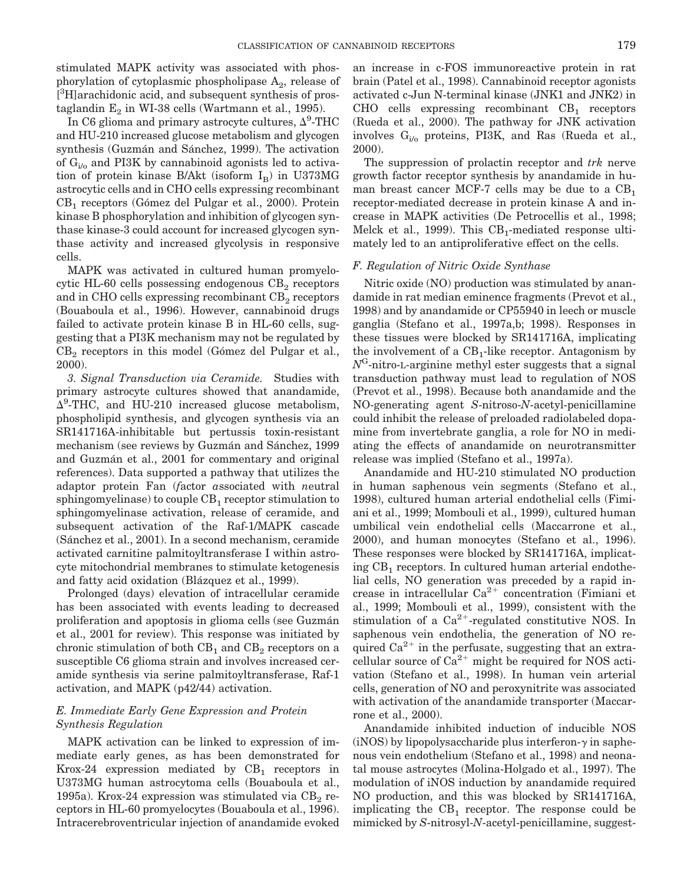stimulated MAPK activity was associated with phosphorylation of cytoplasmic phospholipase $A_2$, release of [$^3$H]arachidonic acid, and subsequent synthesis of prostaglandin $E_2$ in WI-38 cells (Wartmann et al., 1995).

In C6 glioma and primary astrocyte cultures, $\Delta^9$-THC and HU-210 increased glucose metabolism and glycogen synthesis (Guzmán and Sánchez, 1999). The activation of $G_{i/o}$ and PI3K by cannabinoid agonists led to activation of protein kinase B/Akt (isoform $I_B$) in U373MG astrocytic cells and in CHO cells expressing recombinant $CB_1$ receptors (Gómez del Pulgar et al., 2000). Protein kinase B phosphorylation and inhibition of glycogen synthase kinase-3 could account for increased glycogen synthase activity and increased glycolysis in responsive cells.

MAPK was activated in cultured human promyelocytic HL-60 cells possessing endogenous $CB_2$ receptors and in CHO cells expressing recombinant $CB_2$ receptors (Bouaboula et al., 1996). However, cannabinoid drugs failed to activate protein kinase B in HL-60 cells, suggesting that a PI3K mechanism may not be regulated by $CB_2$ receptors in this model (Gómez del Pulgar et al., 2000).

*3. Signal Transduction via Ceramide.* Studies with primary astrocyte cultures showed that anandamide, $\Delta^9$-THC, and HU-210 increased glucose metabolism, phospholipid synthesis, and glycogen synthesis via an SR141716A-inhibitable but pertussis toxin-resistant mechanism (see reviews by Guzmán and Sánchez, 1999 and Guzmán et al., 2001 for commentary and original references). Data supported a pathway that utilizes the adaptor protein Fan (*f*actor *a*ssociated with *n*eutral sphingomyelinase) to couple $CB_1$ receptor stimulation to sphingomyelinase activation, release of ceramide, and subsequent activation of the Raf-1/MAPK cascade (Sánchez et al., 2001). In a second mechanism, ceramide activated carnitine palmitoyltransferase I within astrocyte mitochondrial membranes to stimulate ketogenesis and fatty acid oxidation (Blázquez et al., 1999).

Prolonged (days) elevation of intracellular ceramide has been associated with events leading to decreased proliferation and apoptosis in glioma cells (see Guzmán et al., 2001 for review). This response was initiated by chronic stimulation of both $CB_1$ and $CB_2$ receptors on a susceptible C6 glioma strain and involves increased ceramide synthesis via serine palmitoyltransferase, Raf-1 activation, and MAPK (p42/44) activation.

### E. Immediate Early Gene Expression and Protein Synthesis Regulation

MAPK activation can be linked to expression of immediate early genes, as has been demonstrated for Krox-24 expression mediated by $CB_1$ receptors in U373MG human astrocytoma cells (Bouaboula et al., 1995a). Krox-24 expression was stimulated via $CB_2$ receptors in HL-60 promyelocytes (Bouaboula et al., 1996). Intracerebroventricular injection of anandamide evoked an increase in c-FOS immunoreactive protein in rat brain (Patel et al., 1998). Cannabinoid receptor agonists activated c-Jun N-terminal kinase (JNK1 and JNK2) in CHO cells expressing recombinant $CB_1$ receptors (Rueda et al., 2000). The pathway for JNK activation involves $G_{i/o}$ proteins, PI3K, and Ras (Rueda et al., 2000).

The suppression of prolactin receptor and *trk* nerve growth factor receptor synthesis by anandamide in human breast cancer MCF-7 cells may be due to a $CB_1$ receptor-mediated decrease in protein kinase A and increase in MAPK activities (De Petrocellis et al., 1998; Melck et al., 1999). This $CB_1$-mediated response ultimately led to an antiproliferative effect on the cells.

### F. Regulation of Nitric Oxide Synthase

Nitric oxide (NO) production was stimulated by anandamide in rat median eminence fragments (Prevot et al., 1998) and by anandamide or CP55940 in leech or muscle ganglia (Stefano et al., 1997a,b; 1998). Responses in these tissues were blocked by SR141716A, implicating the involvement of a $CB_1$-like receptor. Antagonism by $N^G$-nitro-L-arginine methyl ester suggests that a signal transduction pathway must lead to regulation of NOS (Prevot et al., 1998). Because both anandamide and the NO-generating agent *S*-nitroso-*N*-acetyl-penicillamine could inhibit the release of preloaded radiolabeled dopamine from invertebrate ganglia, a role for NO in mediating the effects of anandamide on neurotransmitter release was implied (Stefano et al., 1997a).

Anandamide and HU-210 stimulated NO production in human saphenous vein segments (Stefano et al., 1998), cultured human arterial endothelial cells (Fimiani et al., 1999; Mombouli et al., 1999), cultured human umbilical vein endothelial cells (Maccarrone et al., 2000), and human monocytes (Stefano et al., 1996). These responses were blocked by SR141716A, implicating $CB_1$ receptors. In cultured human arterial endothelial cells, NO generation was preceded by a rapid increase in intracellular $Ca^{2+}$ concentration (Fimiani et al., 1999; Mombouli et al., 1999), consistent with the stimulation of a $Ca^{2+}$-regulated constitutive NOS. In saphenous vein endothelia, the generation of NO required $Ca^{2+}$ in the perfusate, suggesting that an extracellular source of $Ca^{2+}$ might be required for NOS activation (Stefano et al., 1998). In human vein arterial cells, generation of NO and peroxynitrite was associated with activation of the anandamide transporter (Maccarrone et al., 2000).

Anandamide inhibited induction of inducible NOS (iNOS) by lipopolysaccharide plus interferon-$\gamma$ in saphenous vein endothelium (Stefano et al., 1998) and neonatal mouse astrocytes (Molina-Holgado et al., 1997). The modulation of iNOS induction by anandamide required NO production, and this was blocked by SR141716A, implicating the $CB_1$ receptor. The response could be mimicked by *S*-nitrosyl-*N*-acetyl-penicillamine, suggest-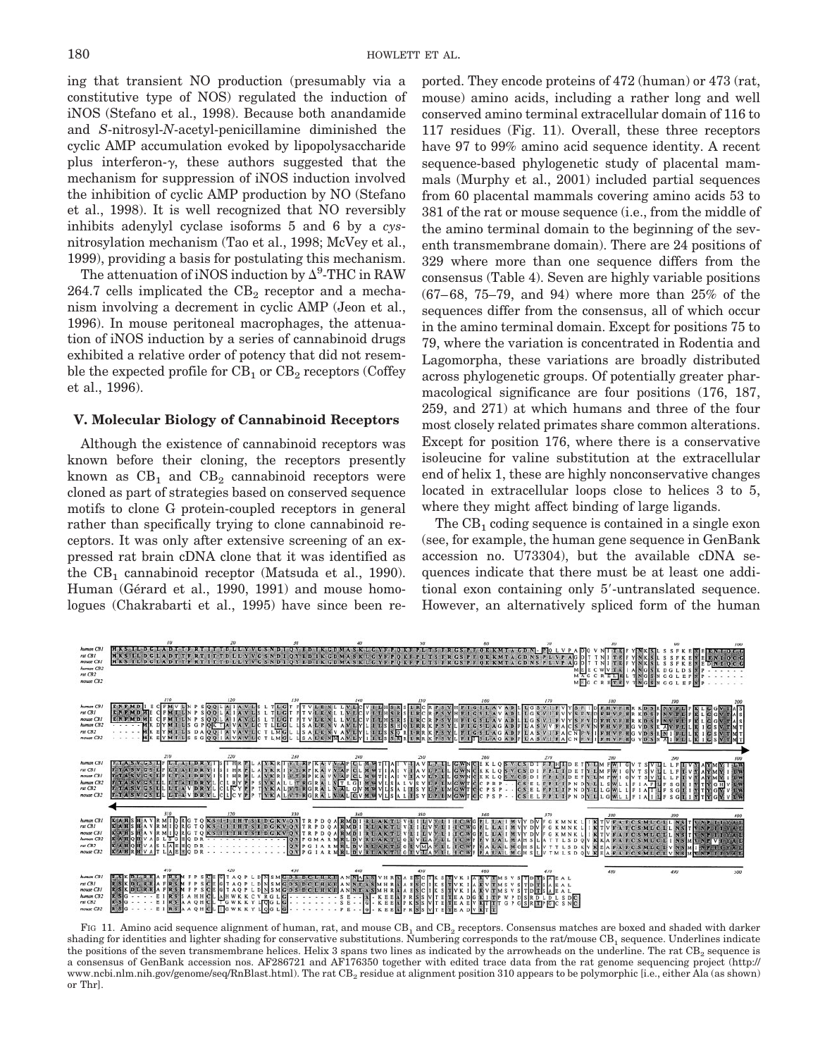ing that transient NO production (presumably via a constitutive type of NOS) regulated the induction of iNOS (Stefano et al., 1998). Because both anandamide and *S*-nitrosyl-*N*-acetyl-penicillamine diminished the cyclic AMP accumulation evoked by lipopolysaccharide plus interferon-γ, these authors suggested that the mechanism for suppression of iNOS induction involved the inhibition of cyclic AMP production by NO (Stefano et al., 1998). It is well recognized that NO reversibly inhibits adenylyl cyclase isoforms 5 and 6 by a *cys*-nitrosylation mechanism (Tao et al., 1998; McVey et al., 1999), providing a basis for postulating this mechanism.

The attenuation of iNOS induction by $\Delta^9$-THC in RAW 264.7 cells implicated the $CB_2$ receptor and a mechanism involving a decrement in cyclic AMP (Jeon et al., 1996). In mouse peritoneal macrophages, the attenuation of iNOS induction by a series of cannabinoid drugs exhibited a relative order of potency that did not resemble the expected profile for $CB_1$ or $CB_2$ receptors (Coffey et al., 1996).

## V. Molecular Biology of Cannabinoid Receptors

Although the existence of cannabinoid receptors was known before their cloning, the receptors presently known as $CB_1$ and $CB_2$ cannabinoid receptors were cloned as part of strategies based on conserved sequence motifs to clone G protein-coupled receptors in general rather than specifically trying to clone cannabinoid receptors. It was only after extensive screening of an expressed rat brain cDNA clone that it was identified as the $CB_1$ cannabinoid receptor (Matsuda et al., 1990). Human (Gérard et al., 1990, 1991) and mouse homologues (Chakrabarti et al., 1995) have since been reported. They encode proteins of 472 (human) or 473 (rat, mouse) amino acids, including a rather long and well conserved amino terminal extracellular domain of 116 to 117 residues (Fig. 11). Overall, these three receptors have 97 to 99% amino acid sequence identity. A recent sequence-based phylogenetic study of placental mammals (Murphy et al., 2001) included partial sequences from 60 placental mammals covering amino acids 53 to 381 of the rat or mouse sequence (i.e., from the middle of the amino terminal domain to the beginning of the seventh transmembrane domain). There are 24 positions of 329 where more than one sequence differs from the consensus (Table 4). Seven are highly variable positions (67–68, 75–79, and 94) where more than 25% of the sequences differ from the consensus, all of which occur in the amino terminal domain. Except for positions 75 to 79, where the variation is concentrated in Rodentia and Lagomorpha, these variations are broadly distributed across phylogenetic groups. Of potentially greater pharmacological significance are four positions (176, 187, 259, and 271) at which humans and three of the four most closely related primates share common alterations. Except for position 176, where there is a conservative isoleucine for valine substitution at the extracellular end of helix 1, these are highly nonconservative changes located in extracellular loops close to helices 3 to 5, where they might affect binding of large ligands.

The $CB_1$ coding sequence is contained in a single exon (see, for example, the human gene sequence in GenBank accession no. U73304), but the available cDNA sequences indicate that there must be at least one additional exon containing only 5′-untranslated sequence. However, an alternatively spliced form of the human

FIG 11. Amino acid sequence alignment of human, rat, and mouse $CB_1$ and $CB_2$ receptors. Consensus matches are boxed and shaded with darker shading for identities and lighter shading for conservative substitutions. Numbering corresponds to the rat/mouse $CB_1$ sequence. Underlines indicate the positions of the seven transmembrane helices. Helix 3 spans two lines as indicated by the arrowheads on the underline. The rat $CB_2$ sequence is a consensus of GenBank accession nos. AF286721 and AF176350 together with edited trace data from the rat genome sequencing project (http://www.ncbi.nlm.nih.gov/genome/seq/RnBlast.html). The rat $CB_2$ residue at alignment position 310 appears to be polymorphic [i.e., either Ala (as shown) or Thr].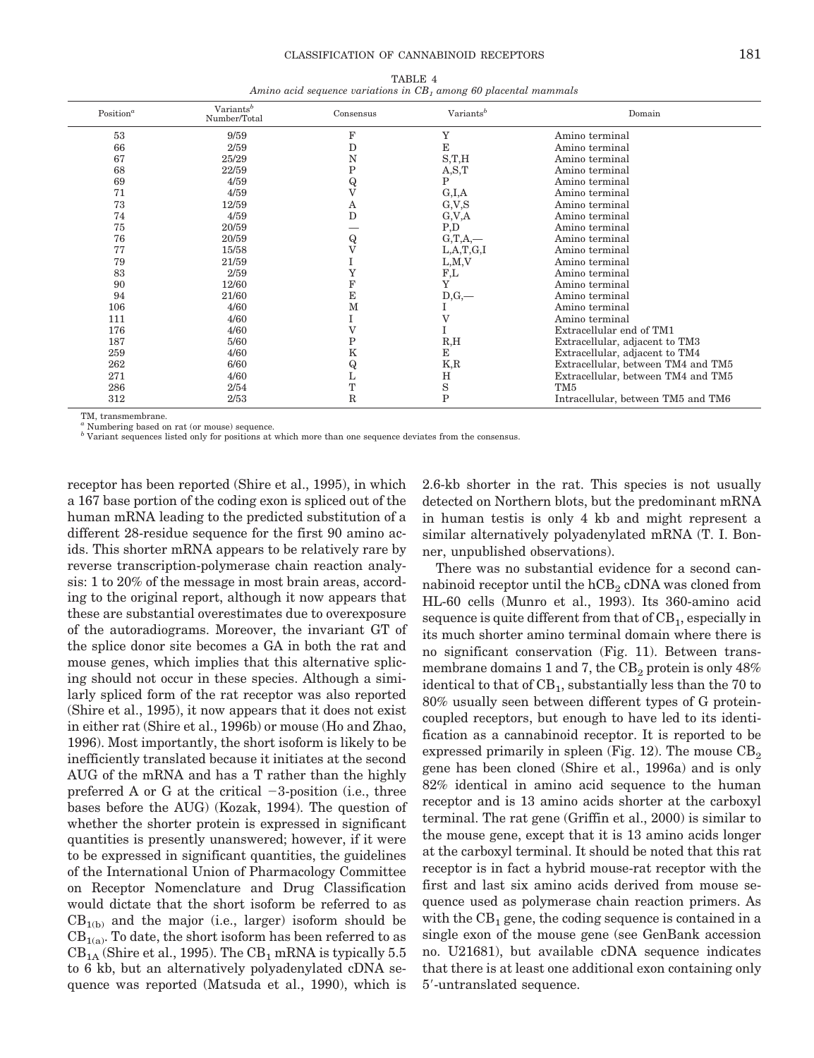TABLE 4

*Amino acid sequence variations in $CB_1$ among 60 placental mammals*

| Position[a] | Variants[b] Number/Total | Consensus | Variants[b] | Domain |
|---|---|---|---|---|
| 53 | 9/59 | F | Y | Amino terminal |
| 66 | 2/59 | D | E | Amino terminal |
| 67 | 25/29 | N | S,T,H | Amino terminal |
| 68 | 22/59 | P | A,S,T | Amino terminal |
| 69 | 4/59 | Q | P | Amino terminal |
| 71 | 4/59 | V | G,I,A | Amino terminal |
| 73 | 12/59 | A | G,V,S | Amino terminal |
| 74 | 4/59 | D | G,V,A | Amino terminal |
| 75 | 20/59 | — | P,D | Amino terminal |
| 76 | 20/59 | Q | G,T,A,— | Amino terminal |
| 77 | 15/58 | V | L,A,T,G,I | Amino terminal |
| 79 | 21/59 | I | L,M,V | Amino terminal |
| 83 | 2/59 | Y | F,L | Amino terminal |
| 90 | 12/60 | F | Y | Amino terminal |
| 94 | 21/60 | E | D,G,— | Amino terminal |
| 106 | 4/60 | M | I | Amino terminal |
| 111 | 4/60 | I | V | Amino terminal |
| 176 | 4/60 | V | I | Extracellular end of TM1 |
| 187 | 5/60 | P | R,H | Extracellular, adjacent to TM3 |
| 259 | 4/60 | K | E | Extracellular, adjacent to TM4 |
| 262 | 6/60 | Q | K,R | Extracellular, between TM4 and TM5 |
| 271 | 4/60 | L | H | Extracellular, between TM4 and TM5 |
| 286 | 2/54 | T | S | TM5 |
| 312 | 2/53 | R | P | Intracellular, between TM5 and TM6 |

TM, transmembrane.
[a] Numbering based on rat (or mouse) sequence.
[b] Variant sequences listed only for positions at which more than one sequence deviates from the consensus.

receptor has been reported (Shire et al., 1995), in which a 167 base portion of the coding exon is spliced out of the human mRNA leading to the predicted substitution of a different 28-residue sequence for the first 90 amino acids. This shorter mRNA appears to be relatively rare by reverse transcription-polymerase chain reaction analysis: 1 to 20% of the message in most brain areas, according to the original report, although it now appears that these are substantial overestimates due to overexposure of the autoradiograms. Moreover, the invariant GT of the splice donor site becomes a GA in both the rat and mouse genes, which implies that this alternative splicing should not occur in these species. Although a similarly spliced form of the rat receptor was also reported (Shire et al., 1995), it now appears that it does not exist in either rat (Shire et al., 1996b) or mouse (Ho and Zhao, 1996). Most importantly, the short isoform is likely to be inefficiently translated because it initiates at the second AUG of the mRNA and has a T rather than the highly preferred A or G at the critical −3-position (i.e., three bases before the AUG) (Kozak, 1994). The question of whether the shorter protein is expressed in significant quantities is presently unanswered; however, if it were to be expressed in significant quantities, the guidelines of the International Union of Pharmacology Committee on Receptor Nomenclature and Drug Classification would dictate that the short isoform be referred to as $CB_{1(b)}$ and the major (i.e., larger) isoform should be $CB_{1(a)}$. To date, the short isoform has been referred to as $CB_{1A}$ (Shire et al., 1995). The $CB_1$ mRNA is typically 5.5 to 6 kb, but an alternatively polyadenylated cDNA sequence was reported (Matsuda et al., 1990), which is 2.6-kb shorter in the rat. This species is not usually detected on Northern blots, but the predominant mRNA in human testis is only 4 kb and might represent a similar alternatively polyadenylated mRNA (T. I. Bonner, unpublished observations).

There was no substantial evidence for a second cannabinoid receptor until the $hCB_2$ cDNA was cloned from HL-60 cells (Munro et al., 1993). Its 360-amino acid sequence is quite different from that of $CB_1$, especially in its much shorter amino terminal domain where there is no significant conservation (Fig. 11). Between transmembrane domains 1 and 7, the $CB_2$ protein is only 48% identical to that of $CB_1$, substantially less than the 70 to 80% usually seen between different types of G protein-coupled receptors, but enough to have led to its identification as a cannabinoid receptor. It is reported to be expressed primarily in spleen (Fig. 12). The mouse $CB_2$ gene has been cloned (Shire et al., 1996a) and is only 82% identical in amino acid sequence to the human receptor and is 13 amino acids shorter at the carboxyl terminal. The rat gene (Griffin et al., 2000) is similar to the mouse gene, except that it is 13 amino acids longer at the carboxyl terminal. It should be noted that this rat receptor is in fact a hybrid mouse-rat receptor with the first and last six amino acids derived from mouse sequence used as polymerase chain reaction primers. As with the $CB_1$ gene, the coding sequence is contained in a single exon of the mouse gene (see GenBank accession no. U21681), but available cDNA sequence indicates that there is at least one additional exon containing only 5′-untranslated sequence.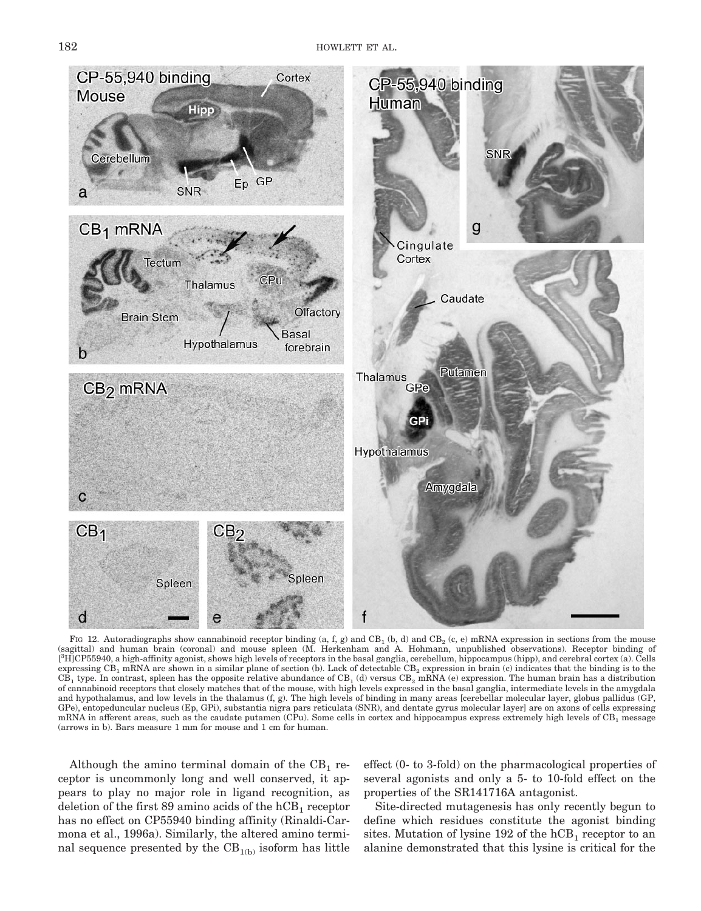FIG 12. Autoradiographs show cannabinoid receptor binding (a, f, g) and $CB_1$ (b, d) and $CB_2$ (c, e) mRNA expression in sections from the mouse (sagittal) and human brain (coronal) and mouse spleen (M. Herkenham and A. Hohmann, unpublished observations). Receptor binding of [$^3$H]CP55940, a high-affinity agonist, shows high levels of receptors in the basal ganglia, cerebellum, hippocampus (hipp), and cerebral cortex (a). Cells expressing $CB_1$ mRNA are shown in a similar plane of section (b). Lack of detectable $CB_2$ expression in brain (c) indicates that the binding is to the $CB_1$ type. In contrast, spleen has the opposite relative abundance of $CB_1$ (d) versus $CB_2$ mRNA (e) expression. The human brain has a distribution of cannabinoid receptors that closely matches that of the mouse, with high levels expressed in the basal ganglia, intermediate levels in the amygdala and hypothalamus, and low levels in the thalamus (f, g). The high levels of binding in many areas [cerebellar molecular layer, globus pallidus (GP, GPe), entopeduncular nucleus (Ep, GPi), substantia nigra pars reticulata (SNR), and dentate gyrus molecular layer] are on axons of cells expressing mRNA in afferent areas, such as the caudate putamen (CPu). Some cells in cortex and hippocampus express extremely high levels of $CB_1$ message (arrows in b). Bars measure 1 mm for mouse and 1 cm for human.

Although the amino terminal domain of the $CB_1$ receptor is uncommonly long and well conserved, it appears to play no major role in ligand recognition, as deletion of the first 89 amino acids of the $hCB_1$ receptor has no effect on CP55940 binding affinity (Rinaldi-Carmona et al., 1996a). Similarly, the altered amino terminal sequence presented by the $CB_{1(b)}$ isoform has little effect (0- to 3-fold) on the pharmacological properties of several agonists and only a 5- to 10-fold effect on the properties of the SR141716A antagonist.

Site-directed mutagenesis has only recently begun to define which residues constitute the agonist binding sites. Mutation of lysine 192 of the $hCB_1$ receptor to an alanine demonstrated that this lysine is critical for the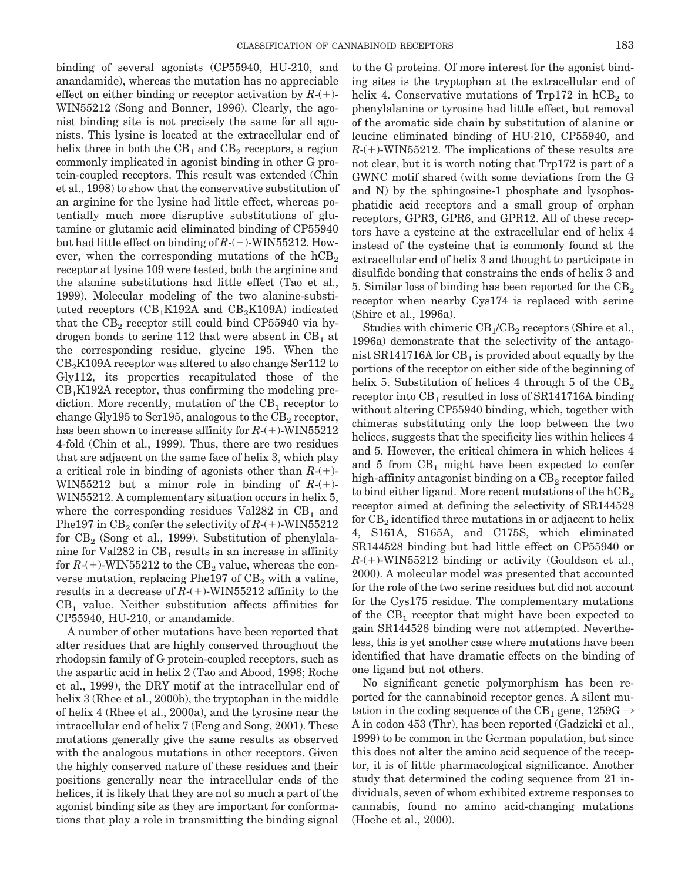binding of several agonists (CP55940, HU-210, and anandamide), whereas the mutation has no appreciable effect on either binding or receptor activation by *R*-(+)-WIN55212 (Song and Bonner, 1996). Clearly, the agonist binding site is not precisely the same for all agonists. This lysine is located at the extracellular end of helix three in both the $CB_1$ and $CB_2$ receptors, a region commonly implicated in agonist binding in other G protein-coupled receptors. This result was extended (Chin et al., 1998) to show that the conservative substitution of an arginine for the lysine had little effect, whereas potentially much more disruptive substitutions of glutamine or glutamic acid eliminated binding of CP55940 but had little effect on binding of *R*-(+)-WIN55212. However, when the corresponding mutations of the $hCB_2$ receptor at lysine 109 were tested, both the arginine and the alanine substitutions had little effect (Tao et al., 1999). Molecular modeling of the two alanine-substituted receptors ($CB_1K192A$ and $CB_2K109A$) indicated that the $CB_2$ receptor still could bind CP55940 via hydrogen bonds to serine 112 that were absent in $CB_1$ at the corresponding residue, glycine 195. When the $CB_2K109A$ receptor was altered to also change Ser112 to Gly112, its properties recapitulated those of the $CB_1K192A$ receptor, thus confirming the modeling prediction. More recently, mutation of the $CB_1$ receptor to change Gly195 to Ser195, analogous to the $CB_2$ receptor, has been shown to increase affinity for *R*-(+)-WIN55212 4-fold (Chin et al., 1999). Thus, there are two residues that are adjacent on the same face of helix 3, which play a critical role in binding of agonists other than *R*-(+)-WIN55212 but a minor role in binding of *R*-(+)-WIN55212. A complementary situation occurs in helix 5, where the corresponding residues Val282 in $CB_1$ and Phe197 in $CB_2$ confer the selectivity of *R*-(+)-WIN55212 for $CB_2$ (Song et al., 1999). Substitution of phenylalanine for Val282 in $CB_1$ results in an increase in affinity for *R*-(+)-WIN55212 to the $CB_2$ value, whereas the converse mutation, replacing Phe197 of $CB_2$ with a valine, results in a decrease of *R*-(+)-WIN55212 affinity to the $CB_1$ value. Neither substitution affects affinities for CP55940, HU-210, or anandamide.

A number of other mutations have been reported that alter residues that are highly conserved throughout the rhodopsin family of G protein-coupled receptors, such as the aspartic acid in helix 2 (Tao and Abood, 1998; Roche et al., 1999), the DRY motif at the intracellular end of helix 3 (Rhee et al., 2000b), the tryptophan in the middle of helix 4 (Rhee et al., 2000a), and the tyrosine near the intracellular end of helix 7 (Feng and Song, 2001). These mutations generally give the same results as observed with the analogous mutations in other receptors. Given the highly conserved nature of these residues and their positions generally near the intracellular ends of the helices, it is likely that they are not so much a part of the agonist binding site as they are important for conformations that play a role in transmitting the binding signal to the G proteins. Of more interest for the agonist binding sites is the tryptophan at the extracellular end of helix 4. Conservative mutations of Trp172 in $hCB_2$ to phenylalanine or tyrosine had little effect, but removal of the aromatic side chain by substitution of alanine or leucine eliminated binding of HU-210, CP55940, and *R*-(+)-WIN55212. The implications of these results are not clear, but it is worth noting that Trp172 is part of a GWNC motif shared (with some deviations from the G and N) by the sphingosine-1 phosphate and lysophosphatidic acid receptors and a small group of orphan receptors, GPR3, GPR6, and GPR12. All of these receptors have a cysteine at the extracellular end of helix 4 instead of the cysteine that is commonly found at the extracellular end of helix 3 and thought to participate in disulfide bonding that constrains the ends of helix 3 and 5. Similar loss of binding has been reported for the $CB_2$ receptor when nearby Cys174 is replaced with serine (Shire et al., 1996a).

Studies with chimeric $CB_1/CB_2$ receptors (Shire et al., 1996a) demonstrate that the selectivity of the antagonist SR141716A for $CB_1$ is provided about equally by the portions of the receptor on either side of the beginning of helix 5. Substitution of helices 4 through 5 of the $CB_2$ receptor into $CB_1$ resulted in loss of SR141716A binding without altering CP55940 binding, which, together with chimeras substituting only the loop between the two helices, suggests that the specificity lies within helices 4 and 5. However, the critical chimera in which helices 4 and 5 from $CB_1$ might have been expected to confer high-affinity antagonist binding on a $CB_2$ receptor failed to bind either ligand. More recent mutations of the $hCB_2$ receptor aimed at defining the selectivity of SR144528 for $CB_2$ identified three mutations in or adjacent to helix 4, S161A, S165A, and C175S, which eliminated SR144528 binding but had little effect on CP55940 or *R*-(+)-WIN55212 binding or activity (Gouldson et al., 2000). A molecular model was presented that accounted for the role of the two serine residues but did not account for the Cys175 residue. The complementary mutations of the $CB_1$ receptor that might have been expected to gain SR144528 binding were not attempted. Nevertheless, this is yet another case where mutations have been identified that have dramatic effects on the binding of one ligand but not others.

No significant genetic polymorphism has been reported for the cannabinoid receptor genes. A silent mutation in the coding sequence of the $CB_1$ gene, 1259G → A in codon 453 (Thr), has been reported (Gadzicki et al., 1999) to be common in the German population, but since this does not alter the amino acid sequence of the receptor, it is of little pharmacological significance. Another study that determined the coding sequence from 21 individuals, seven of whom exhibited extreme responses to cannabis, found no amino acid-changing mutations (Hoehe et al., 2000).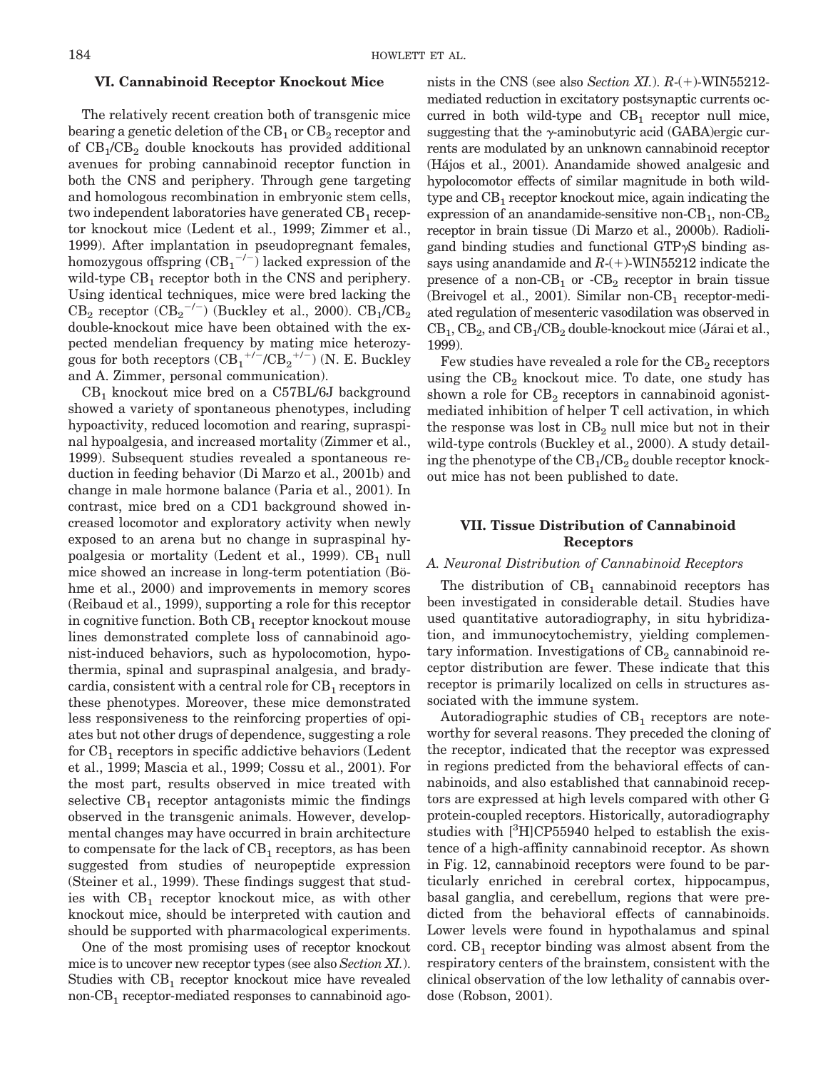## VI. Cannabinoid Receptor Knockout Mice

The relatively recent creation both of transgenic mice bearing a genetic deletion of the $CB_1$ or $CB_2$ receptor and of $CB_1/CB_2$ double knockouts has provided additional avenues for probing cannabinoid receptor function in both the CNS and periphery. Through gene targeting and homologous recombination in embryonic stem cells, two independent laboratories have generated $CB_1$ receptor knockout mice (Ledent et al., 1999; Zimmer et al., 1999). After implantation in pseudopregnant females, homozygous offspring ($CB_1^{-/-}$) lacked expression of the wild-type $CB_1$ receptor both in the CNS and periphery. Using identical techniques, mice were bred lacking the $CB_2$ receptor ($CB_2^{-/-}$) (Buckley et al., 2000). $CB_1/CB_2$ double-knockout mice have been obtained with the expected mendelian frequency by mating mice heterozygous for both receptors ($CB_1^{+/-}/CB_2^{+/-}$) (N. E. Buckley and A. Zimmer, personal communication).

$CB_1$ knockout mice bred on a C57BL/6J background showed a variety of spontaneous phenotypes, including hypoactivity, reduced locomotion and rearing, supraspinal hypoalgesia, and increased mortality (Zimmer et al., 1999). Subsequent studies revealed a spontaneous reduction in feeding behavior (Di Marzo et al., 2001b) and change in male hormone balance (Paria et al., 2001). In contrast, mice bred on a CD1 background showed increased locomotor and exploratory activity when newly exposed to an arena but no change in supraspinal hypoalgesia or mortality (Ledent et al., 1999). $CB_1$ null mice showed an increase in long-term potentiation (Böhme et al., 2000) and improvements in memory scores (Reibaud et al., 1999), supporting a role for this receptor in cognitive function. Both $CB_1$ receptor knockout mouse lines demonstrated complete loss of cannabinoid agonist-induced behaviors, such as hypolocomotion, hypothermia, spinal and supraspinal analgesia, and bradycardia, consistent with a central role for $CB_1$ receptors in these phenotypes. Moreover, these mice demonstrated less responsiveness to the reinforcing properties of opiates but not other drugs of dependence, suggesting a role for $CB_1$ receptors in specific addictive behaviors (Ledent et al., 1999; Mascia et al., 1999; Cossu et al., 2001). For the most part, results observed in mice treated with selective $CB_1$ receptor antagonists mimic the findings observed in the transgenic animals. However, developmental changes may have occurred in brain architecture to compensate for the lack of $CB_1$ receptors, as has been suggested from studies of neuropeptide expression (Steiner et al., 1999). These findings suggest that studies with $CB_1$ receptor knockout mice, as with other knockout mice, should be interpreted with caution and should be supported with pharmacological experiments.

One of the most promising uses of receptor knockout mice is to uncover new receptor types (see also *Section XI.*). Studies with $CB_1$ receptor knockout mice have revealed non-$CB_1$ receptor-mediated responses to cannabinoid agonists in the CNS (see also *Section XI.*). *R*-(+)-WIN55212-mediated reduction in excitatory postsynaptic currents occurred in both wild-type and $CB_1$ receptor null mice, suggesting that the γ-aminobutyric acid (GABA)ergic currents are modulated by an unknown cannabinoid receptor (Hájos et al., 2001). Anandamide showed analgesic and hypolocomotor effects of similar magnitude in both wild-type and $CB_1$ receptor knockout mice, again indicating the expression of an anandamide-sensitive non-$CB_1$, non-$CB_2$ receptor in brain tissue (Di Marzo et al., 2000b). Radioligand binding studies and functional GTPγS binding assays using anandamide and *R*-(+)-WIN55212 indicate the presence of a non-$CB_1$ or -$CB_2$ receptor in brain tissue (Breivogel et al., 2001). Similar non-$CB_1$ receptor-mediated regulation of mesenteric vasodilation was observed in $CB_1$, $CB_2$, and $CB_1/CB_2$ double-knockout mice (Járai et al., 1999).

Few studies have revealed a role for the $CB_2$ receptors using the $CB_2$ knockout mice. To date, one study has shown a role for $CB_2$ receptors in cannabinoid agonist-mediated inhibition of helper T cell activation, in which the response was lost in $CB_2$ null mice but not in their wild-type controls (Buckley et al., 2000). A study detailing the phenotype of the $CB_1/CB_2$ double receptor knockout mice has not been published to date.

## VII. Tissue Distribution of Cannabinoid Receptors

### A. Neuronal Distribution of Cannabinoid Receptors

The distribution of $CB_1$ cannabinoid receptors has been investigated in considerable detail. Studies have used quantitative autoradiography, in situ hybridization, and immunocytochemistry, yielding complementary information. Investigations of $CB_2$ cannabinoid receptor distribution are fewer. These indicate that this receptor is primarily localized on cells in structures associated with the immune system.

Autoradiographic studies of $CB_1$ receptors are noteworthy for several reasons. They preceded the cloning of the receptor, indicated that the receptor was expressed in regions predicted from the behavioral effects of cannabinoids, and also established that cannabinoid receptors are expressed at high levels compared with other G protein-coupled receptors. Historically, autoradiography studies with [$^3$H]CP55940 helped to establish the existence of a high-affinity cannabinoid receptor. As shown in Fig. 12, cannabinoid receptors were found to be particularly enriched in cerebral cortex, hippocampus, basal ganglia, and cerebellum, regions that were predicted from the behavioral effects of cannabinoids. Lower levels were found in hypothalamus and spinal cord. $CB_1$ receptor binding was almost absent from the respiratory centers of the brainstem, consistent with the clinical observation of the low lethality of cannabis overdose (Robson, 2001).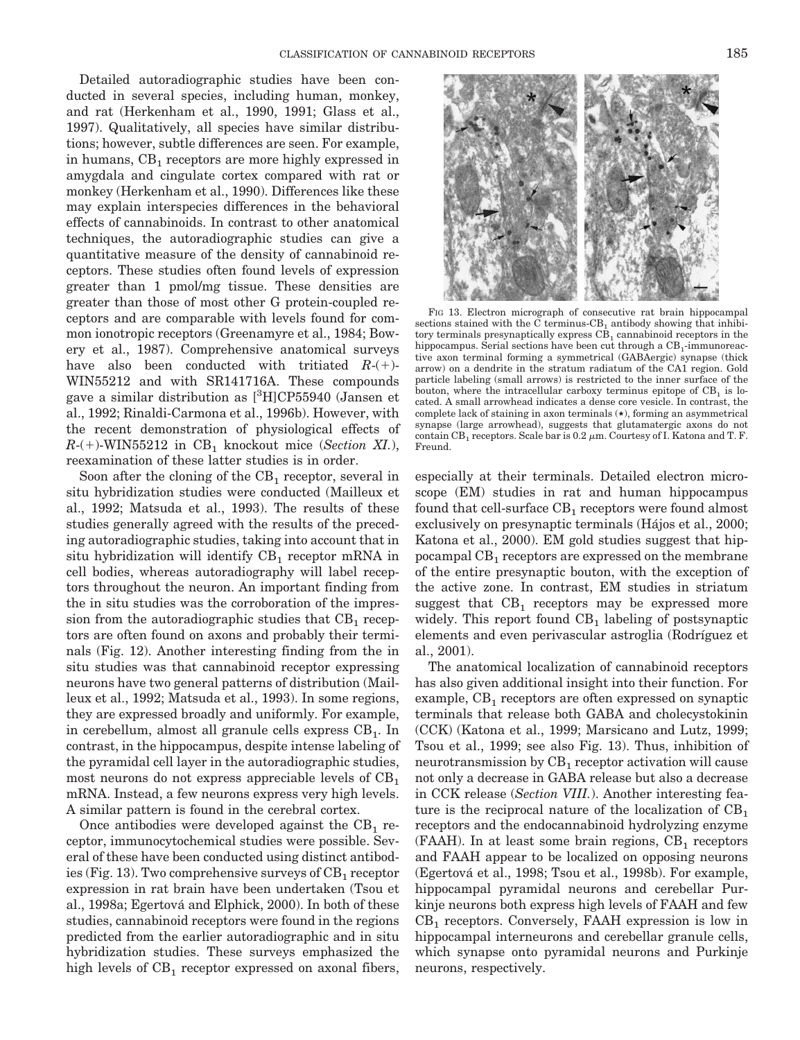Detailed autoradiographic studies have been conducted in several species, including human, monkey, and rat (Herkenham et al., 1990, 1991; Glass et al., 1997). Qualitatively, all species have similar distributions; however, subtle differences are seen. For example, in humans, $CB_1$ receptors are more highly expressed in amygdala and cingulate cortex compared with rat or monkey (Herkenham et al., 1990). Differences like these may explain interspecies differences in the behavioral effects of cannabinoids. In contrast to other anatomical techniques, the autoradiographic studies can give a quantitative measure of the density of cannabinoid receptors. These studies often found levels of expression greater than 1 pmol/mg tissue. These densities are greater than those of most other G protein-coupled receptors and are comparable with levels found for common ionotropic receptors (Greenamyre et al., 1984; Bowery et al., 1987). Comprehensive anatomical surveys have also been conducted with tritiated *R*-(+)-WIN55212 and with SR141716A. These compounds gave a similar distribution as [$^3$H]CP55940 (Jansen et al., 1992; Rinaldi-Carmona et al., 1996b). However, with the recent demonstration of physiological effects of *R*-(+)-WIN55212 in $CB_1$ knockout mice (*Section XI.*), reexamination of these latter studies is in order.

Soon after the cloning of the $CB_1$ receptor, several in situ hybridization studies were conducted (Mailleux et al., 1992; Matsuda et al., 1993). The results of these studies generally agreed with the results of the preceding autoradiographic studies, taking into account that in situ hybridization will identify $CB_1$ receptor mRNA in cell bodies, whereas autoradiography will label receptors throughout the neuron. An important finding from the in situ studies was the corroboration of the impression from the autoradiographic studies that $CB_1$ receptors are often found on axons and probably their terminals (Fig. 12). Another interesting finding from the in situ studies was that cannabinoid receptor expressing neurons have two general patterns of distribution (Mailleux et al., 1992; Matsuda et al., 1993). In some regions, they are expressed broadly and uniformly. For example, in cerebellum, almost all granule cells express $CB_1$. In contrast, in the hippocampus, despite intense labeling of the pyramidal cell layer in the autoradiographic studies, most neurons do not express appreciable levels of $CB_1$ mRNA. Instead, a few neurons express very high levels. A similar pattern is found in the cerebral cortex.

Once antibodies were developed against the $CB_1$ receptor, immunocytochemical studies were possible. Several of these have been conducted using distinct antibodies (Fig. 13). Two comprehensive surveys of $CB_1$ receptor expression in rat brain have been undertaken (Tsou et al., 1998a; Egertová and Elphick, 2000). In both of these studies, cannabinoid receptors were found in the regions predicted from the earlier autoradiographic and in situ hybridization studies. These surveys emphasized the high levels of $CB_1$ receptor expressed on axonal fibers, especially at their terminals. Detailed electron microscope (EM) studies in rat and human hippocampus found that cell-surface $CB_1$ receptors were found almost exclusively on presynaptic terminals (Hájos et al., 2000; Katona et al., 2000). EM gold studies suggest that hippocampal $CB_1$ receptors are expressed on the membrane of the entire presynaptic bouton, with the exception of the active zone. In contrast, EM studies in striatum suggest that $CB_1$ receptors may be expressed more widely. This report found $CB_1$ labeling of postsynaptic elements and even perivascular astroglia (Rodríguez et al., 2001).

FIG 13. Electron micrograph of consecutive rat brain hippocampal sections stained with the C terminus-$CB_1$ antibody showing that inhibitory terminals presynaptically express $CB_1$ cannabinoid receptors in the hippocampus. Serial sections have been cut through a $CB_1$-immunoreactive axon terminal forming a symmetrical (GABAergic) synapse (thick arrow) on a dendrite in the stratum radiatum of the CA1 region. Gold particle labeling (small arrows) is restricted to the inner surface of the bouton, where the intracellular carboxy terminus epitope of $CB_1$ is located. A small arrowhead indicates a dense core vesicle. In contrast, the complete lack of staining in axon terminals (*), forming an asymmetrical synapse (large arrowhead), suggests that glutamatergic axons do not contain $CB_1$ receptors. Scale bar is 0.2 μm. Courtesy of I. Katona and T. F. Freund.

The anatomical localization of cannabinoid receptors has also given additional insight into their function. For example, $CB_1$ receptors are often expressed on synaptic terminals that release both GABA and cholecystokinin (CCK) (Katona et al., 1999; Marsicano and Lutz, 1999; Tsou et al., 1999; see also Fig. 13). Thus, inhibition of neurotransmission by $CB_1$ receptor activation will cause not only a decrease in GABA release but also a decrease in CCK release (*Section VIII.*). Another interesting feature is the reciprocal nature of the localization of $CB_1$ receptors and the endocannabinoid hydrolyzing enzyme (FAAH). In at least some brain regions, $CB_1$ receptors and FAAH appear to be localized on opposing neurons (Egertová et al., 1998; Tsou et al., 1998b). For example, hippocampal pyramidal neurons and cerebellar Purkinje neurons both express high levels of FAAH and few $CB_1$ receptors. Conversely, FAAH expression is low in hippocampal interneurons and cerebellar granule cells, which synapse onto pyramidal neurons and Purkinje neurons, respectively.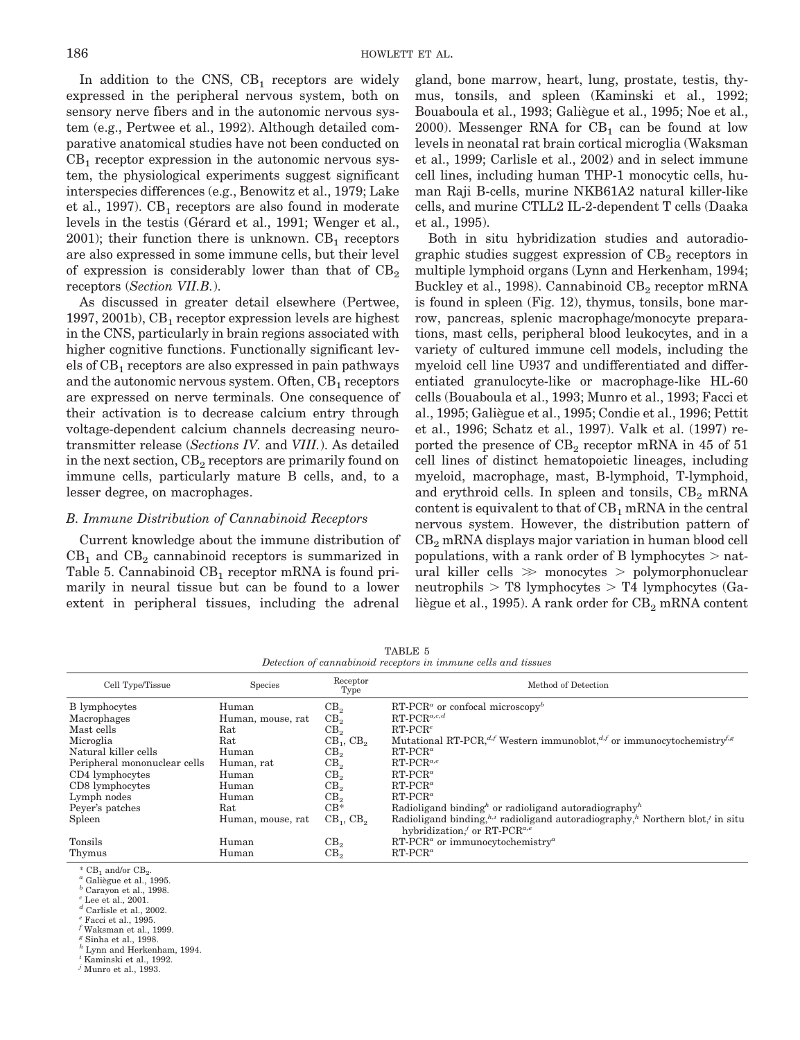In addition to the CNS, $CB_1$ receptors are widely expressed in the peripheral nervous system, both on sensory nerve fibers and in the autonomic nervous system (e.g., Pertwee et al., 1992). Although detailed comparative anatomical studies have not been conducted on $CB_1$ receptor expression in the autonomic nervous system, the physiological experiments suggest significant interspecies differences (e.g., Benowitz et al., 1979; Lake et al., 1997). $CB_1$ receptors are also found in moderate levels in the testis (Gérard et al., 1991; Wenger et al., 2001); their function there is unknown. $CB_1$ receptors are also expressed in some immune cells, but their level of expression is considerably lower than that of $CB_2$ receptors (*Section VII.B.*).

As discussed in greater detail elsewhere (Pertwee, 1997, 2001b), $CB_1$ receptor expression levels are highest in the CNS, particularly in brain regions associated with higher cognitive functions. Functionally significant levels of $CB_1$ receptors are also expressed in pain pathways and the autonomic nervous system. Often, $CB_1$ receptors are expressed on nerve terminals. One consequence of their activation is to decrease calcium entry through voltage-dependent calcium channels decreasing neurotransmitter release (*Sections IV.* and *VIII.*). As detailed in the next section, $CB_2$ receptors are primarily found on immune cells, particularly mature B cells, and, to a lesser degree, on macrophages.

### *B. Immune Distribution of Cannabinoid Receptors*

Current knowledge about the immune distribution of $CB_1$ and $CB_2$ cannabinoid receptors is summarized in Table 5. Cannabinoid $CB_1$ receptor mRNA is found primarily in neural tissue but can be found to a lower extent in peripheral tissues, including the adrenal gland, bone marrow, heart, lung, prostate, testis, thymus, tonsils, and spleen (Kaminski et al., 1992; Bouaboula et al., 1993; Galiègue et al., 1995; Noe et al., 2000). Messenger RNA for $CB_1$ can be found at low levels in neonatal rat brain cortical microglia (Waksman et al., 1999; Carlisle et al., 2002) and in select immune cell lines, including human THP-1 monocytic cells, human Raji B-cells, murine NKB61A2 natural killer-like cells, and murine CTLL2 IL-2-dependent T cells (Daaka et al., 1995).

Both in situ hybridization studies and autoradiographic studies suggest expression of $CB_2$ receptors in multiple lymphoid organs (Lynn and Herkenham, 1994; Buckley et al., 1998). Cannabinoid $CB_2$ receptor mRNA is found in spleen (Fig. 12), thymus, tonsils, bone marrow, pancreas, splenic macrophage/monocyte preparations, mast cells, peripheral blood leukocytes, and in a variety of cultured immune cell models, including the myeloid cell line U937 and undifferentiated and differentiated granulocyte-like or macrophage-like HL-60 cells (Bouaboula et al., 1993; Munro et al., 1993; Facci et al., 1995; Galiègue et al., 1995; Condie et al., 1996; Pettit et al., 1996; Schatz et al., 1997). Valk et al. (1997) reported the presence of $CB_2$ receptor mRNA in 45 of 51 cell lines of distinct hematopoietic lineages, including myeloid, macrophage, mast, B-lymphoid, T-lymphoid, and erythroid cells. In spleen and tonsils, $CB_2$ mRNA content is equivalent to that of $CB_1$ mRNA in the central nervous system. However, the distribution pattern of $CB_2$ mRNA displays major variation in human blood cell populations, with a rank order of B lymphocytes > natural killer cells ≫ monocytes > polymorphonuclear neutrophils > T8 lymphocytes > T4 lymphocytes (Galiègue et al., 1995). A rank order for $CB_2$ mRNA content

TABLE 5
*Detection of cannabinoid receptors in immune cells and tissues*

| Cell Type/Tissue | Species | Receptor Type | Method of Detection |
|---|---|---|---|
| B lymphocytes | Human | $CB_2$ | RT-PCR[a] or confocal microscopy[b] |
| Macrophages | Human, mouse, rat | $CB_2$ | RT-PCR[a,c,d] |
| Mast cells | Rat | $CB_2$ | RT-PCR[e] |
| Microglia | Rat | $CB_1$, $CB_2$ | Mutational RT-PCR,[d,f] Western immunoblot,[d,f] or immunocytochemistry[f,g] |
| Natural killer cells | Human | $CB_2$ | RT-PCR[a] |
| Peripheral mononuclear cells | Human, rat | $CB_2$ | RT-PCR[a,e] |
| CD4 lymphocytes | Human | $CB_2$ | RT-PCR[a] |
| CD8 lymphocytes | Human | $CB_2$ | RT-PCR[a] |
| Lymph nodes | Human | $CB_2$ | RT-PCR[a] |
| Peyer's patches | Rat | CB* | Radioligand binding[h] or radioligand autoradiography[h] |
| Spleen | Human, mouse, rat | $CB_1$, $CB_2$ | Radioligand binding,[h,i] radioligand autoradiography,[h] Northern blot,[j] in situ hybridization,[j] or RT-PCR[a,e] |
| Tonsils | Human | $CB_2$ | RT-PCR[a] or immunocytochemistry[a] |
| Thymus | Human | $CB_2$ | RT-PCR[a] |

\* $CB_1$ and/or $CB_2$.
[a] Galiègue et al., 1995.
[b] Carayon et al., 1998.
[c] Lee et al., 2001.
[d] Carlisle et al., 2002.
[e] Facci et al., 1995.
[f] Waksman et al., 1999.
[g] Sinha et al., 1998.
[h] Lynn and Herkenham, 1994.
[i] Kaminski et al., 1992.
[j] Munro et al., 1993.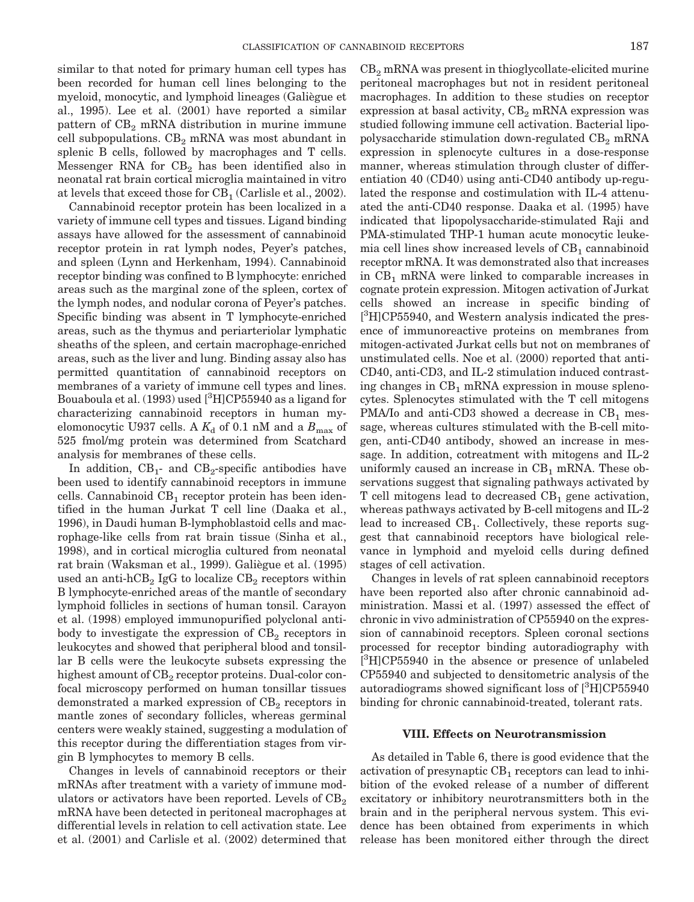similar to that noted for primary human cell types has been recorded for human cell lines belonging to the myeloid, monocytic, and lymphoid lineages (Galiègue et al., 1995). Lee et al. (2001) have reported a similar pattern of $CB_2$ mRNA distribution in murine immune cell subpopulations. $CB_2$ mRNA was most abundant in splenic B cells, followed by macrophages and T cells. Messenger RNA for $CB_2$ has been identified also in neonatal rat brain cortical microglia maintained in vitro at levels that exceed those for $CB_1$ (Carlisle et al., 2002).

Cannabinoid receptor protein has been localized in a variety of immune cell types and tissues. Ligand binding assays have allowed for the assessment of cannabinoid receptor protein in rat lymph nodes, Peyer's patches, and spleen (Lynn and Herkenham, 1994). Cannabinoid receptor binding was confined to B lymphocyte: enriched areas such as the marginal zone of the spleen, cortex of the lymph nodes, and nodular corona of Peyer's patches. Specific binding was absent in T lymphocyte-enriched areas, such as the thymus and periarteriolar lymphatic sheaths of the spleen, and certain macrophage-enriched areas, such as the liver and lung. Binding assay also has permitted quantitation of cannabinoid receptors on membranes of a variety of immune cell types and lines. Bouaboula et al. (1993) used [$^3$H]CP55940 as a ligand for characterizing cannabinoid receptors in human myelomonocytic U937 cells. A $K_d$ of 0.1 nM and a $B_{max}$ of 525 fmol/mg protein was determined from Scatchard analysis for membranes of these cells.

In addition, $CB_1$- and $CB_2$-specific antibodies have been used to identify cannabinoid receptors in immune cells. Cannabinoid $CB_1$ receptor protein has been identified in the human Jurkat T cell line (Daaka et al., 1996), in Daudi human B-lymphoblastoid cells and macrophage-like cells from rat brain tissue (Sinha et al., 1998), and in cortical microglia cultured from neonatal rat brain (Waksman et al., 1999). Galiègue et al. (1995) used an anti-h$CB_2$ IgG to localize $CB_2$ receptors within B lymphocyte-enriched areas of the mantle of secondary lymphoid follicles in sections of human tonsil. Carayon et al. (1998) employed immunopurified polyclonal antibody to investigate the expression of $CB_2$ receptors in leukocytes and showed that peripheral blood and tonsillar B cells were the leukocyte subsets expressing the highest amount of $CB_2$ receptor proteins. Dual-color confocal microscopy performed on human tonsillar tissues demonstrated a marked expression of $CB_2$ receptors in mantle zones of secondary follicles, whereas germinal centers were weakly stained, suggesting a modulation of this receptor during the differentiation stages from virgin B lymphocytes to memory B cells.

Changes in levels of cannabinoid receptors or their mRNAs after treatment with a variety of immune modulators or activators have been reported. Levels of $CB_2$ mRNA have been detected in peritoneal macrophages at differential levels in relation to cell activation state. Lee et al. (2001) and Carlisle et al. (2002) determined that $CB_2$ mRNA was present in thioglycollate-elicited murine peritoneal macrophages but not in resident peritoneal macrophages. In addition to these studies on receptor expression at basal activity, $CB_2$ mRNA expression was studied following immune cell activation. Bacterial lipopolysaccharide stimulation down-regulated $CB_2$ mRNA expression in splenocyte cultures in a dose-response manner, whereas stimulation through cluster of differentiation 40 (CD40) using anti-CD40 antibody up-regulated the response and costimulation with IL-4 attenuated the anti-CD40 response. Daaka et al. (1995) have indicated that lipopolysaccharide-stimulated Raji and PMA-stimulated THP-1 human acute monocytic leukemia cell lines show increased levels of $CB_1$ cannabinoid receptor mRNA. It was demonstrated also that increases in $CB_1$ mRNA were linked to comparable increases in cognate protein expression. Mitogen activation of Jurkat cells showed an increase in specific binding of [$^3$H]CP55940, and Western analysis indicated the presence of immunoreactive proteins on membranes from mitogen-activated Jurkat cells but not on membranes of unstimulated cells. Noe et al. (2000) reported that anti-CD40, anti-CD3, and IL-2 stimulation induced contrasting changes in $CB_1$ mRNA expression in mouse splenocytes. Splenocytes stimulated with the T cell mitogens PMA/Io and anti-CD3 showed a decrease in $CB_1$ message, whereas cultures stimulated with the B-cell mitogen, anti-CD40 antibody, showed an increase in message. In addition, cotreatment with mitogens and IL-2 uniformly caused an increase in $CB_1$ mRNA. These observations suggest that signaling pathways activated by T cell mitogens lead to decreased $CB_1$ gene activation, whereas pathways activated by B-cell mitogens and IL-2 lead to increased $CB_1$. Collectively, these reports suggest that cannabinoid receptors have biological relevance in lymphoid and myeloid cells during defined stages of cell activation.

Changes in levels of rat spleen cannabinoid receptors have been reported also after chronic cannabinoid administration. Massi et al. (1997) assessed the effect of chronic in vivo administration of CP55940 on the expression of cannabinoid receptors. Spleen coronal sections processed for receptor binding autoradiography with [$^3$H]CP55940 in the absence or presence of unlabeled CP55940 and subjected to densitometric analysis of the autoradiograms showed significant loss of [$^3$H]CP55940 binding for chronic cannabinoid-treated, tolerant rats.

## VIII. Effects on Neurotransmission

As detailed in Table 6, there is good evidence that the activation of presynaptic $CB_1$ receptors can lead to inhibition of the evoked release of a number of different excitatory or inhibitory neurotransmitters both in the brain and in the peripheral nervous system. This evidence has been obtained from experiments in which release has been monitored either through the direct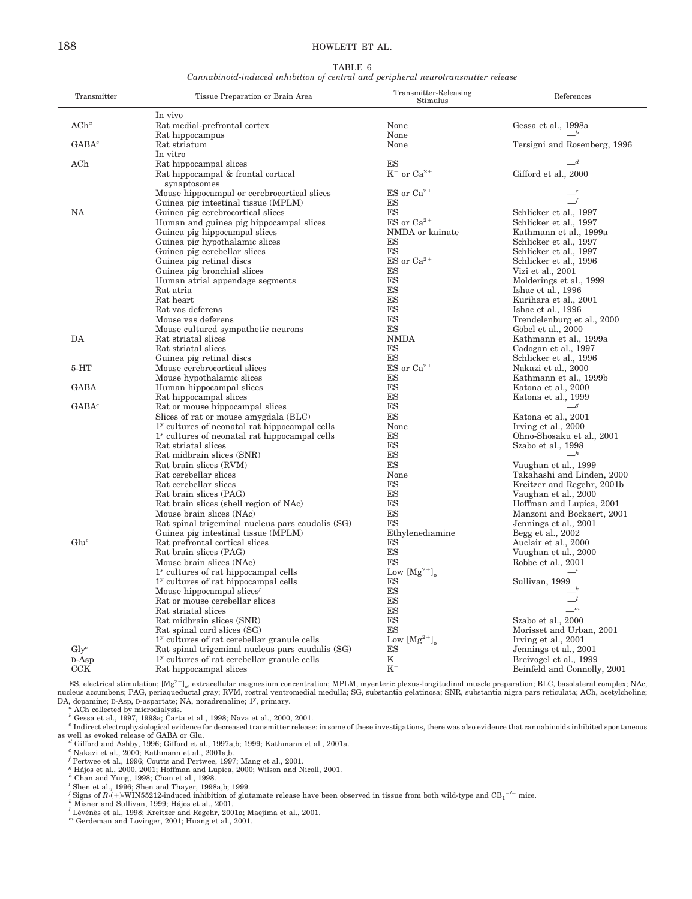TABLE 6

*Cannabinoid-induced inhibition of central and peripheral neurotransmitter release*

| Transmitter | Tissue Preparation or Brain Area | Transmitter-Releasing Stimulus | References |
|---|---|---|---|
| | In vivo | | |
| ACh[a] | Rat medial-prefrontal cortex | None | Gessa et al., 1998a |
| | Rat hippocampus | None | —[b] |
| GABA[c] | Rat striatum | None | Tersigni and Rosenberg, 1996 |
| | In vitro | | |
| ACh | Rat hippocampal slices | ES | —[d] |
| | Rat hippocampal & frontal cortical synaptosomes | $K^+$ or $Ca^{2+}$ | Gifford et al., 2000 |
| | Mouse hippocampal or cerebrocortical slices | ES or $Ca^{2+}$ | —[e] |
| | Guinea pig intestinal tissue (MPLM) | ES | —[f] |
| NA | Guinea pig cerebrocortical slices | ES | Schlicker et al., 1997 |
| | Human and guinea pig hippocampal slices | ES or $Ca^{2+}$ | Schlicker et al., 1997 |
| | Guinea pig hippocampal slices | NMDA or kainate | Kathmann et al., 1999a |
| | Guinea pig hypothalamic slices | ES | Schlicker et al., 1997 |
| | Guinea pig cerebellar slices | ES | Schlicker et al., 1997 |
| | Guinea pig retinal discs | ES or $Ca^{2+}$ | Schlicker et al., 1996 |
| | Guinea pig bronchial slices | ES | Vizi et al., 2001 |
| | Human atrial appendage segments | ES | Molderings et al., 1999 |
| | Rat atria | ES | Ishac et al., 1996 |
| | Rat heart | ES | Kurihara et al., 2001 |
| | Rat vas deferens | ES | Ishac et al., 1996 |
| | Mouse vas deferens | ES | Trendelenburg et al., 2000 |
| | Mouse cultured sympathetic neurons | ES | Göbel et al., 2000 |
| DA | Rat striatal slices | NMDA | Kathmann et al., 1999a |
| | Rat striatal slices | ES | Cadogan et al., 1997 |
| | Guinea pig retinal discs | ES | Schlicker et al., 1996 |
| 5-HT | Mouse cerebrocortical slices | ES or $Ca^{2+}$ | Nakazi et al., 2000 |
| | Mouse hypothalamic slices | ES | Kathmann et al., 1999b |
| GABA | Human hippocampal slices | ES | Katona et al., 2000 |
| | Rat hippocampal slices | ES | Katona et al., 1999 |
| GABA[c] | Rat or mouse hippocampal slices | ES | —[g] |
| | Slices of rat or mouse amygdala (BLC) | ES | Katona et al., 2001 |
| | 1[y] cultures of neonatal rat hippocampal cells | None | Irving et al., 2000 |
| | 1[y] cultures of neonatal rat hippocampal cells | ES | Ohno-Shosaku et al., 2001 |
| | Rat striatal slices | ES | Szabo et al., 1998 |
| | Rat midbrain slices (SNR) | ES | —[h] |
| | Rat brain slices (RVM) | ES | Vaughan et al., 1999 |
| | Rat cerebellar slices | None | Takahashi and Linden, 2000 |
| | Rat cerebellar slices | ES | Kreitzer and Regehr, 2001b |
| | Rat brain slices (PAG) | ES | Vaughan et al., 2000 |
| | Rat brain slices (shell region of NAc) | ES | Hoffman and Lupica, 2001 |
| | Mouse brain slices (NAc) | ES | Manzoni and Bockaert, 2001 |
| | Rat spinal trigeminal nucleus pars caudalis (SG) | ES | Jennings et al., 2001 |
| | Guinea pig intestinal tissue (MPLM) | Ethylenediamine | Begg et al., 2002 |
| Glu[c] | Rat prefrontal cortical slices | ES | Auclair et al., 2000 |
| | Rat brain slices (PAG) | ES | Vaughan et al., 2000 |
| | Mouse brain slices (NAc) | ES | Robbe et al., 2001 |
| | 1[y] cultures of rat hippocampal cells | Low $[Mg^{2+}]_o$ | —[i] |
| | 1[y] cultures of rat hippocampal cells | ES | Sullivan, 1999 |
| | Mouse hippocampal slices[j] | ES | —[k] |
| | Rat or mouse cerebellar slices | ES | —[l] |
| | Rat striatal slices | ES | —[m] |
| | Rat midbrain slices (SNR) | ES | Szabo et al., 2000 |
| | Rat spinal cord slices (SG) | ES | Morisset and Urban, 2001 |
| | 1[y] cultures of rat cerebellar granule cells | Low $[Mg^{2+}]_o$ | Irving et al., 2001 |
| Gly[c] | Rat spinal trigeminal nucleus pars caudalis (SG) | ES | Jennings et al., 2001 |
| D-Asp | 1[y] cultures of rat cerebellar granule cells | $K^+$ | Breivogel et al., 1999 |
| CCK | Rat hippocampal slices | $K^+$ | Beinfeld and Connolly, 2001 |

ES, electrical stimulation; $[Mg^{2+}]_o$, extracellular magnesium concentration; MPLM, myenteric plexus-longitudinal muscle preparation; BLC, basolateral complex; NAc, nucleus accumbens; PAG, periaqueductal gray; RVM, rostral ventromedial medulla; SG, substantia gelatinosa; SNR, substantia nigra pars reticulata; ACh, acetylcholine; DA, dopamine; D-Asp, D-aspartate; NA, noradrenaline; 1[y], primary.

[a] ACh collected by microdialysis.

[b] Gessa et al., 1997, 1998a; Carta et al., 1998; Nava et al., 2000, 2001.

[c] Indirect electrophysiological evidence for decreased transmitter release: in some of these investigations, there was also evidence that cannabinoids inhibited spontaneous as well as evoked release of GABA or Glu.

[d] Gifford and Ashby, 1996; Gifford et al., 1997a,b; 1999; Kathmann et al., 2001a.

[e] Nakazi et al., 2000; Kathmann et al., 2001a,b.

[f] Pertwee et al., 1996; Coutts and Pertwee, 1997; Mang et al., 2001.

[g] Hájos et al., 2000, 2001; Hoffman and Lupica, 2000; Wilson and Nicoll, 2001.

[h] Chan and Yung, 1998; Chan et al., 1998.

[i] Shen et al., 1996; Shen and Thayer, 1998a,b; 1999.

[j] Signs of *R*-(+)-WIN55212-induced inhibition of glutamate release have been observed in tissue from both wild-type and $CB_1^{-/-}$ mice.

[k] Misner and Sullivan, 1999; Hájos et al., 2001.

[l] Lévénès et al., 1998; Kreitzer and Regehr, 2001a; Maejima et al., 2001.

[m] Gerdeman and Lovinger, 2001; Huang et al., 2001.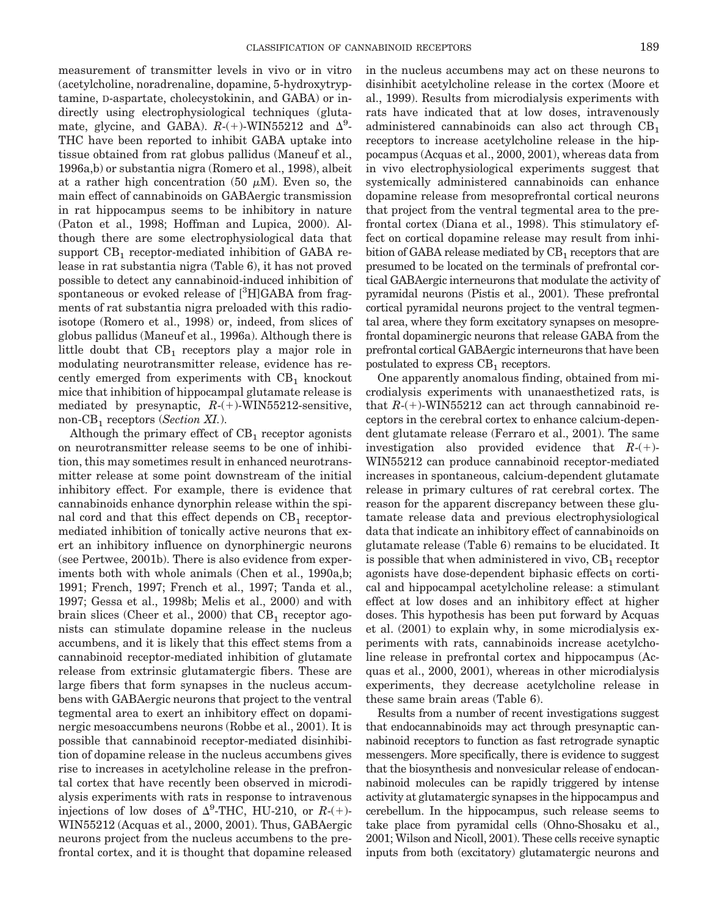measurement of transmitter levels in vivo or in vitro (acetylcholine, noradrenaline, dopamine, 5-hydroxytryptamine, D-aspartate, cholecystokinin, and GABA) or indirectly using electrophysiological techniques (glutamate, glycine, and GABA). *R*-(+)-WIN55212 and $\Delta^9$-THC have been reported to inhibit GABA uptake into tissue obtained from rat globus pallidus (Maneuf et al., 1996a,b) or substantia nigra (Romero et al., 1998), albeit at a rather high concentration (50 $\mu$M). Even so, the main effect of cannabinoids on GABAergic transmission in rat hippocampus seems to be inhibitory in nature (Paton et al., 1998; Hoffman and Lupica, 2000). Although there are some electrophysiological data that support $CB_1$ receptor-mediated inhibition of GABA release in rat substantia nigra (Table 6), it has not proved possible to detect any cannabinoid-induced inhibition of spontaneous or evoked release of [$^3$H]GABA from fragments of rat substantia nigra preloaded with this radioisotope (Romero et al., 1998) or, indeed, from slices of globus pallidus (Maneuf et al., 1996a). Although there is little doubt that $CB_1$ receptors play a major role in modulating neurotransmitter release, evidence has recently emerged from experiments with $CB_1$ knockout mice that inhibition of hippocampal glutamate release is mediated by presynaptic, *R*-(+)-WIN55212-sensitive, non-$CB_1$ receptors (*Section XI.*).

Although the primary effect of $CB_1$ receptor agonists on neurotransmitter release seems to be one of inhibition, this may sometimes result in enhanced neurotransmitter release at some point downstream of the initial inhibitory effect. For example, there is evidence that cannabinoids enhance dynorphin release within the spinal cord and that this effect depends on $CB_1$ receptor-mediated inhibition of tonically active neurons that exert an inhibitory influence on dynorphinergic neurons (see Pertwee, 2001b). There is also evidence from experiments both with whole animals (Chen et al., 1990a,b; 1991; French, 1997; French et al., 1997; Tanda et al., 1997; Gessa et al., 1998b; Melis et al., 2000) and with brain slices (Cheer et al., 2000) that $CB_1$ receptor agonists can stimulate dopamine release in the nucleus accumbens, and it is likely that this effect stems from a cannabinoid receptor-mediated inhibition of glutamate release from extrinsic glutamatergic fibers. These are large fibers that form synapses in the nucleus accumbens with GABAergic neurons that project to the ventral tegmental area to exert an inhibitory effect on dopaminergic mesoaccumbens neurons (Robbe et al., 2001). It is possible that cannabinoid receptor-mediated disinhibition of dopamine release in the nucleus accumbens gives rise to increases in acetylcholine release in the prefrontal cortex that have recently been observed in microdialysis experiments with rats in response to intravenous injections of low doses of $\Delta^9$-THC, HU-210, or *R*-(+)-WIN55212 (Acquas et al., 2000, 2001). Thus, GABAergic neurons project from the nucleus accumbens to the prefrontal cortex, and it is thought that dopamine released in the nucleus accumbens may act on these neurons to disinhibit acetylcholine release in the cortex (Moore et al., 1999). Results from microdialysis experiments with rats have indicated that at low doses, intravenously administered cannabinoids can also act through $CB_1$ receptors to increase acetylcholine release in the hippocampus (Acquas et al., 2000, 2001), whereas data from in vivo electrophysiological experiments suggest that systemically administered cannabinoids can enhance dopamine release from mesoprefrontal cortical neurons that project from the ventral tegmental area to the prefrontal cortex (Diana et al., 1998). This stimulatory effect on cortical dopamine release may result from inhibition of GABA release mediated by $CB_1$ receptors that are presumed to be located on the terminals of prefrontal cortical GABAergic interneurons that modulate the activity of pyramidal neurons (Pistis et al., 2001). These prefrontal cortical pyramidal neurons project to the ventral tegmental area, where they form excitatory synapses on mesoprefrontal dopaminergic neurons that release GABA from the prefrontal cortical GABAergic interneurons that have been postulated to express $CB_1$ receptors.

One apparently anomalous finding, obtained from microdialysis experiments with unanaesthetized rats, is that *R*-(+)-WIN55212 can act through cannabinoid receptors in the cerebral cortex to enhance calcium-dependent glutamate release (Ferraro et al., 2001). The same investigation also provided evidence that *R*-(+)-WIN55212 can produce cannabinoid receptor-mediated increases in spontaneous, calcium-dependent glutamate release in primary cultures of rat cerebral cortex. The reason for the apparent discrepancy between these glutamate release data and previous electrophysiological data that indicate an inhibitory effect of cannabinoids on glutamate release (Table 6) remains to be elucidated. It is possible that when administered in vivo, $CB_1$ receptor agonists have dose-dependent biphasic effects on cortical and hippocampal acetylcholine release: a stimulant effect at low doses and an inhibitory effect at higher doses. This hypothesis has been put forward by Acquas et al. (2001) to explain why, in some microdialysis experiments with rats, cannabinoids increase acetylcholine release in prefrontal cortex and hippocampus (Acquas et al., 2000, 2001), whereas in other microdialysis experiments, they decrease acetylcholine release in these same brain areas (Table 6).

Results from a number of recent investigations suggest that endocannabinoids may act through presynaptic cannabinoid receptors to function as fast retrograde synaptic messengers. More specifically, there is evidence to suggest that the biosynthesis and nonvesicular release of endocannabinoid molecules can be rapidly triggered by intense activity at glutamatergic synapses in the hippocampus and cerebellum. In the hippocampus, such release seems to take place from pyramidal cells (Ohno-Shosaku et al., 2001; Wilson and Nicoll, 2001). These cells receive synaptic inputs from both (excitatory) glutamatergic neurons and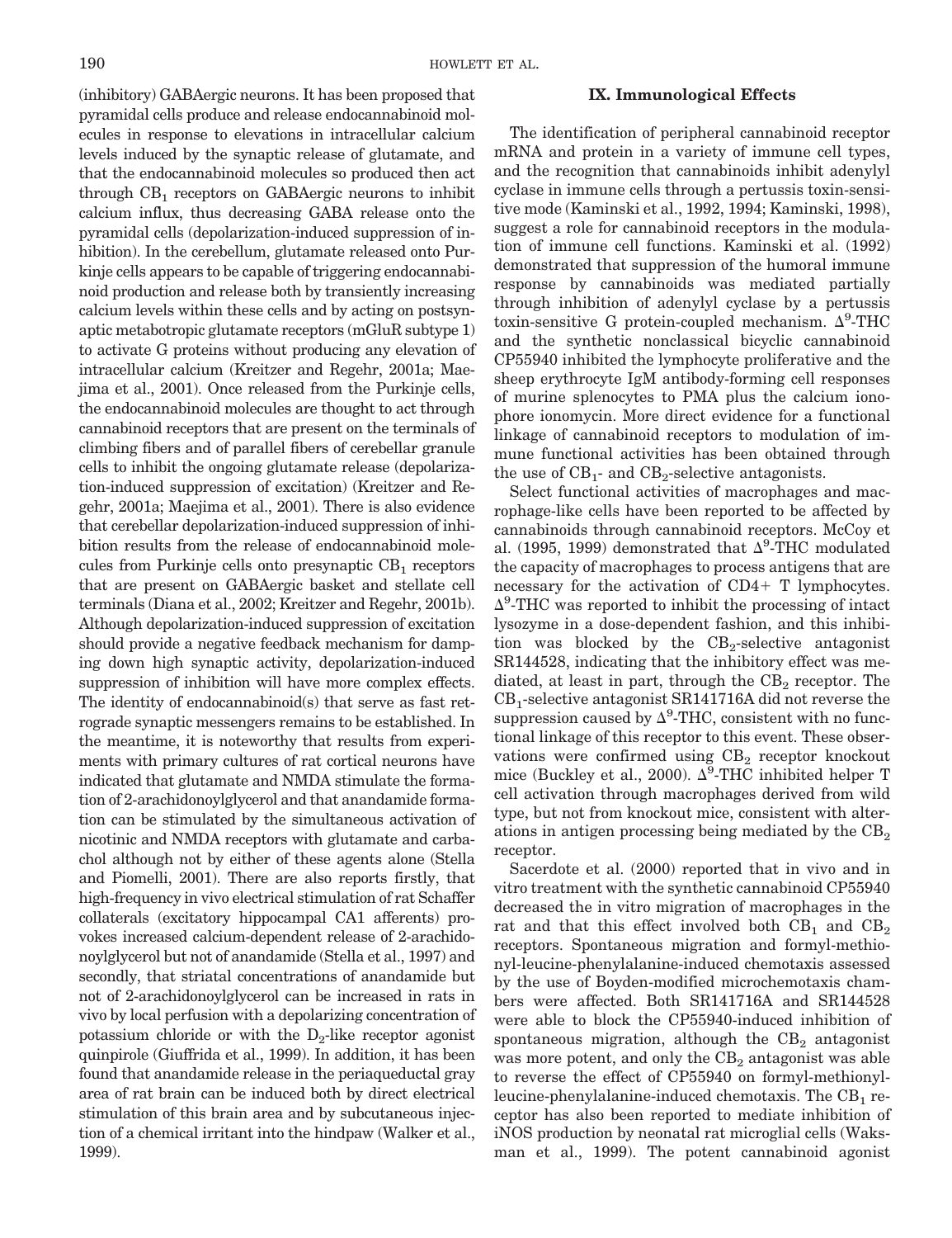(inhibitory) GABAergic neurons. It has been proposed that pyramidal cells produce and release endocannabinoid molecules in response to elevations in intracellular calcium levels induced by the synaptic release of glutamate, and that the endocannabinoid molecules so produced then act through $CB_1$ receptors on GABAergic neurons to inhibit calcium influx, thus decreasing GABA release onto the pyramidal cells (depolarization-induced suppression of inhibition). In the cerebellum, glutamate released onto Purkinje cells appears to be capable of triggering endocannabinoid production and release both by transiently increasing calcium levels within these cells and by acting on postsynaptic metabotropic glutamate receptors (mGluR subtype 1) to activate G proteins without producing any elevation of intracellular calcium (Kreitzer and Regehr, 2001a; Maejima et al., 2001). Once released from the Purkinje cells, the endocannabinoid molecules are thought to act through cannabinoid receptors that are present on the terminals of climbing fibers and of parallel fibers of cerebellar granule cells to inhibit the ongoing glutamate release (depolarization-induced suppression of excitation) (Kreitzer and Regehr, 2001a; Maejima et al., 2001). There is also evidence that cerebellar depolarization-induced suppression of inhibition results from the release of endocannabinoid molecules from Purkinje cells onto presynaptic $CB_1$ receptors that are present on GABAergic basket and stellate cell terminals (Diana et al., 2002; Kreitzer and Regehr, 2001b). Although depolarization-induced suppression of excitation should provide a negative feedback mechanism for damping down high synaptic activity, depolarization-induced suppression of inhibition will have more complex effects. The identity of endocannabinoid(s) that serve as fast retrograde synaptic messengers remains to be established. In the meantime, it is noteworthy that results from experiments with primary cultures of rat cortical neurons have indicated that glutamate and NMDA stimulate the formation of 2-arachidonoylglycerol and that anandamide formation can be stimulated by the simultaneous activation of nicotinic and NMDA receptors with glutamate and carbachol although not by either of these agents alone (Stella and Piomelli, 2001). There are also reports firstly, that high-frequency in vivo electrical stimulation of rat Schaffer collaterals (excitatory hippocampal CA1 afferents) provokes increased calcium-dependent release of 2-arachidonoylglycerol but not of anandamide (Stella et al., 1997) and secondly, that striatal concentrations of anandamide but not of 2-arachidonoylglycerol can be increased in rats in vivo by local perfusion with a depolarizing concentration of potassium chloride or with the $D_2$-like receptor agonist quinpirole (Giuffrida et al., 1999). In addition, it has been found that anandamide release in the periaqueductal gray area of rat brain can be induced both by direct electrical stimulation of this brain area and by subcutaneous injection of a chemical irritant into the hindpaw (Walker et al., 1999).

## IX. Immunological Effects

The identification of peripheral cannabinoid receptor mRNA and protein in a variety of immune cell types, and the recognition that cannabinoids inhibit adenylyl cyclase in immune cells through a pertussis toxin-sensitive mode (Kaminski et al., 1992, 1994; Kaminski, 1998), suggest a role for cannabinoid receptors in the modulation of immune cell functions. Kaminski et al. (1992) demonstrated that suppression of the humoral immune response by cannabinoids was mediated partially through inhibition of adenylyl cyclase by a pertussis toxin-sensitive G protein-coupled mechanism. $\Delta^9$-THC and the synthetic nonclassical bicyclic cannabinoid CP55940 inhibited the lymphocyte proliferative and the sheep erythrocyte IgM antibody-forming cell responses of murine splenocytes to PMA plus the calcium ionophore ionomycin. More direct evidence for a functional linkage of cannabinoid receptors to modulation of immune functional activities has been obtained through the use of $CB_1$- and $CB_2$-selective antagonists.

Select functional activities of macrophages and macrophage-like cells have been reported to be affected by cannabinoids through cannabinoid receptors. McCoy et al. (1995, 1999) demonstrated that $\Delta^9$-THC modulated the capacity of macrophages to process antigens that are necessary for the activation of CD4+ T lymphocytes. $\Delta^9$-THC was reported to inhibit the processing of intact lysozyme in a dose-dependent fashion, and this inhibition was blocked by the $CB_2$-selective antagonist SR144528, indicating that the inhibitory effect was mediated, at least in part, through the $CB_2$ receptor. The $CB_1$-selective antagonist SR141716A did not reverse the suppression caused by $\Delta^9$-THC, consistent with no functional linkage of this receptor to this event. These observations were confirmed using $CB_2$ receptor knockout mice (Buckley et al., 2000). $\Delta^9$-THC inhibited helper T cell activation through macrophages derived from wild type, but not from knockout mice, consistent with alterations in antigen processing being mediated by the $CB_2$ receptor.

Sacerdote et al. (2000) reported that in vivo and in vitro treatment with the synthetic cannabinoid CP55940 decreased the in vitro migration of macrophages in the rat and that this effect involved both $CB_1$ and $CB_2$ receptors. Spontaneous migration and formyl-methionyl-leucine-phenylalanine-induced chemotaxis assessed by the use of Boyden-modified microchemotaxis chambers were affected. Both SR141716A and SR144528 were able to block the CP55940-induced inhibition of spontaneous migration, although the $CB_2$ antagonist was more potent, and only the $CB_2$ antagonist was able to reverse the effect of CP55940 on formyl-methionyl-leucine-phenylalanine-induced chemotaxis. The $CB_1$ receptor has also been reported to mediate inhibition of iNOS production by neonatal rat microglial cells (Waksman et al., 1999). The potent cannabinoid agonist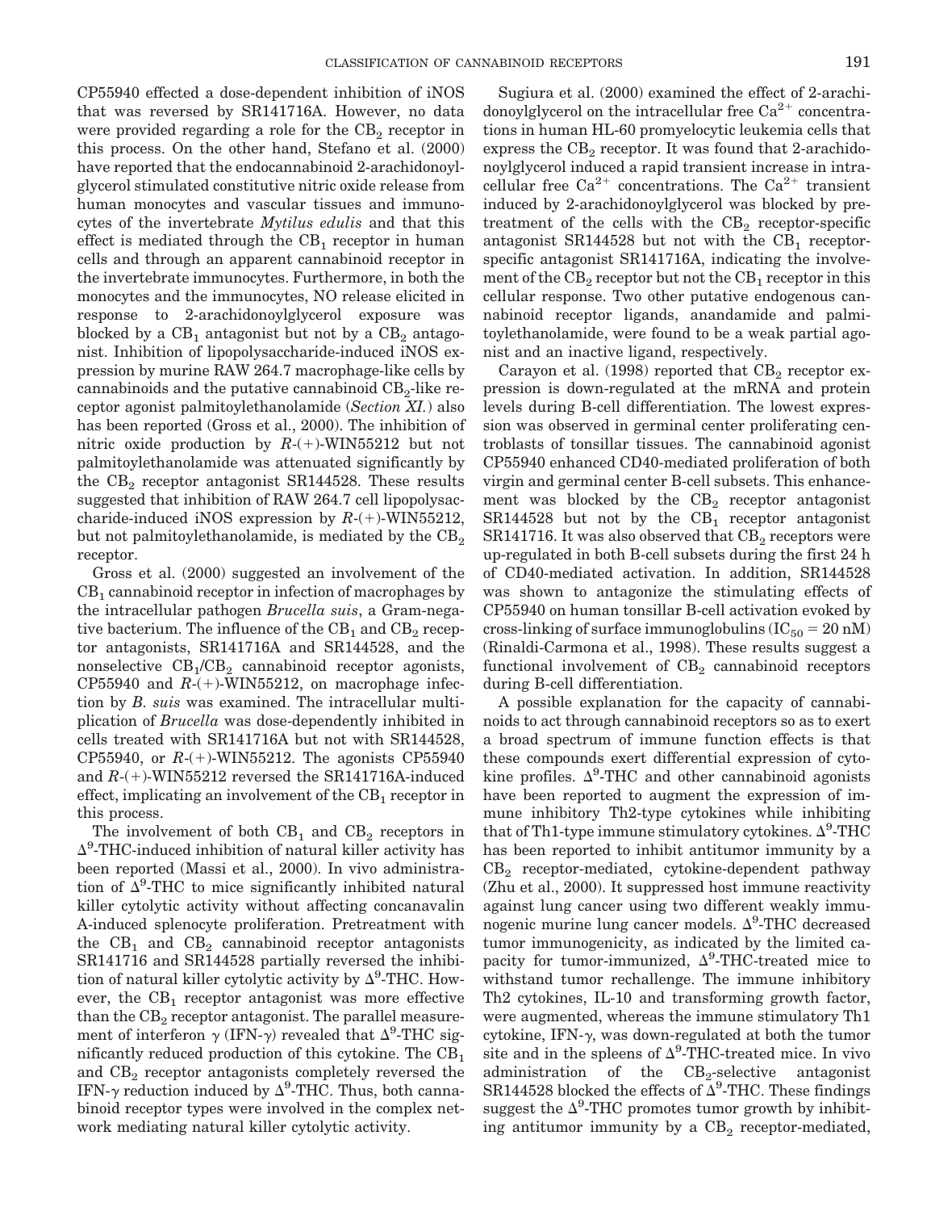CP55940 effected a dose-dependent inhibition of iNOS that was reversed by SR141716A. However, no data were provided regarding a role for the $CB_2$ receptor in this process. On the other hand, Stefano et al. (2000) have reported that the endocannabinoid 2-arachidonoylglycerol stimulated constitutive nitric oxide release from human monocytes and vascular tissues and immunocytes of the invertebrate *Mytilus edulis* and that this effect is mediated through the $CB_1$ receptor in human cells and through an apparent cannabinoid receptor in the invertebrate immunocytes. Furthermore, in both the monocytes and the immunocytes, NO release elicited in response to 2-arachidonoylglycerol exposure was blocked by a $CB_1$ antagonist but not by a $CB_2$ antagonist. Inhibition of lipopolysaccharide-induced iNOS expression by murine RAW 264.7 macrophage-like cells by cannabinoids and the putative cannabinoid $CB_2$-like receptor agonist palmitoylethanolamide (*Section XI.*) also has been reported (Gross et al., 2000). The inhibition of nitric oxide production by *R*-(+)-WIN55212 but not palmitoylethanolamide was attenuated significantly by the $CB_2$ receptor antagonist SR144528. These results suggested that inhibition of RAW 264.7 cell lipopolysaccharide-induced iNOS expression by *R*-(+)-WIN55212, but not palmitoylethanolamide, is mediated by the $CB_2$ receptor.

Gross et al. (2000) suggested an involvement of the $CB_1$ cannabinoid receptor in infection of macrophages by the intracellular pathogen *Brucella suis*, a Gram-negative bacterium. The influence of the $CB_1$ and $CB_2$ receptor antagonists, SR141716A and SR144528, and the nonselective $CB_1$/$CB_2$ cannabinoid receptor agonists, CP55940 and *R*-(+)-WIN55212, on macrophage infection by *B. suis* was examined. The intracellular multiplication of *Brucella* was dose-dependently inhibited in cells treated with SR141716A but not with SR144528, CP55940, or *R*-(+)-WIN55212. The agonists CP55940 and *R*-(+)-WIN55212 reversed the SR141716A-induced effect, implicating an involvement of the $CB_1$ receptor in this process.

The involvement of both $CB_1$ and $CB_2$ receptors in $\Delta^9$-THC-induced inhibition of natural killer activity has been reported (Massi et al., 2000). In vivo administration of $\Delta^9$-THC to mice significantly inhibited natural killer cytolytic activity without affecting concanavalin A-induced splenocyte proliferation. Pretreatment with the $CB_1$ and $CB_2$ cannabinoid receptor antagonists SR141716 and SR144528 partially reversed the inhibition of natural killer cytolytic activity by $\Delta^9$-THC. However, the $CB_1$ receptor antagonist was more effective than the $CB_2$ receptor antagonist. The parallel measurement of interferon $\gamma$ (IFN-$\gamma$) revealed that $\Delta^9$-THC significantly reduced production of this cytokine. The $CB_1$ and $CB_2$ receptor antagonists completely reversed the IFN-$\gamma$ reduction induced by $\Delta^9$-THC. Thus, both cannabinoid receptor types were involved in the complex network mediating natural killer cytolytic activity.

Sugiura et al. (2000) examined the effect of 2-arachidonoylglycerol on the intracellular free $Ca^{2+}$ concentrations in human HL-60 promyelocytic leukemia cells that express the $CB_2$ receptor. It was found that 2-arachidonoylglycerol induced a rapid transient increase in intracellular free $Ca^{2+}$ concentrations. The $Ca^{2+}$ transient induced by 2-arachidonoylglycerol was blocked by pretreatment of the cells with the $CB_2$ receptor-specific antagonist SR144528 but not with the $CB_1$ receptor-specific antagonist SR141716A, indicating the involvement of the $CB_2$ receptor but not the $CB_1$ receptor in this cellular response. Two other putative endogenous cannabinoid receptor ligands, anandamide and palmitoylethanolamide, were found to be a weak partial agonist and an inactive ligand, respectively.

Carayon et al. (1998) reported that $CB_2$ receptor expression is down-regulated at the mRNA and protein levels during B-cell differentiation. The lowest expression was observed in germinal center proliferating centroblasts of tonsillar tissues. The cannabinoid agonist CP55940 enhanced CD40-mediated proliferation of both virgin and germinal center B-cell subsets. This enhancement was blocked by the $CB_2$ receptor antagonist SR144528 but not by the $CB_1$ receptor antagonist SR141716. It was also observed that $CB_2$ receptors were up-regulated in both B-cell subsets during the first 24 h of CD40-mediated activation. In addition, SR144528 was shown to antagonize the stimulating effects of CP55940 on human tonsillar B-cell activation evoked by cross-linking of surface immunoglobulins ($IC_{50}$ = 20 nM) (Rinaldi-Carmona et al., 1998). These results suggest a functional involvement of $CB_2$ cannabinoid receptors during B-cell differentiation.

A possible explanation for the capacity of cannabinoids to act through cannabinoid receptors so as to exert a broad spectrum of immune function effects is that these compounds exert differential expression of cytokine profiles. $\Delta^9$-THC and other cannabinoid agonists have been reported to augment the expression of immune inhibitory Th2-type cytokines while inhibiting that of Th1-type immune stimulatory cytokines. $\Delta^9$-THC has been reported to inhibit antitumor immunity by a $CB_2$ receptor-mediated, cytokine-dependent pathway (Zhu et al., 2000). It suppressed host immune reactivity against lung cancer using two different weakly immunogenic murine lung cancer models. $\Delta^9$-THC decreased tumor immunogenicity, as indicated by the limited capacity for tumor-immunized, $\Delta^9$-THC-treated mice to withstand tumor rechallenge. The immune inhibitory Th2 cytokines, IL-10 and transforming growth factor, were augmented, whereas the immune stimulatory Th1 cytokine, IFN-$\gamma$, was down-regulated at both the tumor site and in the spleens of $\Delta^9$-THC-treated mice. In vivo administration of the $CB_2$-selective antagonist SR144528 blocked the effects of $\Delta^9$-THC. These findings suggest the $\Delta^9$-THC promotes tumor growth by inhibiting antitumor immunity by a $CB_2$ receptor-mediated,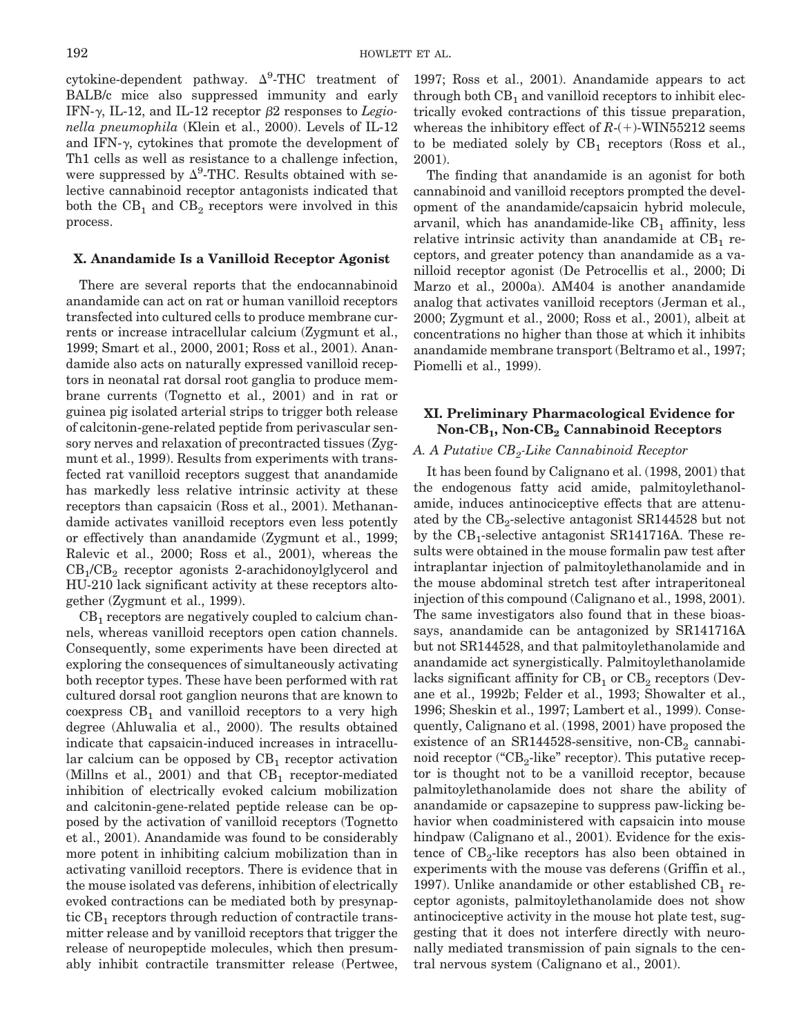cytokine-dependent pathway. $\Delta^9$-THC treatment of BALB/c mice also suppressed immunity and early IFN-$\gamma$, IL-12, and IL-12 receptor $\beta$2 responses to *Legionella pneumophila* (Klein et al., 2000). Levels of IL-12 and IFN-$\gamma$, cytokines that promote the development of Th1 cells as well as resistance to a challenge infection, were suppressed by $\Delta^9$-THC. Results obtained with selective cannabinoid receptor antagonists indicated that both the $CB_1$ and $CB_2$ receptors were involved in this process.

## X. Anandamide Is a Vanilloid Receptor Agonist

There are several reports that the endocannabinoid anandamide can act on rat or human vanilloid receptors transfected into cultured cells to produce membrane currents or increase intracellular calcium (Zygmunt et al., 1999; Smart et al., 2000, 2001; Ross et al., 2001). Anandamide also acts on naturally expressed vanilloid receptors in neonatal rat dorsal root ganglia to produce membrane currents (Tognetto et al., 2001) and in rat or guinea pig isolated arterial strips to trigger both release of calcitonin-gene-related peptide from perivascular sensory nerves and relaxation of precontracted tissues (Zygmunt et al., 1999). Results from experiments with transfected rat vanilloid receptors suggest that anandamide has markedly less relative intrinsic activity at these receptors than capsaicin (Ross et al., 2001). Methanandamide activates vanilloid receptors even less potently or effectively than anandamide (Zygmunt et al., 1999; Ralevic et al., 2000; Ross et al., 2001), whereas the $CB_1$/$CB_2$ receptor agonists 2-arachidonoylglycerol and HU-210 lack significant activity at these receptors altogether (Zygmunt et al., 1999).

$CB_1$ receptors are negatively coupled to calcium channels, whereas vanilloid receptors open cation channels. Consequently, some experiments have been directed at exploring the consequences of simultaneously activating both receptor types. These have been performed with rat cultured dorsal root ganglion neurons that are known to coexpress $CB_1$ and vanilloid receptors to a very high degree (Ahluwalia et al., 2000). The results obtained indicate that capsaicin-induced increases in intracellular calcium can be opposed by $CB_1$ receptor activation (Millns et al., 2001) and that $CB_1$ receptor-mediated inhibition of electrically evoked calcium mobilization and calcitonin-gene-related peptide release can be opposed by the activation of vanilloid receptors (Tognetto et al., 2001). Anandamide was found to be considerably more potent in inhibiting calcium mobilization than in activating vanilloid receptors. There is evidence that in the mouse isolated vas deferens, inhibition of electrically evoked contractions can be mediated both by presynaptic $CB_1$ receptors through reduction of contractile transmitter release and by vanilloid receptors that trigger the release of neuropeptide molecules, which then presumably inhibit contractile transmitter release (Pertwee, 1997; Ross et al., 2001). Anandamide appears to act through both $CB_1$ and vanilloid receptors to inhibit electrically evoked contractions of this tissue preparation, whereas the inhibitory effect of *R*-(+)-WIN55212 seems to be mediated solely by $CB_1$ receptors (Ross et al., 2001).

The finding that anandamide is an agonist for both cannabinoid and vanilloid receptors prompted the development of the anandamide/capsaicin hybrid molecule, arvanil, which has anandamide-like $CB_1$ affinity, less relative intrinsic activity than anandamide at $CB_1$ receptors, and greater potency than anandamide as a vanilloid receptor agonist (De Petrocellis et al., 2000; Di Marzo et al., 2000a). AM404 is another anandamide analog that activates vanilloid receptors (Jerman et al., 2000; Zygmunt et al., 2000; Ross et al., 2001), albeit at concentrations no higher than those at which it inhibits anandamide membrane transport (Beltramo et al., 1997; Piomelli et al., 1999).

## XI. Preliminary Pharmacological Evidence for Non-$CB_1$, Non-$CB_2$ Cannabinoid Receptors

### *A. A Putative $CB_2$-Like Cannabinoid Receptor*

It has been found by Calignano et al. (1998, 2001) that the endogenous fatty acid amide, palmitoylethanolamide, induces antinociceptive effects that are attenuated by the $CB_2$-selective antagonist SR144528 but not by the $CB_1$-selective antagonist SR141716A. These results were obtained in the mouse formalin paw test after intraplantar injection of palmitoylethanolamide and in the mouse abdominal stretch test after intraperitoneal injection of this compound (Calignano et al., 1998, 2001). The same investigators also found that in these bioassays, anandamide can be antagonized by SR141716A but not SR144528, and that palmitoylethanolamide and anandamide act synergistically. Palmitoylethanolamide lacks significant affinity for $CB_1$ or $CB_2$ receptors (Devane et al., 1992b; Felder et al., 1993; Showalter et al., 1996; Sheskin et al., 1997; Lambert et al., 1999). Consequently, Calignano et al. (1998, 2001) have proposed the existence of an SR144528-sensitive, non-$CB_2$ cannabinoid receptor ("$CB_2$-like" receptor). This putative receptor is thought not to be a vanilloid receptor, because palmitoylethanolamide does not share the ability of anandamide or capsazepine to suppress paw-licking behavior when coadministered with capsaicin into mouse hindpaw (Calignano et al., 2001). Evidence for the existence of $CB_2$-like receptors has also been obtained in experiments with the mouse vas deferens (Griffin et al., 1997). Unlike anandamide or other established $CB_1$ receptor agonists, palmitoylethanolamide does not show antinociceptive activity in the mouse hot plate test, suggesting that it does not interfere directly with neuronally mediated transmission of pain signals to the central nervous system (Calignano et al., 2001).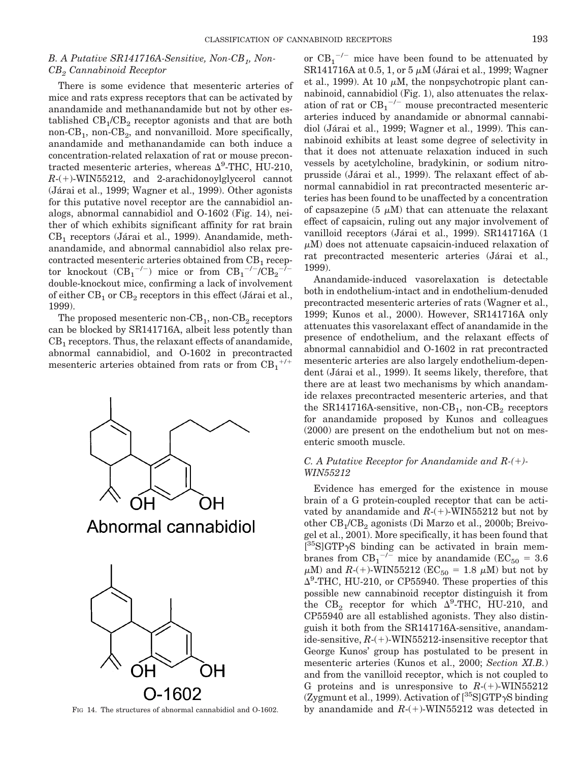### B. A Putative SR141716A-Sensitive, Non-$CB_1$, Non-$CB_2$ Cannabinoid Receptor

There is some evidence that mesenteric arteries of mice and rats express receptors that can be activated by anandamide and methanandamide but not by other established $CB_1$/$CB_2$ receptor agonists and that are both non-$CB_1$, non-$CB_2$, and nonvanilloid. More specifically, anandamide and methanandamide can both induce a concentration-related relaxation of rat or mouse precontracted mesenteric arteries, whereas $\Delta^9$-THC, HU-210, *R*-(+)-WIN55212, and 2-arachidonoylglycerol cannot (Járai et al., 1999; Wagner et al., 1999). Other agonists for this putative novel receptor are the cannabidiol analogs, abnormal cannabidiol and O-1602 (Fig. 14), neither of which exhibits significant affinity for rat brain $CB_1$ receptors (Járai et al., 1999). Anandamide, methanandamide, and abnormal cannabidiol also relax precontracted mesenteric arteries obtained from $CB_1$ receptor knockout ($CB_1^{-/-}$) mice or from $CB_1^{-/-}$/$CB_2^{-/-}$ double-knockout mice, confirming a lack of involvement of either $CB_1$ or $CB_2$ receptors in this effect (Járai et al., 1999).

The proposed mesenteric non-$CB_1$, non-$CB_2$ receptors can be blocked by SR141716A, albeit less potently than $CB_1$ receptors. Thus, the relaxant effects of anandamide, abnormal cannabidiol, and O-1602 in precontracted mesenteric arteries obtained from rats or from $CB_1^{+/+}$ or $CB_1^{-/-}$ mice have been found to be attenuated by SR141716A at 0.5, 1, or 5 $\mu$M (Járai et al., 1999; Wagner et al., 1999). At 10 $\mu$M, the nonpsychotropic plant cannabinoid, cannabidiol (Fig. 1), also attenuates the relaxation of rat or $CB_1^{-/-}$ mouse precontracted mesenteric arteries induced by anandamide or abnormal cannabidiol (Járai et al., 1999; Wagner et al., 1999). This cannabinoid exhibits at least some degree of selectivity in that it does not attenuate relaxation induced in such vessels by acetylcholine, bradykinin, or sodium nitroprusside (Járai et al., 1999). The relaxant effect of abnormal cannabidiol in rat precontracted mesenteric arteries has been found to be unaffected by a concentration of capsazepine (5 $\mu$M) that can attenuate the relaxant effect of capsaicin, ruling out any major involvement of vanilloid receptors (Járai et al., 1999). SR141716A (1 $\mu$M) does not attenuate capsaicin-induced relaxation of rat precontracted mesenteric arteries (Járai et al., 1999).

Anandamide-induced vasorelaxation is detectable both in endothelium-intact and in endothelium-denuded precontracted mesenteric arteries of rats (Wagner et al., 1999; Kunos et al., 2000). However, SR141716A only attenuates this vasorelaxant effect of anandamide in the presence of endothelium, and the relaxant effects of abnormal cannabidiol and O-1602 in rat precontracted mesenteric arteries are also largely endothelium-dependent (Járai et al., 1999). It seems likely, therefore, that there are at least two mechanisms by which anandamide relaxes precontracted mesenteric arteries, and that the SR141716A-sensitive, non-$CB_1$, non-$CB_2$ receptors for anandamide proposed by Kunos and colleagues (2000) are present on the endothelium but not on mesenteric smooth muscle.

### C. A Putative Receptor for Anandamide and R-(+)-WIN55212

Evidence has emerged for the existence in mouse brain of a G protein-coupled receptor that can be activated by anandamide and *R*-(+)-WIN55212 but not by other $CB_1$/$CB_2$ agonists (Di Marzo et al., 2000b; Breivogel et al., 2001). More specifically, it has been found that [$^{35}$S]GTP$\gamma$S binding can be activated in brain membranes from $CB_1^{-/-}$ mice by anandamide ($EC_{50}$ = 3.6 $\mu$M) and *R*-(+)-WIN55212 ($EC_{50}$ = 1.8 $\mu$M) but not by $\Delta^9$-THC, HU-210, or CP55940. These properties of this possible new cannabinoid receptor distinguish it from the $CB_2$ receptor for which $\Delta^9$-THC, HU-210, and CP55940 are all established agonists. They also distinguish it both from the SR141716A-sensitive, anandamide-sensitive, *R*-(+)-WIN55212-insensitive receptor that George Kunos' group has postulated to be present in mesenteric arteries (Kunos et al., 2000; *Section XI.B.*) and from the vanilloid receptor, which is not coupled to G proteins and is unresponsive to *R*-(+)-WIN55212 (Zygmunt et al., 1999). Activation of [$^{35}$S]GTP$\gamma$S binding by anandamide and *R*-(+)-WIN55212 was detected in

FIG 14. The structures of abnormal cannabidiol and O-1602.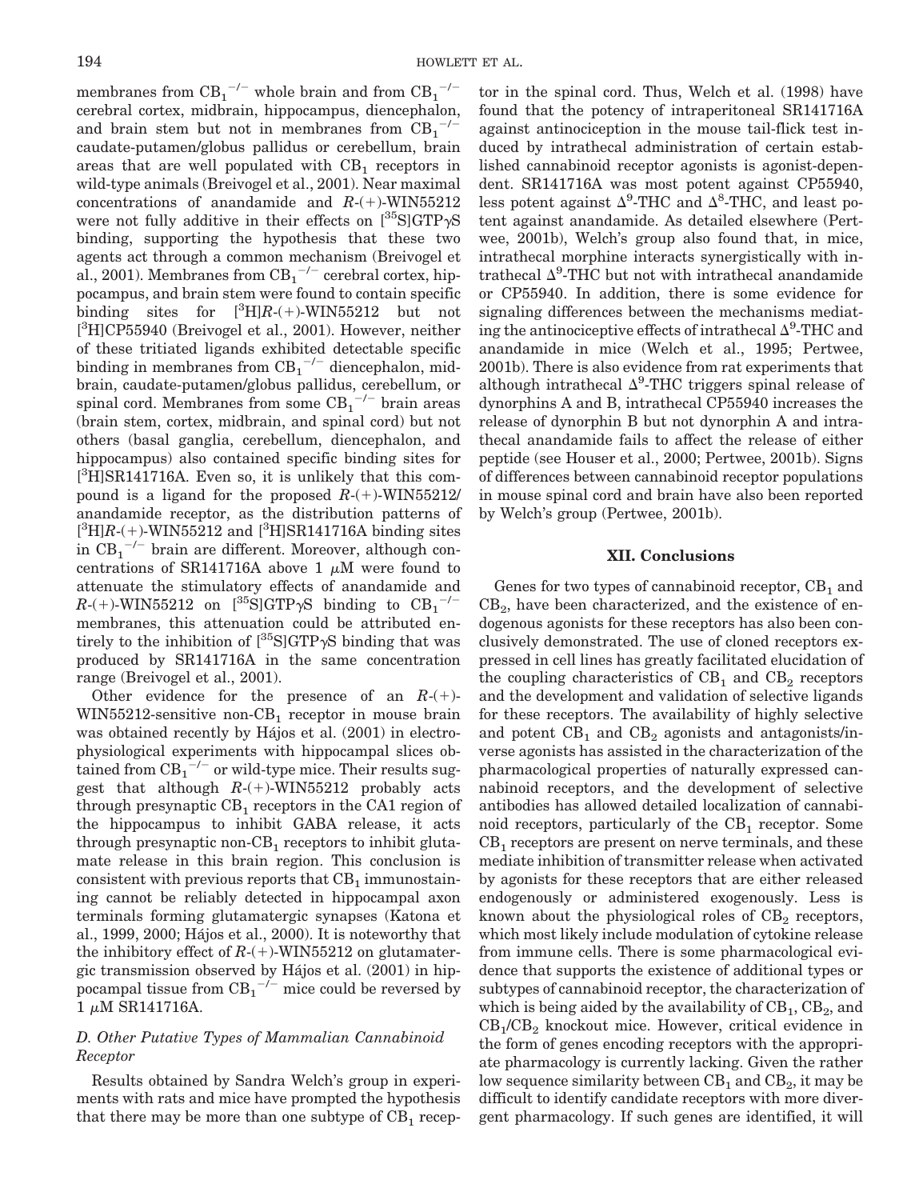membranes from $CB_1^{-/-}$ whole brain and from $CB_1^{-/-}$ cerebral cortex, midbrain, hippocampus, diencephalon, and brain stem but not in membranes from $CB_1^{-/-}$ caudate-putamen/globus pallidus or cerebellum, brain areas that are well populated with $CB_1$ receptors in wild-type animals (Breivogel et al., 2001). Near maximal concentrations of anandamide and *R*-(+)-WIN55212 were not fully additive in their effects on [$^{35}$S]GTP$\gamma$S binding, supporting the hypothesis that these two agents act through a common mechanism (Breivogel et al., 2001). Membranes from $CB_1^{-/-}$ cerebral cortex, hippocampus, and brain stem were found to contain specific binding sites for [$^3$H]*R*-(+)-WIN55212 but not [$^3$H]CP55940 (Breivogel et al., 2001). However, neither of these tritiated ligands exhibited detectable specific binding in membranes from $CB_1^{-/-}$ diencephalon, midbrain, caudate-putamen/globus pallidus, cerebellum, or spinal cord. Membranes from some $CB_1^{-/-}$ brain areas (brain stem, cortex, midbrain, and spinal cord) but not others (basal ganglia, cerebellum, diencephalon, and hippocampus) also contained specific binding sites for [$^3$H]SR141716A. Even so, it is unlikely that this compound is a ligand for the proposed *R*-(+)-WIN55212/anandamide receptor, as the distribution patterns of [$^3$H]*R*-(+)-WIN55212 and [$^3$H]SR141716A binding sites in $CB_1^{-/-}$ brain are different. Moreover, although concentrations of SR141716A above 1 $\mu$M were found to attenuate the stimulatory effects of anandamide and *R*-(+)-WIN55212 on [$^{35}$S]GTP$\gamma$S binding to $CB_1^{-/-}$ membranes, this attenuation could be attributed entirely to the inhibition of [$^{35}$S]GTP$\gamma$S binding that was produced by SR141716A in the same concentration range (Breivogel et al., 2001).

Other evidence for the presence of an *R*-(+)-WIN55212-sensitive non-$CB_1$ receptor in mouse brain was obtained recently by Hájos et al. (2001) in electrophysiological experiments with hippocampal slices obtained from $CB_1^{-/-}$ or wild-type mice. Their results suggest that although *R*-(+)-WIN55212 probably acts through presynaptic $CB_1$ receptors in the CA1 region of the hippocampus to inhibit GABA release, it acts through presynaptic non-$CB_1$ receptors to inhibit glutamate release in this brain region. This conclusion is consistent with previous reports that $CB_1$ immunostaining cannot be reliably detected in hippocampal axon terminals forming glutamatergic synapses (Katona et al., 1999, 2000; Hájos et al., 2000). It is noteworthy that the inhibitory effect of *R*-(+)-WIN55212 on glutamatergic transmission observed by Hájos et al. (2001) in hippocampal tissue from $CB_1^{-/-}$ mice could be reversed by 1 $\mu$M SR141716A.

### *D. Other Putative Types of Mammalian Cannabinoid Receptor*

Results obtained by Sandra Welch's group in experiments with rats and mice have prompted the hypothesis that there may be more than one subtype of $CB_1$ receptor in the spinal cord. Thus, Welch et al. (1998) have found that the potency of intraperitoneal SR141716A against antinociception in the mouse tail-flick test induced by intrathecal administration of certain established cannabinoid receptor agonists is agonist-dependent. SR141716A was most potent against CP55940, less potent against $\Delta^9$-THC and $\Delta^8$-THC, and least potent against anandamide. As detailed elsewhere (Pertwee, 2001b), Welch's group also found that, in mice, intrathecal morphine interacts synergistically with intrathecal $\Delta^9$-THC but not with intrathecal anandamide or CP55940. In addition, there is some evidence for signaling differences between the mechanisms mediating the antinociceptive effects of intrathecal $\Delta^9$-THC and anandamide in mice (Welch et al., 1995; Pertwee, 2001b). There is also evidence from rat experiments that although intrathecal $\Delta^9$-THC triggers spinal release of dynorphins A and B, intrathecal CP55940 increases the release of dynorphin B but not dynorphin A and intrathecal anandamide fails to affect the release of either peptide (see Houser et al., 2000; Pertwee, 2001b). Signs of differences between cannabinoid receptor populations in mouse spinal cord and brain have also been reported by Welch's group (Pertwee, 2001b).

## XII. Conclusions

Genes for two types of cannabinoid receptor, $CB_1$ and $CB_2$, have been characterized, and the existence of endogenous agonists for these receptors has also been conclusively demonstrated. The use of cloned receptors expressed in cell lines has greatly facilitated elucidation of the coupling characteristics of $CB_1$ and $CB_2$ receptors and the development and validation of selective ligands for these receptors. The availability of highly selective and potent $CB_1$ and $CB_2$ agonists and antagonists/inverse agonists has assisted in the characterization of the pharmacological properties of naturally expressed cannabinoid receptors, and the development of selective antibodies has allowed detailed localization of cannabinoid receptors, particularly of the $CB_1$ receptor. Some $CB_1$ receptors are present on nerve terminals, and these mediate inhibition of transmitter release when activated by agonists for these receptors that are either released endogenously or administered exogenously. Less is known about the physiological roles of $CB_2$ receptors, which most likely include modulation of cytokine release from immune cells. There is some pharmacological evidence that supports the existence of additional types or subtypes of cannabinoid receptor, the characterization of which is being aided by the availability of $CB_1$, $CB_2$, and $CB_1$/$CB_2$ knockout mice. However, critical evidence in the form of genes encoding receptors with the appropriate pharmacology is currently lacking. Given the rather low sequence similarity between $CB_1$ and $CB_2$, it may be difficult to identify candidate receptors with more divergent pharmacology. If such genes are identified, it will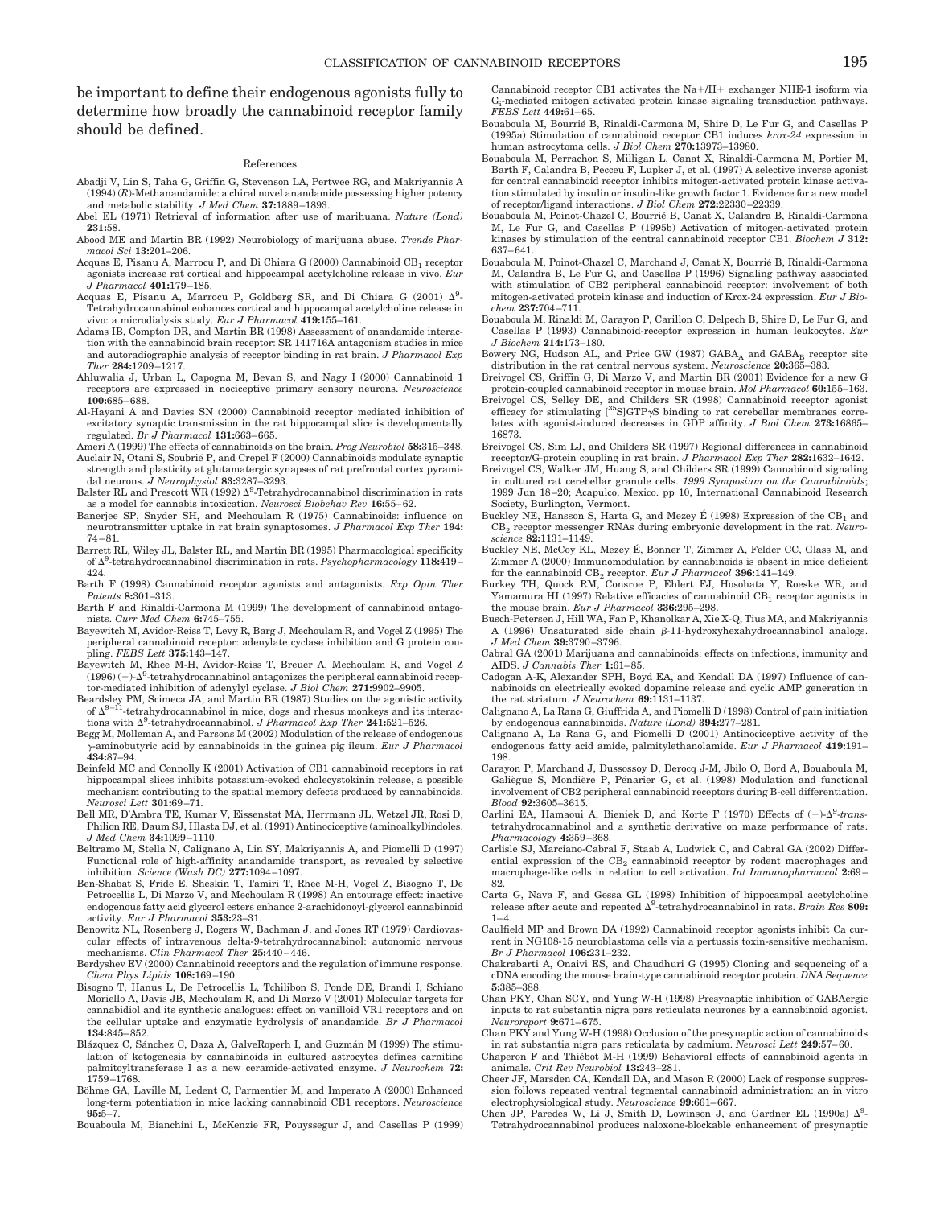be important to define their endogenous agonists fully to determine how broadly the cannabinoid receptor family should be defined.

## References

Abadji V, Lin S, Taha G, Griffin G, Stevenson LA, Pertwee RG, and Makriyannis A (1994) (*R*)-Methanandamide: a chiral novel anandamide possessing higher potency and metabolic stability. *J Med Chem* **37:**1889–1893.

Abel EL (1971) Retrieval of information after use of marihuana. *Nature (Lond)* **231:**58.

Abood ME and Martin BR (1992) Neurobiology of marijuana abuse. *Trends Pharmacol Sci* **13:**201–206.

Acquas E, Pisanu A, Marrocu P, and Di Chiara G (2000) Cannabinoid $CB_1$ receptor agonists increase rat cortical and hippocampal acetylcholine release in vivo. *Eur J Pharmacol* **401:**179–185.

Acquas E, Pisanu A, Marrocu P, Goldberg SR, and Di Chiara G (2001) $\Delta^9$-Tetrahydrocannabinol enhances cortical and hippocampal acetylcholine release in vivo: a microdialysis study. *Eur J Pharmacol* **419:**155–161.

Adams IB, Compton DR, and Martin BR (1998) Assessment of anandamide interaction with the cannabinoid brain receptor: SR 141716A antagonism studies in mice and autoradiographic analysis of receptor binding in rat brain. *J Pharmacol Exp Ther* **284:**1209–1217.

Ahluwalia J, Urban L, Capogna M, Bevan S, and Nagy I (2000) Cannabinoid 1 receptors are expressed in nociceptive primary sensory neurons. *Neuroscience* **100:**685–688.

Al-Hayani A and Davies SN (2000) Cannabinoid receptor mediated inhibition of excitatory synaptic transmission in the rat hippocampal slice is developmentally regulated. *Br J Pharmacol* **131:**663–665.

Ameri A (1999) The effects of cannabinoids on the brain. *Prog Neurobiol* **58:**315–348.

Auclair N, Otani S, Soubrié P, and Crepel F (2000) Cannabinoids modulate synaptic strength and plasticity at glutamatergic synapses of rat prefrontal cortex pyramidal neurons. *J Neurophysiol* **83:**3287–3293.

Balster RL and Prescott WR (1992) $\Delta^9$-Tetrahydrocannabinol discrimination in rats as a model for cannabis intoxication. *Neurosci Biobehav Rev* **16:**55–62.

Banerjee SP, Snyder SH, and Mechoulam R (1975) Cannabinoids: influence on neurotransmitter uptake in rat brain synaptosomes. *J Pharmacol Exp Ther* **194:** 74–81.

Barrett RL, Wiley JL, Balster RL, and Martin BR (1995) Pharmacological specificity of $\Delta^9$-tetrahydrocannabinol discrimination in rats. *Psychopharmacology* **118:**419–424.

Barth F (1998) Cannabinoid receptor agonists and antagonists. *Exp Opin Ther Patents* **8:**301–313.

Barth F and Rinaldi-Carmona M (1999) The development of cannabinoid antagonists. *Curr Med Chem* **6:**745–755.

Bayewitch M, Avidor-Reiss T, Levy R, Barg J, Mechoulam R, and Vogel Z (1995) The peripheral cannabinoid receptor: adenylate cyclase inhibition and G protein coupling. *FEBS Lett* **375:**143–147.

Bayewitch M, Rhee M-H, Avidor-Reiss T, Breuer A, Mechoulam R, and Vogel Z (1996) (−)-$\Delta^9$-tetrahydrocannabinol antagonizes the peripheral cannabinoid receptor-mediated inhibition of adenylyl cyclase. *J Biol Chem* **271:**9902–9905.

Beardsley PM, Scimeca JA, and Martin BR (1987) Studies on the agonistic activity of $\Delta^{9-11}$-tetrahydrocannabinol in mice, dogs and rhesus monkeys and its interactions with $\Delta^9$-tetrahydrocannabinol. *J Pharmacol Exp Ther* **241:**521–526.

Begg M, Molleman A, and Parsons M (2002) Modulation of the release of endogenous $\gamma$-aminobutyric acid by cannabinoids in the guinea pig ileum. *Eur J Pharmacol* **434:**87–94.

Beinfeld MC and Connolly K (2001) Activation of CB1 cannabinoid receptors in rat hippocampal slices inhibits potassium-evoked cholecystokinin release, a possible mechanism contributing to the spatial memory defects produced by cannabinoids. *Neurosci Lett* **301:**69–71.

Bell MR, D'Ambra TE, Kumar V, Eissenstat MA, Herrmann JL, Wetzel JR, Rosi D, Philion RE, Daum SJ, Hlasta DJ, et al. (1991) Antinociceptive (aminoalkyl)indoles. *J Med Chem* **34:**1099–1110.

Beltramo M, Stella N, Calignano A, Lin SY, Makriyannis A, and Piomelli D (1997) Functional role of high-affinity anandamide transport, as revealed by selective inhibition. *Science (Wash DC)* **277:**1094–1097.

Ben-Shabat S, Fride E, Sheskin T, Tamiri T, Rhee M-H, Vogel Z, Bisogno T, De Petrocellis L, Di Marzo V, and Mechoulam R (1998) An entourage effect: inactive endogenous fatty acid glycerol esters enhance 2-arachidonoyl-glycerol cannabinoid activity. *Eur J Pharmacol* **353:**23–31.

Benowitz NL, Rosenberg J, Rogers W, Bachman J, and Jones RT (1979) Cardiovascular effects of intravenous delta-9-tetrahydrocannabinol: autonomic nervous mechanisms. *Clin Pharmacol Ther* **25:**440–446.

Berdyshev EV (2000) Cannabinoid receptors and the regulation of immune response. *Chem Phys Lipids* **108:**169–190.

Bisogno T, Hanus L, De Petrocellis L, Tchilibon S, Ponde DE, Brandi I, Schiano Moriello A, Davis JB, Mechoulam R, and Di Marzo V (2001) Molecular targets for cannabidiol and its synthetic analogues: effect on vanilloid VR1 receptors and on the cellular uptake and enzymatic hydrolysis of anandamide. *Br J Pharmacol* **134:**845–852.

Blázquez C, Sánchez C, Daza A, GalveRoperh I, and Guzmán M (1999) The stimulation of ketogenesis by cannabinoids in cultured astrocytes defines carnitine palmitoyltransferase I as a new ceramide-activated enzyme. *J Neurochem* **72:** 1759–1768.

Böhme GA, Laville M, Ledent C, Parmentier M, and Imperato A (2000) Enhanced long-term potentiation in mice lacking cannabinoid CB1 receptors. *Neuroscience* **95:**5–7.

Bouaboula M, Bianchini L, McKenzie FR, Pouyssegur J, and Casellas P (1999) Cannabinoid receptor CB1 activates the Na+/H+ exchanger NHE-1 isoform via $G_i$-mediated mitogen activated protein kinase signaling transduction pathways. *FEBS Lett* **449:**61–65.

Bouaboula M, Bourrié B, Rinaldi-Carmona M, Shire D, Le Fur G, and Casellas P (1995a) Stimulation of cannabinoid receptor CB1 induces *krox-24* expression in human astrocytoma cells. *J Biol Chem* **270:**13973–13980.

Bouaboula M, Perrachon S, Milligan L, Canat X, Rinaldi-Carmona M, Portier M, Barth F, Calandra B, Pecceu F, Lupker J, et al. (1997) A selective inverse agonist for central cannabinoid receptor inhibits mitogen-activated protein kinase activation stimulated by insulin or insulin-like growth factor 1. Evidence for a new model of receptor/ligand interactions. *J Biol Chem* **272:**22330–22339.

Bouaboula M, Poinot-Chazel C, Bourrié B, Canat X, Calandra B, Rinaldi-Carmona M, Le Fur G, and Casellas P (1995b) Activation of mitogen-activated protein kinases by stimulation of the central cannabinoid receptor CB1. *Biochem J* **312:** 637–641.

Bouaboula M, Poinot-Chazel C, Marchand J, Canat X, Bourrié B, Rinaldi-Carmona M, Calandra B, Le Fur G, and Casellas P (1996) Signaling pathway associated with stimulation of CB2 peripheral cannabinoid receptor: involvement of both mitogen-activated protein kinase and induction of Krox-24 expression. *Eur J Biochem* **237:**704–711.

Bouaboula M, Rinaldi M, Carayon P, Carillon C, Delpech B, Shire D, Le Fur G, and Casellas P (1993) Cannabinoid-receptor expression in human leukocytes. *Eur J Biochem* **214:**173–180.

Bowery NG, Hudson AL, and Price GW (1987) $GABA_A$ and $GABA_B$ receptor site distribution in the rat central nervous system. *Neuroscience* **20:**365–383.

Breivogel CS, Griffin G, Di Marzo V, and Martin BR (2001) Evidence for a new G protein-coupled cannabinoid receptor in mouse brain. *Mol Pharmacol* **60:**155–163.

Breivogel CS, Selley DE, and Childers SR (1998) Cannabinoid receptor agonist efficacy for stimulating [$^{35}$S]GTP$\gamma$S binding to rat cerebellar membranes correlates with agonist-induced decreases in GDP affinity. *J Biol Chem* **273:**16865–16873.

Breivogel CS, Sim LJ, and Childers SR (1997) Regional differences in cannabinoid receptor/G-protein coupling in rat brain. *J Pharmacol Exp Ther* **282:**1632–1642.

Breivogel CS, Walker JM, Huang S, and Childers SR (1999) Cannabinoid signaling in cultured rat cerebellar granule cells. *1999 Symposium on the Cannabinoids*; 1999 Jun 18–20; Acapulco, Mexico. pp 10, International Cannabinoid Research Society, Burlington, Vermont.

Buckley NE, Hansson S, Harta G, and Mezey É (1998) Expression of the $CB_1$ and $CB_2$ receptor messenger RNAs during embryonic development in the rat. *Neuroscience* **82:**1131–1149.

Buckley NE, McCoy KL, Mezey É, Bonner T, Zimmer A, Felder CC, Glass M, and Zimmer A (2000) Immunomodulation by cannabinoids is absent in mice deficient for the cannabinoid $CB_2$ receptor. *Eur J Pharmacol* **396:**141–149.

Burkey TH, Quock RM, Consroe P, Ehlert FJ, Hosohata Y, Roeske WR, and Yamamura HI (1997) Relative efficacies of cannabinoid $CB_1$ receptor agonists in the mouse brain. *Eur J Pharmacol* **336:**295–298.

Busch-Petersen J, Hill WA, Fan P, Khanolkar A, Xie X-Q, Tius MA, and Makriyannis A (1996) Unsaturated side chain $\beta$-11-hydroxyhexahydrocannabinol analogs. *J Med Chem* **39:**3790–3796.

Cabral GA (2001) Marijuana and cannabinoids: effects on infections, immunity and AIDS. *J Cannabis Ther* **1:**61–85.

Cadogan A-K, Alexander SPH, Boyd EA, and Kendall DA (1997) Influence of cannabinoids on electrically evoked dopamine release and cyclic AMP generation in the rat striatum. *J Neurochem* **69:**1131–1137.

Calignano A, La Rana G, Giuffrida A, and Piomelli D (1998) Control of pain initiation by endogenous cannabinoids. *Nature (Lond)* **394:**277–281.

Calignano A, La Rana G, and Piomelli D (2001) Antinociceptive activity of the endogenous fatty acid amide, palmitylethanolamide. *Eur J Pharmacol* **419:**191–198.

Carayon P, Marchand J, Dussossoy D, Derocq J-M, Jbilo O, Bord A, Bouaboula M, Galiègue S, Mondière P, Pénarier G, et al. (1998) Modulation and functional involvement of CB2 peripheral cannabinoid receptors during B-cell differentiation. *Blood* **92:**3605–3615.

Carlini EA, Hamaoui A, Bieniek D, and Korte F (1970) Effects of (−)-$\Delta^9$-*trans*-tetrahydrocannabinol and a synthetic derivative on maze performance of rats. *Pharmacology* **4:**359–368.

Carlisle SJ, Marciano-Cabral F, Staab A, Ludwick C, and Cabral GA (2002) Differential expression of the $CB_2$ cannabinoid receptor by rodent macrophages and macrophage-like cells in relation to cell activation. *Int Immunopharmacol* **2:**69–82.

Carta G, Nava F, and Gessa GL (1998) Inhibition of hippocampal acetylcholine release after acute and repeated $\Delta^9$-tetrahydrocannabinol in rats. *Brain Res* **809:** 1–4.

Caulfield MP and Brown DA (1992) Cannabinoid receptor agonists inhibit Ca current in NG108-15 neuroblastoma cells via a pertussis toxin-sensitive mechanism. *Br J Pharmacol* **106:**231–232.

Chakrabarti A, Onaivi ES, and Chaudhuri G (1995) Cloning and sequencing of a cDNA encoding the mouse brain-type cannabinoid receptor protein. *DNA Sequence* **5:**385–388.

Chan PKY, Chan SCY, and Yung W-H (1998) Presynaptic inhibition of GABAergic inputs to rat substantia nigra pars reticulata neurones by a cannabinoid agonist. *Neuroreport* **9:**671–675.

Chan PKY and Yung W-H (1998) Occlusion of the presynaptic action of cannabinoids in rat substantia nigra pars reticulata by cadmium. *Neurosci Lett* **249:**57–60.

Chaperon F and Thiébot M-H (1999) Behavioral effects of cannabinoid agents in animals. *Crit Rev Neurobiol* **13:**243–281.

Cheer JF, Marsden CA, Kendall DA, and Mason R (2000) Lack of response suppression follows repeated ventral tegmental cannabinoid administration: an in vitro electrophysiological study. *Neuroscience* **99:**661–667.

Chen JP, Paredes W, Li J, Smith D, Lowinson J, and Gardner EL (1990a) $\Delta^9$-Tetrahydrocannabinol produces naloxone-blockable enhancement of presynaptic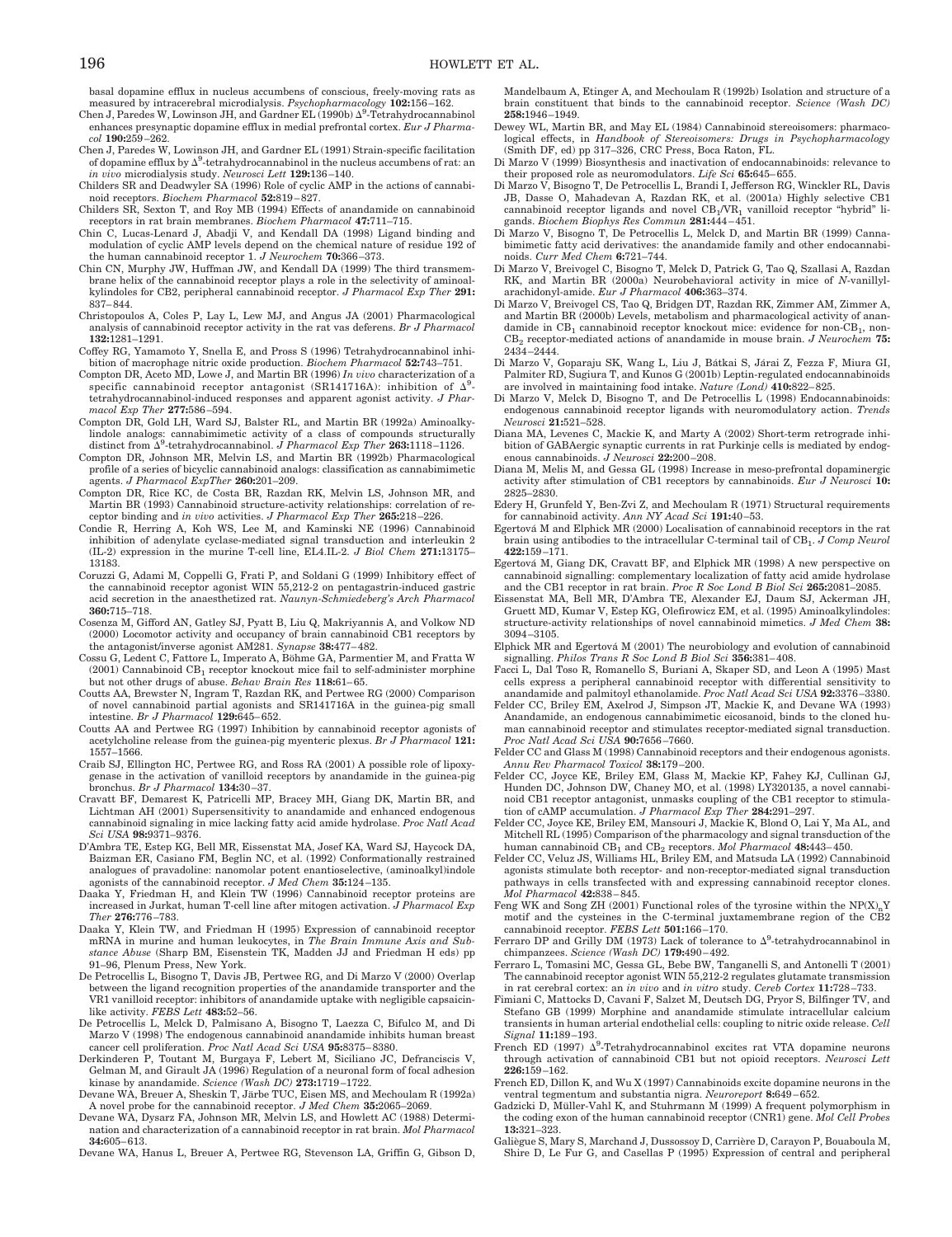basal dopamine efflux in nucleus accumbens of conscious, freely-moving rats as measured by intracerebral microdialysis. *Psychopharmacology* **102:**156–162.

Chen J, Paredes W, Lowinson JH, and Gardner EL (1990b) $\Delta^9$-Tetrahydrocannabinol enhances presynaptic dopamine efflux in medial prefrontal cortex. *Eur J Pharmacol* **190:**259–262.

Chen J, Paredes W, Lowinson JH, and Gardner EL (1991) Strain-specific facilitation of dopamine efflux by $\Delta^9$-tetrahydrocannabinol in the nucleus accumbens of rat: an *in vivo* microdialysis study. *Neurosci Lett* **129:**136–140.

Childers SR and Deadwyler SA (1996) Role of cyclic AMP in the actions of cannabinoid receptors. *Biochem Pharmacol* **52:**819–827.

Childers SR, Sexton T, and Roy MB (1994) Effects of anandamide on cannabinoid receptors in rat brain membranes. *Biochem Pharmacol* **47:**711–715.

Chin C, Lucas-Lenard J, Abadji V, and Kendall DA (1998) Ligand binding and modulation of cyclic AMP levels depend on the chemical nature of residue 192 of the human cannabinoid receptor 1. *J Neurochem* **70:**366–373.

Chin CN, Murphy JW, Huffman JW, and Kendall DA (1999) The third transmembrane helix of the cannabinoid receptor plays a role in the selectivity of aminoalkylindoles for CB2, peripheral cannabinoid receptor. *J Pharmacol Exp Ther* **291:** 837–844.

Christopoulos A, Coles P, Lay L, Lew MJ, and Angus JA (2001) Pharmacological analysis of cannabinoid receptor activity in the rat vas deferens. *Br J Pharmacol* **132:**1281–1291.

Coffey RG, Yamamoto Y, Snella E, and Pross S (1996) Tetrahydrocannabinol inhibition of macrophage nitric oxide production. *Biochem Pharmacol* **52:**743–751.

Compton DR, Aceto MD, Lowe J, and Martin BR (1996) *In vivo* characterization of a specific cannabinoid receptor antagonist (SR141716A): inhibition of $\Delta^9$-tetrahydrocannabinol-induced responses and apparent agonist activity. *J Pharmacol Exp Ther* **277:**586–594.

Compton DR, Gold LH, Ward SJ, Balster RL, and Martin BR (1992a) Aminoalkylindole analogs: cannabimimetic activity of a class of compounds structurally distinct from $\Delta^9$-tetrahydrocannabinol. *J Pharmacol Exp Ther* **263:**1118–1126.

Compton DR, Johnson MR, Melvin LS, and Martin BR (1992b) Pharmacological profile of a series of bicyclic cannabinoid analogs: classification as cannabimimetic agents. *J Pharmacol ExpTher* **260:**201–209.

Compton DR, Rice KC, de Costa BR, Razdan RK, Melvin LS, Johnson MR, and Martin BR (1993) Cannabinoid structure-activity relationships: correlation of receptor binding and *in vivo* activities. *J Pharmacol Exp Ther* **265:**218–226.

Condie R, Herring A, Koh WS, Lee M, and Kaminski NE (1996) Cannabinoid inhibition of adenylate cyclase-mediated signal transduction and interleukin 2 (IL-2) expression in the murine T-cell line, EL4.IL-2. *J Biol Chem* **271:**13175–13183.

Coruzzi G, Adami M, Coppelli G, Frati P, and Soldani G (1999) Inhibitory effect of the cannabinoid receptor agonist WIN 55,212-2 on pentagastrin-induced gastric acid secretion in the anaesthetized rat. *Naunyn-Schmiedeberg's Arch Pharmacol* **360:**715–718.

Cosenza M, Gifford AN, Gatley SJ, Pyatt B, Liu Q, Makriyannis A, and Volkow ND (2000) Locomotor activity and occupancy of brain cannabinoid CB1 receptors by the antagonist/inverse agonist AM281. *Synapse* **38:**477–482.

Cossu G, Ledent C, Fattore L, Imperato A, Böhme GA, Parmentier M, and Fratta W (2001) Cannabinoid $CB_1$ receptor knockout mice fail to self-administer morphine but not other drugs of abuse. *Behav Brain Res* **118:**61–65.

Coutts AA, Brewster N, Ingram T, Razdan RK, and Pertwee RG (2000) Comparison of novel cannabinoid partial agonists and SR141716A in the guinea-pig small intestine. *Br J Pharmacol* **129:**645–652.

Coutts AA and Pertwee RG (1997) Inhibition by cannabinoid receptor agonists of acetylcholine release from the guinea-pig myenteric plexus. *Br J Pharmacol* **121:** 1557–1566.

Craib SJ, Ellington HC, Pertwee RG, and Ross RA (2001) A possible role of lipoxygenase in the activation of vanilloid receptors by anandamide in the guinea-pig bronchus. *Br J Pharmacol* **134:**30–37.

Cravatt BF, Demarest K, Patricelli MP, Bracey MH, Giang DK, Martin BR, and Lichtman AH (2001) Supersensitivity to anandamide and enhanced endogenous cannabinoid signaling in mice lacking fatty acid amide hydrolase. *Proc Natl Acad Sci USA* **98:**9371–9376.

D'Ambra TE, Estep KG, Bell MR, Eissenstat MA, Josef KA, Ward SJ, Haycock DA, Baizman ER, Casiano FM, Beglin NC, et al. (1992) Conformationally restrained analogues of pravadoline: nanomolar potent enantioselective, (aminoalkyl)indole agonists of the cannabinoid receptor. *J Med Chem* **35:**124–135.

Daaka Y, Friedman H, and Klein TW (1996) Cannabinoid receptor proteins are increased in Jurkat, human T-cell line after mitogen activation. *J Pharmacol Exp Ther* **276:**776–783.

Daaka Y, Klein TW, and Friedman H (1995) Expression of cannabinoid receptor mRNA in murine and human leukocytes, in *The Brain Immune Axis and Substance Abuse* (Sharp BM, Eisenstein TK, Madden JJ and Friedman H eds) pp 91–96, Plenum Press, New York.

De Petrocellis L, Bisogno T, Davis JB, Pertwee RG, and Di Marzo V (2000) Overlap between the ligand recognition properties of the anandamide transporter and the VR1 vanilloid receptor: inhibitors of anandamide uptake with negligible capsaicin-like activity. *FEBS Lett* **483:**52–56.

De Petrocellis L, Melck D, Palmisano A, Bisogno T, Laezza C, Bifulco M, and Di Marzo V (1998) The endogenous cannabinoid anandamide inhibits human breast cancer cell proliferation. *Proc Natl Acad Sci USA* **95:**8375–8380.

Derkinderen P, Toutant M, Burgaya F, Lebert M, Siciliano JC, Defranciscis V, Gelman M, and Girault JA (1996) Regulation of a neuronal form of focal adhesion kinase by anandamide. *Science (Wash DC)* **273:**1719–1722.

Devane WA, Breuer A, Sheskin T, Järbe TUC, Eisen MS, and Mechoulam R (1992a) A novel probe for the cannabinoid receptor. *J Med Chem* **35:**2065–2069.

Devane WA, Dysarz FA, Johnson MR, Melvin LS, and Howlett AC (1988) Determination and characterization of a cannabinoid receptor in rat brain. *Mol Pharmacol* **34:**605–613.

Devane WA, Hanus L, Breuer A, Pertwee RG, Stevenson LA, Griffin G, Gibson D, Mandelbaum A, Etinger A, and Mechoulam R (1992b) Isolation and structure of a brain constituent that binds to the cannabinoid receptor. *Science (Wash DC)* **258:**1946–1949.

Dewey WL, Martin BR, and May EL (1984) Cannabinoid stereoisomers: pharmacological effects, in *Handbook of Stereoisomers: Drugs in Psychopharmacology* (Smith DF, ed) pp 317–326, CRC Press, Boca Raton, FL.

Di Marzo V (1999) Biosynthesis and inactivation of endocannabinoids: relevance to their proposed role as neuromodulators. *Life Sci* **65:**645–655.

Di Marzo V, Bisogno T, De Petrocellis L, Brandi I, Jefferson RG, Winckler RL, Davis JB, Dasse O, Mahadevan A, Razdan RK, et al. (2001a) Highly selective CB1 cannabinoid receptor ligands and novel $CB_1/VR_1$ vanilloid receptor "hybrid" ligands. *Biochem Biophys Res Commun* **281:**444–451.

Di Marzo V, Bisogno T, De Petrocellis L, Melck D, and Martin BR (1999) Cannabimimetic fatty acid derivatives: the anandamide family and other endocannabinoids. *Curr Med Chem* **6:**721–744.

Di Marzo V, Breivogel C, Bisogno T, Melck D, Patrick G, Tao Q, Szallasi A, Razdan RK, and Martin BR (2000a) Neurobehavioral activity in mice of *N*-vanillyl-arachidonyl-amide. *Eur J Pharmacol* **406:**363–374.

Di Marzo V, Breivogel CS, Tao Q, Bridgen DT, Razdan RK, Zimmer AM, Zimmer A, and Martin BR (2000b) Levels, metabolism and pharmacological activity of anandamide in $CB_1$ cannabinoid receptor knockout mice: evidence for non-$CB_1$, non-$CB_2$ receptor-mediated actions of anandamide in mouse brain. *J Neurochem* **75:** 2434–2444.

Di Marzo V, Goparaju SK, Wang L, Liu J, Bátkai S, Járai Z, Fezza F, Miura GI, Palmiter RD, Sugiura T, and Kunos G (2001b) Leptin-regulated endocannabinoids are involved in maintaining food intake. *Nature (Lond)* **410:**822–825.

Di Marzo V, Melck D, Bisogno T, and De Petrocellis L (1998) Endocannabinoids: endogenous cannabinoid receptor ligands with neuromodulatory action. *Trends Neurosci* **21:**521–528.

Diana MA, Levenes C, Mackie K, and Marty A (2002) Short-term retrograde inhibition of GABAergic synaptic currents in rat Purkinje cells is mediated by endogenous cannabinoids. *J Neurosci* **22:**200–208.

Diana M, Melis M, and Gessa GL (1998) Increase in meso-prefrontal dopaminergic activity after stimulation of CB1 receptors by cannabinoids. *Eur J Neurosci* **10:** 2825–2830.

Edery H, Grunfeld Y, Ben-Zvi Z, and Mechoulam R (1971) Structural requirements for cannabinoid activity. *Ann NY Acad Sci* **191:**40–53.

Egertová M and Elphick MR (2000) Localisation of cannabinoid receptors in the rat brain using antibodies to the intracellular C-terminal tail of $CB_1$. *J Comp Neurol* **422:**159–171.

Egertová M, Giang DK, Cravatt BF, and Elphick MR (1998) A new perspective on cannabinoid signalling: complementary localization of fatty acid amide hydrolase and the CB1 receptor in rat brain. *Proc R Soc Lond B Biol Sci* **265:**2081–2085.

Eissenstat MA, Bell MR, D'Ambra TE, Alexander EJ, Daum SJ, Ackerman JH, Gruett MD, Kumar V, Estep KG, Olefirowicz EM, et al. (1995) Aminoalkylindoles: structure-activity relationships of novel cannabinoid mimetics. *J Med Chem* **38:** 3094–3105.

Elphick MR and Egertová M (2001) The neurobiology and evolution of cannabinoid signalling. *Philos Trans R Soc Lond B Biol Sci* **356:**381–408.

Facci L, Dal Toso R, Romanello S, Buriani A, Skaper SD, and Leon A (1995) Mast cells express a peripheral cannabinoid receptor with differential sensitivity to anandamide and palmitoyl ethanolamide. *Proc Natl Acad Sci USA* **92:**3376–3380.

Felder CC, Briley EM, Axelrod J, Simpson JT, Mackie K, and Devane WA (1993) Anandamide, an endogenous cannabimimetic eicosanoid, binds to the cloned human cannabinoid receptor and stimulates receptor-mediated signal transduction. *Proc Natl Acad Sci USA* **90:**7656–7660.

Felder CC and Glass M (1998) Cannabinoid receptors and their endogenous agonists. *Annu Rev Pharmacol Toxicol* **38:**179–200.

Felder CC, Joyce KE, Briley EM, Glass M, Mackie KP, Fahey KJ, Cullinan GJ, Hunden DC, Johnson DW, Chaney MO, et al. (1998) LY320135, a novel cannabinoid CB1 receptor antagonist, unmasks coupling of the CB1 receptor to stimulation of cAMP accumulation. *J Pharmacol Exp Ther* **284:**291–297.

Felder CC, Joyce KE, Briley EM, Mansouri J, Mackie K, Blond O, Lai Y, Ma AL, and Mitchell RL (1995) Comparison of the pharmacology and signal transduction of the human cannabinoid $CB_1$ and $CB_2$ receptors. *Mol Pharmacol* **48:**443–450.

Felder CC, Veluz JS, Williams HL, Briley EM, and Matsuda LA (1992) Cannabinoid agonists stimulate both receptor- and non-receptor-mediated signal transduction pathways in cells transfected with and expressing cannabinoid receptor clones. *Mol Pharmacol* **42:**838–845.

Feng WK and Song ZH (2001) Functional roles of the tyrosine within the $NP(X)_nY$ motif and the cysteines in the C-terminal juxtamembrane region of the CB2 cannabinoid receptor. *FEBS Lett* **501:**166–170.

Ferraro DP and Grilly DM (1973) Lack of tolerance to $\Delta^9$-tetrahydrocannabinol in chimpanzees. *Science (Wash DC)* **179:**490–492.

Ferraro L, Tomasini MC, Gessa GL, Bebe BW, Tanganelli S, and Antonelli T (2001) The cannabinoid receptor agonist WIN 55,212-2 regulates glutamate transmission in rat cerebral cortex: an *in vivo* and *in vitro* study. *Cereb Cortex* **11:**728–733.

Fimiani C, Mattocks D, Cavani F, Salzet M, Deutsch DG, Pryor S, Bilfinger TV, and Stefano GB (1999) Morphine and anandamide stimulate intracellular calcium transients in human arterial endothelial cells: coupling to nitric oxide release. *Cell Signal* **11:**189–193.

French ED (1997) $\Delta^9$-Tetrahydrocannabinol excites rat VTA dopamine neurons through activation of cannabinoid CB1 but not opioid receptors. *Neurosci Lett* **226:**159–162.

French ED, Dillon K, and Wu X (1997) Cannabinoids excite dopamine neurons in the ventral tegmentum and substantia nigra. *Neuroreport* **8:**649–652.

Gadzicki D, Müller-Vahl K, and Stuhrmann M (1999) A frequent polymorphism in the coding exon of the human cannabinoid receptor (CNR1) gene. *Mol Cell Probes* **13:**321–323.

Galiègue S, Mary S, Marchand J, Dussossoy D, Carrière D, Carayon P, Bouaboula M, Shire D, Le Fur G, and Casellas P (1995) Expression of central and peripheral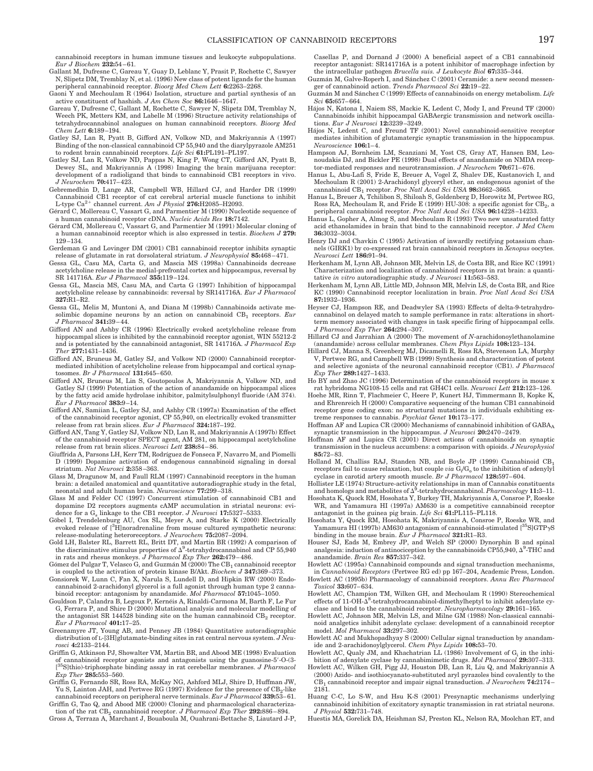cannabinoid receptors in human immune tissues and leukocyte subpopulations. *Eur J Biochem* **232:**54–61.

Gallant M, Dufresne C, Gareau Y, Guay D, Leblanc Y, Prasit P, Rochette C, Sawyer N, Slipetz DM, Tremblay N, et al. (1996) New class of potent ligands for the human peripheral cannabinoid receptor. *Bioorg Med Chem Lett* **6:**2263–2268.

Gaoni Y and Mechoulam R (1964) Isolation, structure and partial synthesis of an active constituent of hashish. *J Am Chem Soc* **86:**1646–1647.

Gareau Y, Dufresne C, Gallant M, Rochette C, Sawyer N, Slipetz DM, Tremblay N, Weech PK, Metters KM, and Labelle M (1996) Structure activity relationships of tetrahydrocannabinol analogues on human cannabinoid receptors. *Bioorg Med Chem Lett* **6:**189–194.

Gatley SJ, Lan R, Pyatt B, Gifford AN, Volkow ND, and Makriyannis A (1997) Binding of the non-classical cannabinoid CP 55,940 and the diarylpyrazole AM251 to rodent brain cannabinoid receptors. *Life Sci* **61:**PL191–PL197.

Gatley SJ, Lan R, Volkow ND, Pappas N, King P, Wong CT, Gifford AN, Pyatt B, Dewey SL, and Makriyannis A (1998) Imaging the brain marijuana receptor: development of a radioligand that binds to cannabinoid CB1 receptors in vivo. *J Neurochem* **70:**417–423.

Gebremedhin D, Lange AR, Campbell WB, Hillard CJ, and Harder DR (1999) Cannabinoid CB1 receptor of cat cerebral arterial muscle functions to inhibit L-type $Ca^{2+}$ channel current. *Am J Physiol* **276:**H2085–H2093.

Gérard C, Mollereau C, Vassart G, and Parmentier M (1990) Nucleotide sequence of a human cannabinoid receptor cDNA. *Nucleic Acids Res* **18:**7142.

Gérard CM, Mollereau C, Vassart G, and Parmentier M (1991) Molecular cloning of a human cannabinoid receptor which is also expressed in testis. *Biochem J* **279:**129–134.

Gerdeman G and Lovinger DM (2001) CB1 cannabinoid receptor inhibits synaptic release of glutamate in rat dorsolateral striatum. *J Neurophysiol* **85:**468–471.

Gessa GL, Casu MA, Carta G, and Mascia MS (1998a) Cannabinoids decrease acetylcholine release in the medial-prefrontal cortex and hippocampus, reversal by SR 141716A. *Eur J Pharmacol* **355:**119–124.

Gessa GL, Mascia MS, Casu MA, and Carta G (1997) Inhibition of hippocampal acetylcholine release by cannabinoids: reversal by SR141716A. *Eur J Pharmacol* **327:**R1–R2.

Gessa GL, Melis M, Muntoni A, and Diana M (1998b) Cannabinoids activate mesolimbic dopamine neurons by an action on cannabinoid $CB_1$ receptors. *Eur J Pharmacol* **341:**39–44.

Gifford AN and Ashby CR (1996) Electrically evoked acetylcholine release from hippocampal slices is inhibited by the cannabinoid receptor agonist, WIN 55212-2 and is potentiated by the cannabinoid antagonist, SR 141716A. *J Pharmacol Exp Ther* **277:**1431–1436.

Gifford AN, Bruneus M, Gatley SJ, and Volkow ND (2000) Cannabinoid receptor-mediated inhibition of acetylcholine release from hippocampal and cortical synaptosomes. *Br J Pharmacol* **131:**645–650.

Gifford AN, Bruneus M, Lin S, Goutopoulos A, Makriyannis A, Volkow ND, and Gatley SJ (1999) Potentiation of the action of anandamide on hippocampal slices by the fatty acid amide hydrolase inhibitor, palmitylsulphonyl fluoride (AM 374). *Eur J Pharmacol* **383:**9–14.

Gifford AN, Samiian L, Gatley SJ, and Ashby CR (1997a) Examination of the effect of the cannabinoid receptor agonist, CP 55,940, on electrically evoked transmitter release from rat brain slices. *Eur J Pharmacol* **324:**187–192.

Gifford AN, Tang Y, Gatley SJ, Volkow ND, Lan R, and Makriyannis A (1997b) Effect of the cannabinoid receptor SPECT agent, AM 281, on hippocampal acetylcholine release from rat brain slices. *Neurosci Lett* **238:**84–86.

Giuffrida A, Parsons LH, Kerr TM, Rodríguez de Fonseca F, Navarro M, and Piomelli D (1999) Dopamine activation of endogenous cannabinoid signaling in dorsal striatum. *Nat Neurosci* **2:**358–363.

Glass M, Dragunow M, and Faull RLM (1997) Cannabinoid receptors in the human brain: a detailed anatomical and quantitative autoradiographic study in the fetal, neonatal and adult human brain. *Neuroscience* **77:**299–318.

Glass M and Felder CC (1997) Concurrent stimulation of cannabinoid CB1 and dopamine D2 receptors augments cAMP accumulation in striatal neurons: evidence for a $G_s$ linkage to the CB1 receptor. *J Neurosci* **17:**5327–5333.

Göbel I, Trendelenburg AU, Cox SL, Meyer A, and Starke K (2000) Electrically evoked release of [$^3$H]noradrenaline from mouse cultured sympathetic neurons: release-modulating heteroreceptors. *J Neurochem* **75:**2087–2094.

Gold LH, Balster RL, Barrett RL, Britt DT, and Martin BR (1992) A comparison of the discriminative stimulus properties of $\Delta^9$-tetrahydrocannabinol and CP 55,940 in rats and rhesus monkeys. *J Pharmacol Exp Ther* **262:**479–486.

Gómez del Pulgar T, Velasco G, and Guzmán M (2000) The $CB_1$ cannabinoid receptor is coupled to the activation of protein kinase B/Akt. *Biochem J* **347:**369–373.

Gonsiorek W, Lunn C, Fan X, Narula S, Lundell D, and Hipkin RW (2000) Endocannabinoid 2-arachidonyl glycerol is a full agonist through human type 2 cannabinoid receptor: antagonism by anandamide. *Mol Pharmacol* **57:**1045–1050.

Gouldson P, Calandra B, Legoux P, Kernéis A, Rinaldi-Carmona M, Barth F, Le Fur G, Ferrara P, and Shire D (2000) Mutational analysis and molecular modelling of the antagonist SR 144528 binding site on the human cannabinoid $CB_2$ receptor. *Eur J Pharmacol* **401:**17–25.

Greenamyre JT, Young AB, and Penney JB (1984) Quantitative autoradiographic distribution of L-[3H]glutamate-binding sites in rat central nervous system. *J Neurosci* **4:**2133–2144.

Griffin G, Atkinson PJ, Showalter VM, Martin BR, and Abood ME (1998) Evaluation of cannabinoid receptor agonists and antagonists using the guanosine-5′-O-(3-[$^{35}$S]thio)-triphosphate binding assay in rat cerebellar membranes. *J Pharmacol Exp Ther* **285:**553–560.

Griffin G, Fernando SR, Ross RA, McKay NG, Ashford MLJ, Shire D, Huffman JW, Yu S, Lainton JAH, and Pertwee RG (1997) Evidence for the presence of $CB_2$-like cannabinoid receptors on peripheral nerve terminals. *Eur J Pharmacol* **339:**53–61.

Griffin G, Tao Q, and Abood ME (2000) Cloning and pharmacological characterization of the rat $CB_2$ cannabinoid receptor. *J Pharmacol Exp Ther* **292:**886–894.

Gross A, Terraza A, Marchant J, Bouaboula M, Ouahrani-Bettache S, Liautard J-P, Casellas P, and Dornand J (2000) A beneficial aspect of a CB1 cannabinoid receptor antagonist: SR141716A is a potent inhibitor of macrophage infection by the intracellular pathogen *Brucella suis*. *J Leukocyte Biol* **67:**335–344.

Guzmán M, Galve-Roperh I, and Sánchez C (2001) Ceramide: a new second messenger of cannabinoid action. *Trends Pharmacol Sci* **22:**19–22.

Guzmán M and Sánchez C (1999) Effects of cannabinoids on energy metabolism. *Life Sci* **65:**657–664.

Hájos N, Katona I, Naiem SS, Mackie K, Ledent C, Mody I, and Freund TF (2000) Cannabinoids inhibit hippocampal GABAergic transmission and network oscillations. *Eur J Neurosci* **12:**3239–3249.

Hájos N, Ledent C, and Freund TF (2001) Novel cannabinoid-sensitive receptor mediates inhibition of glutamatergic synaptic transmission in the hippocampus. *Neuroscience* **106:**1–4.

Hampson AJ, Bornheim LM, Scanziani M, Yost CS, Gray AT, Hansen BM, Leonoudakis DJ, and Bickler PE (1998) Dual effects of anandamide on NMDA receptor-mediated responses and neurotransmission. *J Neurochem* **70:**671–676.

Hanus L, Abu-Lafi S, Fride E, Breuer A, Vogel Z, Shalev DE, Kustanovich I, and Mechoulam R (2001) 2-Arachidonyl glyceryl ether, an endogenous agonist of the cannabinoid $CB_1$ receptor. *Proc Natl Acad Sci USA* **98:**3662–3665.

Hanus L, Breuer A, Tchilibon S, Shiloah S, Goldenberg D, Horowitz M, Pertwee RG, Ross RA, Mechoulam R, and Fride E (1999) HU-308: a specific agonist for $CB_2$, a peripheral cannabinoid receptor. *Proc Natl Acad Sci USA* **96:**14228–14233.

Hanus L, Gopher A, Almog S, and Mechoulam R (1993) Two new unsaturated fatty acid ethanolamides in brain that bind to the cannabinoid receptor. *J Med Chem* **36:**3032–3034.

Henry DJ and Chavkin C (1995) Activation of inwardly rectifying potassium channels (GIRK1) by co-expressed rat brain cannabinoid receptors in *Xenopus* oocytes. *Neurosci Lett* **186:**91–94.

Herkenham M, Lynn AB, Johnson MR, Melvin LS, de Costa BR, and Rice KC (1991) Characterization and localization of cannabinoid receptors in rat brain: a quantitative *in vitro* autoradiographic study. *J Neurosci* **11:**563–583.

Herkenham M, Lynn AB, Little MD, Johnson MR, Melvin LS, de Costa BR, and Rice KC (1990) Cannabinoid receptor localization in brain. *Proc Natl Acad Sci USA* **87:**1932–1936.

Heyser CJ, Hampson RE, and Deadwyler SA (1993) Effects of delta-9-tetrahydrocannabinol on delayed match to sample performance in rats: alterations in short-term memory associated with changes in task specific firing of hippocampal cells. *J Pharmacol Exp Ther* **264:**294–307.

Hillard CJ and Jarrahian A (2000) The movement of *N*-arachidonoylethanolamine (anandamide) across cellular membranes. *Chem Phys Lipids* **108:**123–134.

Hillard CJ, Manna S, Greenberg MJ, Dicamelli R, Ross RA, Stevenson LA, Murphy V, Pertwee RG, and Campbell WB (1999) Synthesis and characterization of potent and selective agonists of the neuronal cannabinoid receptor (CB1). *J Pharmacol Exp Ther* **289:**1427–1433.

Ho BY and Zhao JC (1996) Determination of the cannabinoid receptors in mouse x rat hybridoma NG108-15 cells and rat GH4C1 cells. *Neurosci Lett* **212:**123–126.

Hoehe MR, Rinn T, Flachmeier C, Heere P, Kunert HJ, Timmermann B, Kopke K, and Ehrenreich H (2000) Comparative sequencing of the human CB1 cannabinoid receptor gene coding exon: no structural mutations in individuals exhibiting extreme responses to cannabis. *Psychiat Genet* **10:**173–177.

Hoffman AF and Lupica CR (2000) Mechanisms of cannabinoid inhibition of $GABA_A$ synaptic transmission in the hippocampus. *J Neurosci* **20:**2470–2479.

Hoffman AF and Lupica CR (2001) Direct actions of cannabinoids on synaptic transmission in the nucleus accumbens: a comparison with opioids. *J Neurophysiol* **85:**72–83.

Holland M, Challiss RAJ, Standen NB, and Boyle JP (1999) Cannabinoid $CB_1$ receptors fail to cause relaxation, but couple *via* $G_i/G_o$ to the inhibition of adenylyl cyclase in carotid artery smooth muscle. *Br J Pharmacol* **128:**597–604.

Hollister LE (1974) Structure-activity relationships in man of Cannabis constituents and homologs and metabolites of $\Delta^9$-tetrahydrocannabinol. *Pharmacology* **11:**3–11.

Hosohata K, Quock RM, Hosohata Y, Burkey TH, Makriyannis A, Consroe P, Roeske WR, and Yamamura HI (1997a) AM630 is a competitive cannabinoid receptor antagonist in the guinea pig brain. *Life Sci* **61:**PL115–PL118.

Hosohata Y, Quock RM, Hosohata K, Makriyannis A, Consroe P, Roeske WR, and Yamamura HI (1997b) AM630 antagonism of cannabinoid-stimulated [$^{35}$S]GTP$\gamma$S binding in the mouse brain. *Eur J Pharmacol* **321:**R1–R3.

Houser SJ, Eads M, Embrey JP, and Welch SP (2000) Dynorphin B and spinal analgesia: induction of antinociception by the cannabinoids CP55,940, $\Delta^9$-THC and anandamide. *Brain Res* **857:**337–342.

Howlett AC (1995a) Cannabinoid compounds and signal transduction mechanisms, in *Cannabinoid Receptors* (Pertwee RG ed) pp 167–204, Academic Press, London.

Howlett AC (1995b) Pharmacology of cannabinoid receptors. *Annu Rev Pharmacol Toxicol* **33:**607–634.

Howlett AC, Champion TM, Wilken GH, and Mechoulam R (1990) Stereochemical effects of 11-OH-$\Delta^8$-tetrahydrocannabinol-dimethylheptyl to inhibit adenylate cyclase and bind to the cannabinoid receptor. *Neuropharmacology* **29:**161–165.

Howlett AC, Johnson MR, Melvin LS, and Milne GM (1988) Non-classical cannabinoid analgetics inhibit adenylate cyclase: development of a cannabinoid receptor model. *Mol Pharmacol* **33:**297–302.

Howlett AC and Mukhopadhyay S (2000) Cellular signal transduction by anandamide and 2-arachidonoylglycerol. *Chem Phys Lipids* **108:**53–70.

Howlett AC, Qualy JM, and Khachatrian LL (1986) Involvement of $G_i$ in the inhibition of adenylate cyclase by cannabimimetic drugs. *Mol Pharmacol* **29:**307–313.

Howlett AC, Wilken GH, Pigg JJ, Houston DB, Lan R, Liu Q, and Makriyannis A (2000) Azido- and isothiocyanato-substituted aryl pyrazoles bind covalently to the $CB_1$ cannabinoid receptor and impair signal transduction. *J Neurochem* **74:**2174–2181.

Huang C-C, Lo S-W, and Hsu K-S (2001) Presynaptic mechanisms underlying cannabinoid inhibition of excitatory synaptic transmission in rat striatal neurons. *J Physiol* **532:**731–748.

Huestis MA, Gorelick DA, Heishman SJ, Preston KL, Nelson RA, Moolchan ET, and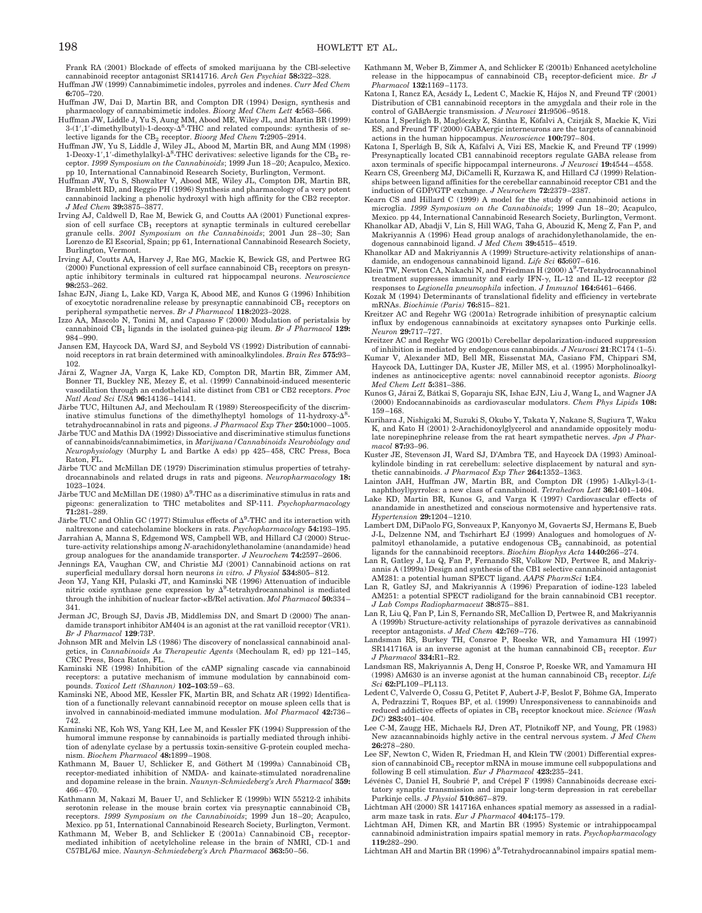Frank RA (2001) Blockade of effects of smoked marijuana by the CBl-selective cannabinoid receptor antagonist SR141716. *Arch Gen Psychiat* **58:**322–328.

Huffman JW (1999) Cannabimimetic indoles, pyrroles and indenes. *Curr Med Chem* **6:**705–720.

Huffman JW, Dai D, Martin BR, and Compton DR (1994) Design, synthesis and pharmacology of cannabimimetic indoles. *Bioorg Med Chem Lett* **4:**563–566.

Huffman JW, Liddle J, Yu S, Aung MM, Abood ME, Wiley JL, and Martin BR (1999) 3-(1′,1′-dimethylbutyl)-1-deoxy-$\Delta^8$-THC and related compounds: synthesis of selective ligands for the $CB_2$ receptor. *Bioorg Med Chem* **7:**2905–2914.

Huffman JW, Yu S, Liddle J, Wiley JL, Abood M, Martin BR, and Aung MM (1998) 1-Deoxy-1′,1′-dimethylalkyl-$\Delta^8$-THC derivatives: selective ligands for the $CB_2$ receptor. *1999 Symposium on the Cannabinoids*; 1999 Jun 18–20; Acapulco, Mexico. pp 10, International Cannabinoid Research Society, Burlington, Vermont.

Huffman JW, Yu S, Showalter V, Abood ME, Wiley JL, Compton DR, Martin BR, Bramblett RD, and Reggio PH (1996) Synthesis and pharmacology of a very potent cannabinoid lacking a phenolic hydroxyl with high affinity for the CB2 receptor. *J Med Chem* **39:**3875–3877.

Irving AJ, Caldwell D, Rae M, Bewick G, and Coutts AA (2001) Functional expression of cell surface $CB_1$ receptors at synaptic terminals in cultured cerebellar granule cells. *2001 Symposium on the Cannabinoids*; 2001 Jun 28–30; San Lorenzo de El Escorial, Spain; pp 61, International Cannabinoid Research Society, Burlington, Vermont.

Irving AJ, Coutts AA, Harvey J, Rae MG, Mackie K, Bewick GS, and Pertwee RG (2000) Functional expression of cell surface cannabinoid $CB_1$ receptors on presynaptic inhibitory terminals in cultured rat hippocampal neurons. *Neuroscience* **98:**253–262.

Ishac EJN, Jiang L, Lake KD, Varga K, Abood ME, and Kunos G (1996) Inhibition of exocytotic noradrenaline release by presynaptic cannabinoid $CB_1$ receptors on peripheral sympathetic nerves. *Br J Pharmacol* **118:**2023–2028.

Izzo AA, Mascolo N, Tonini M, and Capasso F (2000) Modulation of peristalsis by cannabinoid $CB_1$ ligands in the isolated guinea-pig ileum. *Br J Pharmacol* **129:** 984–990.

Jansen EM, Haycock DA, Ward SJ, and Seybold VS (1992) Distribution of cannabinoid receptors in rat brain determined with aminoalkylindoles. *Brain Res* **575:**93–102.

Járai Z, Wagner JA, Varga K, Lake KD, Compton DR, Martin BR, Zimmer AM, Bonner TI, Buckley NE, Mezey É, et al. (1999) Cannabinoid-induced mesenteric vasodilation through an endothelial site distinct from CB1 or CB2 receptors. *Proc Natl Acad Sci USA* **96:**14136–14141.

Järbe TUC, Hiltunen AJ, and Mechoulam R (1989) Stereospecificity of the discriminative stimulus functions of the dimethylheptyl homologs of 11-hydroxy-$\Delta^8$-tetrahydrocannabinol in rats and pigeons. *J Pharmacol Exp Ther* **250:**1000–1005.

Järbe TUC and Mathis DA (1992) Dissociative and discriminative stimulus functions of cannabinoids/cannabimimetics, in *Marijuana/Cannabinoids Neurobiology and Neurophysiology* (Murphy L and Bartke A eds) pp 425–458, CRC Press, Boca Raton, FL.

Järbe TUC and McMillan DE (1979) Discrimination stimulus properties of tetrahydrocannabinols and related drugs in rats and pigeons. *Neuropharmacology* **18:** 1023–1024.

Järbe TUC and McMillan DE (1980) $\Delta^9$-THC as a discriminative stimulus in rats and pigeons: generalization to THC metabolites and SP-111. *Psychopharmacology* **71:**281–289.

Järbe TUC and Ohlin GC (1977) Stimulus effects of $\Delta^9$-THC and its interaction with naltrexone and catecholamine blockers in rats. *Psychopharmacology* **54:**193–195.

Jarrahian A, Manna S, Edgemond WS, Campbell WB, and Hillard CJ (2000) Structure-activity relationships among *N*-arachidonylethanolamine (anandamide) head group analogues for the anandamide transporter. *J Neurochem* **74:**2597–2606.

Jennings EA, Vaughan CW, and Christie MJ (2001) Cannabinoid actions on rat superficial medullary dorsal horn neurons *in vitro*. *J Physiol* **534:**805–812.

Jeon YJ, Yang KH, Pulaski JT, and Kaminski NE (1996) Attenuation of inducible nitric oxide synthase gene expression by $\Delta^9$-tetrahydrocannabinol is mediated through the inhibition of nuclear factor-κB/Rel activation. *Mol Pharmacol* **50:**334–341.

Jerman JC, Brough SJ, Davis JB, Middlemiss DN, and Smart D (2000) The anandamide transport inhibitor AM404 is an agonist at the rat vanilloid receptor (VR1). *Br J Pharmacol* **129**:73P.

Johnson MR and Melvin LS (1986) The discovery of nonclassical cannabinoid analgetics, in *Cannabinoids As Therapeutic Agents* (Mechoulam R, ed) pp 121–145, CRC Press, Boca Raton, FL.

Kaminski NE (1998) Inhibition of the cAMP signaling cascade via cannabinoid receptors: a putative mechanism of immune modulation by cannabinoid compounds. *Toxicol Lett (Shannon)* **102–103**:59–63.

Kaminski NE, Abood ME, Kessler FK, Martin BR, and Schatz AR (1992) Identification of a functionally relevant cannabinoid receptor on mouse spleen cells that is involved in cannabinoid-mediated immune modulation. *Mol Pharmacol* **42:**736–742.

Kaminski NE, Koh WS, Yang KH, Lee M, and Kessler FK (1994) Suppression of the humoral immune response by cannabinoids is partially mediated through inhibition of adenylate cyclase by a pertussis toxin-sensitive G-protein coupled mechanism. *Biochem Pharmacol* **48:**1899–1908.

Kathmann M, Bauer U, Schlicker E, and Göthert M (1999a) Cannabinoid $CB_1$ receptor-mediated inhibition of NMDA- and kainate-stimulated noradrenaline and dopamine release in the brain. *Naunyn-Schmiedeberg's Arch Pharmacol* **359:** 466–470.

Kathmann M, Nakazi M, Bauer U, and Schlicker E (1999b) WIN 55212-2 inhibits serotonin release in the mouse brain cortex via presynaptic cannabinoid $CB_1$ receptors. *1999 Symposium on the Cannabinoids*; 1999 Jun 18–20; Acapulco, Mexico. pp 51, International Cannabinoid Research Society, Burlington, Vermont.

Kathmann M, Weber B, and Schlicker E (2001a) Cannabinoid $CB_1$ receptor-mediated inhibition of acetylcholine release in the brain of NMRI, CD-1 and C57BL/6J mice. *Naunyn-Schmiedeberg's Arch Pharmacol* **363:**50–56.

Kathmann M, Weber B, Zimmer A, and Schlicker E (2001b) Enhanced acetylcholine release in the hippocampus of cannabinoid $CB_1$ receptor-deficient mice. *Br J Pharmacol* **132:**1169–1173.

Katona I, Rancz EA, Acsády L, Ledent C, Mackie K, Hájos N, and Freund TF (2001) Distribution of CB1 cannabinoid receptors in the amygdala and their role in the control of GABAergic transmission. *J Neurosci* **21:**9506–9518.

Katona I, Sperlágh B, Maglóczky Z, Sántha E, Köfalvi A, Czirják S, Mackie K, Vizi ES, and Freund TF (2000) GABAergic interneurons are the targets of cannabinoid actions in the human hippocampus. *Neuroscience* **100:**797–804.

Katona I, Sperlágh B, Sík A, Käfalvi A, Vizi ES, Mackie K, and Freund TF (1999) Presynaptically located CB1 cannabinoid receptors regulate GABA release from axon terminals of specific hippocampal interneurons. *J Neurosci* **19:**4544–4558.

Kearn CS, Greenberg MJ, DiCamelli R, Kurzawa K, and Hillard CJ (1999) Relationships between ligand affinities for the cerebellar cannabinoid receptor CB1 and the induction of GDP/GTP exchange. *J Neurochem* **72:**2379–2387.

Kearn CS and Hillard C (1999) A model for the study of cannabinoid actions in microglia. *1999 Symposium on the Cannabinoids*; 1999 Jun 18–20; Acapulco, Mexico. pp 44, International Cannabinoid Research Society, Burlington, Vermont.

Khanolkar AD, Abadji V, Lin S, Hill WAG, Taha G, Abouzid K, Meng Z, Fan P, and Makriyannis A (1996) Head group analogs of arachidonylethanolamide, the endogenous cannabinoid ligand. *J Med Chem* **39:**4515–4519.

Khanolkar AD and Makriyannis A (1999) Structure-activity relationships of anandamide, an endogenous cannabinoid ligand. *Life Sci* **65:**607–616.

Klein TW, Newton CA, Nakachi N, and Friedman H (2000) $\Delta^9$-Tetrahydrocannabinol treatment suppresses immunity and early IFN-γ, IL-12 and IL-12 receptor β2 responses to *Legionella pneumophila* infection. *J Immunol* **164:**6461–6466.

Kozak M (1994) Determinants of translational fidelity and efficiency in vertebrate mRNAs. *Biochimie (Paris)* **76:**815–821.

Kreitzer AC and Regehr WG (2001a) Retrograde inhibition of presynaptic calcium influx by endogenous cannabinoids at excitatory synapses onto Purkinje cells. *Neuron* **29:**717–727.

Kreitzer AC and Regehr WG (2001b) Cerebellar depolarization-induced suppression of inhibition is mediated by endogenous cannabinoids. *J Neurosci* **21**:RC174 (1–5).

Kumar V, Alexander MD, Bell MR, Eissenstat MA, Casiano FM, Chippari SM, Haycock DA, Luttinger DA, Kuster JE, Miller MS, et al. (1995) Morpholinoalkylindenes as antinociceptive agents: novel cannabinoid receptor agonists. *Bioorg Med Chem Lett* **5:**381–386.

Kunos G, Járai Z, Bátkai S, Goparaju SK, Ishac EJN, Liu J, Wang L, and Wagner JA (2000) Endocannabinoids as cardiovascular modulators. *Chem Phys Lipids* **108:** 159–168.

Kurihara J, Nishigaki M, Suzuki S, Okubo Y, Takata Y, Nakane S, Sugiura T, Waku K, and Kato H (2001) 2-Arachidonoylglycerol and anandamide oppositely modulate norepinephrine release from the rat heart sympathetic nerves. *Jpn J Pharmacol* **87:**93–96.

Kuster JE, Stevenson JI, Ward SJ, D'Ambra TE, and Haycock DA (1993) Aminoalkylindole binding in rat cerebellum: selective displacement by natural and synthetic cannabinoids. *J Pharmacol Exp Ther* **264:**1352–1363.

Lainton JAH, Huffman JW, Martin BR, and Compton DR (1995) 1-Alkyl-3-(1-naphthoyl)pyrroles: a new class of cannabinoid. *Tetrahedron Lett* **36:**1401–1404.

Lake KD, Martin BR, Kunos G, and Varga K (1997) Cardiovascular effects of anandamide in anesthetized and conscious normotensive and hypertensive rats. *Hypertension* **29:**1204–1210.

Lambert DM, DiPaolo FG, Sonveaux P, Kanyonyo M, Govaerts SJ, Hermans E, Bueb J-L, Delzenne NM, and Tschirhart EJ (1999) Analogues and homologues of *N*-palmitoyl ethanolamide, a putative endogenous $CB_2$ cannabinoid, as potential ligands for the cannabinoid receptors. *Biochim Biophys Acta* **1440:**266–274.

Lan R, Gatley J, Lu Q, Fan P, Fernando SR, Volkow ND, Pertwee R, and Makriyannis A (1999a) Design and synthesis of the CB1 selective cannabinoid antagonist AM281: a potential human SPECT ligand. *AAPS PharmSci* **1:**E4.

Lan R, Gatley SJ, and Makriyannis A (1996) Preparation of iodine-123 labeled AM251: a potential SPECT radioligand for the brain cannabinoid CB1 receptor. *J Lab Comps Radiopharmaceut* **38:**875–881.

Lan R, Liu Q, Fan P, Lin S, Fernando SR, McCallion D, Pertwee R, and Makriyannis A (1999b) Structure-activity relationships of pyrazole derivatives as cannabinoid receptor antagonists. *J Med Chem* **42:**769–776.

Landsman RS, Burkey TH, Consroe P, Roeske WR, and Yamamura HI (1997) SR141716A is an inverse agonist at the human cannabinoid $CB_1$ receptor. *Eur J Pharmacol* **334:**R1–R2.

Landsman RS, Makriyannis A, Deng H, Consroe P, Roeske WR, and Yamamura HI (1998) AM630 is an inverse agonist at the human cannabinoid $CB_1$ receptor. *Life Sci* **62:**PL109–PL113.

Ledent C, Valverde O, Cossu G, Petitet F, Aubert J-F, Beslot F, Böhme GA, Imperato A, Pedrazzini T, Roques BP, et al. (1999) Unresponsiveness to cannabinoids and reduced addictive effects of opiates in $CB_1$ receptor knockout mice. *Science (Wash DC)* **283:**401–404.

Lee C-M, Zaugg HE, Michaels RJ, Dren AT, Plotnikoff NP, and Young, PR (1983) New azacannabinoids highly active in the central nervous system. *J Med Chem* **26:**278–280.

Lee SF, Newton C, Widen R, Friedman H, and Klein TW (2001) Differential expression of cannabinoid $CB_2$ receptor mRNA in mouse immune cell subpopulations and following B cell stimulation. *Eur J Pharmacol* **423:**235–241.

Lévénès C, Daniel H, Soubrié P, and Crépel F (1998) Cannabinoids decrease excitatory synaptic transmission and impair long-term depression in rat cerebellar Purkinje cells. *J Physiol* **510:**867–879.

Lichtman AH (2000) SR 141716A enhances spatial memory as assessed in a radial-arm maze task in rats. *Eur J Pharmacol* **404:**175–179.

Lichtman AH, Dimen KR, and Martin BR (1995) Systemic or intrahippocampal cannabinoid administration impairs spatial memory in rats. *Psychopharmacology* **119:**282–290.

Lichtman AH and Martin BR (1996) $\Delta^9$-Tetrahydrocannabinol impairs spatial mem-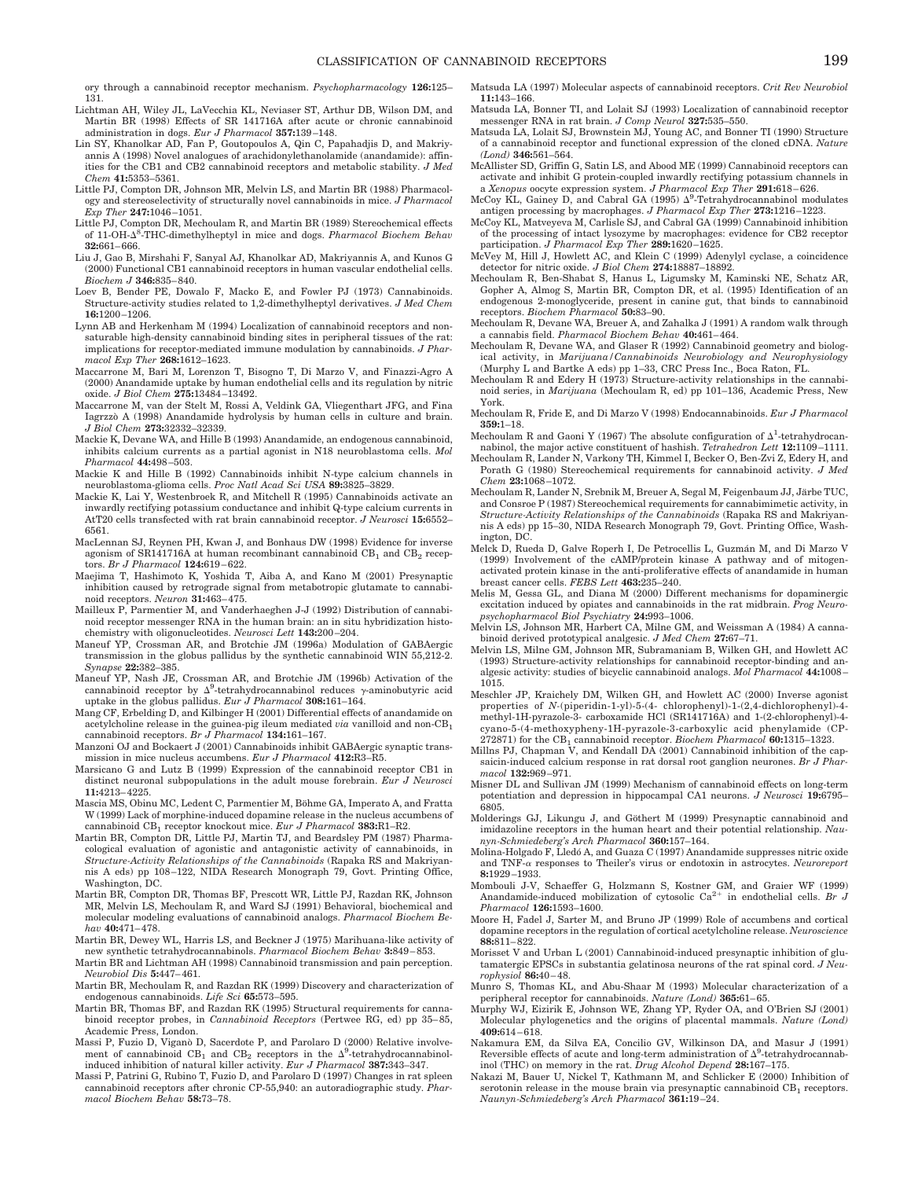ory through a cannabinoid receptor mechanism. *Psychopharmacology* **126:**125–131.

Lichtman AH, Wiley JL, LaVecchia KL, Neviaser ST, Arthur DB, Wilson DM, and Martin BR (1998) Effects of SR 141716A after acute or chronic cannabinoid administration in dogs. *Eur J Pharmacol* **357:**139–148.

Lin SY, Khanolkar AD, Fan P, Goutopoulos A, Qin C, Papahadjis D, and Makriyannis A (1998) Novel analogues of arachidonylethanolamide (anandamide): affinities for the CB1 and CB2 cannabinoid receptors and metabolic stability. *J Med Chem* **41:**5353–5361.

Little PJ, Compton DR, Johnson MR, Melvin LS, and Martin BR (1988) Pharmacology and stereoselectivity of structurally novel cannabinoids in mice. *J Pharmacol Exp Ther* **247:**1046–1051.

Little PJ, Compton DR, Mechoulam R, and Martin BR (1989) Stereochemical effects of 11-OH-$\Delta^8$-THC-dimethylheptyl in mice and dogs. *Pharmacol Biochem Behav* **32:**661–666.

Liu J, Gao B, Mirshahi F, Sanyal AJ, Khanolkar AD, Makriyannis A, and Kunos G (2000) Functional CB1 cannabinoid receptors in human vascular endothelial cells. *Biochem J* **346:**835–840.

Loev B, Bender PE, Dowalo F, Macko E, and Fowler PJ (1973) Cannabinoids. Structure-activity studies related to 1,2-dimethylheptyl derivatives. *J Med Chem* **16:**1200–1206.

Lynn AB and Herkenham M (1994) Localization of cannabinoid receptors and nonsaturable high-density cannabinoid binding sites in peripheral tissues of the rat: implications for receptor-mediated immune modulation by cannabinoids. *J Pharmacol Exp Ther* **268:**1612–1623.

Maccarrone M, Bari M, Lorenzon T, Bisogno T, Di Marzo V, and Finazzi-Agro A (2000) Anandamide uptake by human endothelial cells and its regulation by nitric oxide. *J Biol Chem* **275:**13484–13492.

Maccarrone M, van der Stelt M, Rossi A, Veldink GA, Vliegenthart JFG, and Fina Iagrzzò A (1998) Anandamide hydrolysis by human cells in culture and brain. *J Biol Chem* **273:**32332–32339.

Mackie K, Devane WA, and Hille B (1993) Anandamide, an endogenous cannabinoid, inhibits calcium currents as a partial agonist in N18 neuroblastoma cells. *Mol Pharmacol* **44:**498–503.

Mackie K and Hille B (1992) Cannabinoids inhibit N-type calcium channels in neuroblastoma-glioma cells. *Proc Natl Acad Sci USA* **89:**3825–3829.

Mackie K, Lai Y, Westenbroek R, and Mitchell R (1995) Cannabinoids activate an inwardly rectifying potassium conductance and inhibit Q-type calcium currents in AtT20 cells transfected with rat brain cannabinoid receptor. *J Neurosci* **15:**6552–6561.

MacLennan SJ, Reynen PH, Kwan J, and Bonhaus DW (1998) Evidence for inverse agonism of SR141716A at human recombinant cannabinoid $CB_1$ and $CB_2$ receptors. *Br J Pharmacol* **124:**619–622.

Maejima T, Hashimoto K, Yoshida T, Aiba A, and Kano M (2001) Presynaptic inhibition caused by retrograde signal from metabotropic glutamate to cannabinoid receptors. *Neuron* **31:**463–475.

Mailleux P, Parmentier M, and Vanderhaeghen J-J (1992) Distribution of cannabinoid receptor messenger RNA in the human brain: an in situ hybridization histochemistry with oligonucleotides. *Neurosci Lett* **143:**200–204.

Maneuf YP, Crossman AR, and Brotchie JM (1996a) Modulation of GABAergic transmission in the globus pallidus by the synthetic cannabinoid WIN 55,212-2. *Synapse* **22:**382–385.

Maneuf YP, Nash JE, Crossman AR, and Brotchie JM (1996b) Activation of the cannabinoid receptor by $\Delta^9$-tetrahydrocannabinol reduces $\gamma$-aminobutyric acid uptake in the globus pallidus. *Eur J Pharmacol* **308:**161–164.

Mang CF, Erbelding D, and Kilbinger H (2001) Differential effects of anandamide on acetylcholine release in the guinea-pig ileum mediated *via* vanilloid and non-$CB_1$ cannabinoid receptors. *Br J Pharmacol* **134:**161–167.

Manzoni OJ and Bockaert J (2001) Cannabinoids inhibit GABAergic synaptic transmission in mice nucleus accumbens. *Eur J Pharmacol* **412:**R3–R5.

Marsicano G and Lutz B (1999) Expression of the cannabinoid receptor CB1 in distinct neuronal subpopulations in the adult mouse forebrain. *Eur J Neurosci* **11:**4213–4225.

Mascia MS, Obinu MC, Ledent C, Parmentier M, Böhme GA, Imperato A, and Fratta W (1999) Lack of morphine-induced dopamine release in the nucleus accumbens of cannabinoid $CB_1$ receptor knockout mice. *Eur J Pharmacol* **383:**R1–R2.

Martin BR, Compton DR, Little PJ, Martin TJ, and Beardsley PM (1987) Pharmacological evaluation of agonistic and antagonistic activity of cannabinoids, in *Structure-Activity Relationships of the Cannabinoids* (Rapaka RS and Makriyannis A eds) pp 108–122, NIDA Research Monograph 79, Govt. Printing Office, Washington, DC.

Martin BR, Compton DR, Thomas BF, Prescott WR, Little PJ, Razdan RK, Johnson MR, Melvin LS, Mechoulam R, and Ward SJ (1991) Behavioral, biochemical and molecular modeling evaluations of cannabinoid analogs. *Pharmacol Biochem Behav* **40:**471–478.

Martin BR, Dewey WL, Harris LS, and Beckner J (1975) Marihuana-like activity of new synthetic tetrahydrocannabinols. *Pharmacol Biochem Behav* **3:**849–853.

Martin BR and Lichtman AH (1998) Cannabinoid transmission and pain perception. *Neurobiol Dis* **5:**447–461.

Martin BR, Mechoulam R, and Razdan RK (1999) Discovery and characterization of endogenous cannabinoids. *Life Sci* **65:**573–595.

Martin BR, Thomas BF, and Razdan RK (1995) Structural requirements for cannabinoid receptor probes, in *Cannabinoid Receptors* (Pertwee RG, ed) pp 35–85, Academic Press, London.

Massi P, Fuzio D, Viganò D, Sacerdote P, and Parolaro D (2000) Relative involvement of cannabinoid $CB_1$ and $CB_2$ receptors in the $\Delta^9$-tetrahydrocannabinol-induced inhibition of natural killer activity. *Eur J Pharmacol* **387:**343–347.

Massi P, Patrini G, Rubino T, Fuzio D, and Parolaro D (1997) Changes in rat spleen cannabinoid receptors after chronic CP-55,940: an autoradiographic study. *Pharmacol Biochem Behav* **58:**73–78.

Matsuda LA (1997) Molecular aspects of cannabinoid receptors. *Crit Rev Neurobiol* **11:**143–166.

Matsuda LA, Bonner TI, and Lolait SJ (1993) Localization of cannabinoid receptor messenger RNA in rat brain. *J Comp Neurol* **327:**535–550.

Matsuda LA, Lolait SJ, Brownstein MJ, Young AC, and Bonner TI (1990) Structure of a cannabinoid receptor and functional expression of the cloned cDNA. *Nature (Lond)* **346:**561–564.

McAllister SD, Griffin G, Satin LS, and Abood ME (1999) Cannabinoid receptors can activate and inhibit G protein-coupled inwardly rectifying potassium channels in a *Xenopus* oocyte expression system. *J Pharmacol Exp Ther* **291:**618–626.

McCoy KL, Gainey D, and Cabral GA (1995) $\Delta^9$-Tetrahydrocannabinol modulates antigen processing by macrophages. *J Pharmacol Exp Ther* **273:**1216–1223.

McCoy KL, Matveyeva M, Carlisle SJ, and Cabral GA (1999) Cannabinoid inhibition of the processing of intact lysozyme by macrophages: evidence for CB2 receptor participation. *J Pharmacol Exp Ther* **289:**1620–1625.

McVey M, Hill J, Howlett AC, and Klein C (1999) Adenylyl cyclase, a coincidence detector for nitric oxide. *J Biol Chem* **274:**18887–18892.

Mechoulam R, Ben-Shabat S, Hanus L, Ligumsky M, Kaminski NE, Schatz AR, Gopher A, Almog S, Martin BR, Compton DR, et al. (1995) Identification of an endogenous 2-monoglyceride, present in canine gut, that binds to cannabinoid receptors. *Biochem Pharmacol* **50:**83–90.

Mechoulam R, Devane WA, Breuer A, and Zahalka J (1991) A random walk through a cannabis field. *Pharmacol Biochem Behav* **40:**461–464.

Mechoulam R, Devane WA, and Glaser R (1992) Cannabinoid geometry and biological activity, in *Marijuana/Cannabinoids Neurobiology and Neurophysiology* (Murphy L and Bartke A eds) pp 1–33, CRC Press Inc., Boca Raton, FL.

Mechoulam R and Edery H (1973) Structure-activity relationships in the cannabinoid series, in *Marijuana* (Mechoulam R, ed) pp 101–136, Academic Press, New York.

Mechoulam R, Fride E, and Di Marzo V (1998) Endocannabinoids. *Eur J Pharmacol* **359:**1–18.

Mechoulam R and Gaoni Y (1967) The absolute configuration of $\Delta^1$-tetrahydrocannabinol, the major active constituent of hashish. *Tetrahedron Lett* **12:**1109–1111.

Mechoulam R, Lander N, Varkony TH, Kimmel I, Becker O, Ben-Zvi Z, Edery H, and Porath G (1980) Stereochemical requirements for cannabinoid activity. *J Med Chem* **23:**1068–1072.

Mechoulam R, Lander N, Srebnik M, Breuer A, Segal M, Feigenbaum JJ, Järbe TUC, and Consroe P (1987) Stereochemical requirements for cannabimimetic activity, in *Structure-Activity Relationships of the Cannabinoids* (Rapaka RS and Makriyannis A eds) pp 15–30, NIDA Research Monograph 79, Govt. Printing Office, Washington, DC.

Melck D, Rueda D, Galve Roperh I, De Petrocellis L, Guzmán M, and Di Marzo V (1999) Involvement of the cAMP/protein kinase A pathway and of mitogen-activated protein kinase in the anti-proliferative effects of anandamide in human breast cancer cells. *FEBS Lett* **463:**235–240.

Melis M, Gessa GL, and Diana M (2000) Different mechanisms for dopaminergic excitation induced by opiates and cannabinoids in the rat midbrain. *Prog Neuropsychopharmacol Biol Psychiatry* **24:**993–1006.

Melvin LS, Johnson MR, Harbert CA, Milne GM, and Weissman A (1984) A cannabinoid derived prototypical analgesic. *J Med Chem* **27:**67–71.

Melvin LS, Milne GM, Johnson MR, Subramaniam B, Wilken GH, and Howlett AC (1993) Structure-activity relationships for cannabinoid receptor-binding and analgesic activity: studies of bicyclic cannabinoid analogs. *Mol Pharmacol* **44:**1008–1015.

Meschler JP, Kraichely DM, Wilken GH, and Howlett AC (2000) Inverse agonist properties of *N*-(piperidin-1-yl)-5-(4- chlorophenyl)-1-(2,4-dichlorophenyl)-4-methyl-1H-pyrazole-3- carboxamide HCl (SR141716A) and 1-(2-chlorophenyl)-4-cyano-5-(4-methoxypheny-1H-pyrazole-3-carboxylic acid phenylamide (CP-272871) for the $CB_1$ cannabinoid receptor. *Biochem Pharmacol* **60:**1315–1323.

Millns PJ, Chapman V, and Kendall DA (2001) Cannabinoid inhibition of the capsaicin-induced calcium response in rat dorsal root ganglion neurones. *Br J Pharmacol* **132:**969–971.

Misner DL and Sullivan JM (1999) Mechanism of cannabinoid effects on long-term potentiation and depression in hippocampal CA1 neurons. *J Neurosci* **19:**6795–6805.

Molderings GJ, Likungu J, and Göthert M (1999) Presynaptic cannabinoid and imidazoline receptors in the human heart and their potential relationship. *Naunyn-Schmiedeberg's Arch Pharmacol* **360:**157–164.

Molina-Holgado F, Lledó A, and Guaza C (1997) Anandamide suppresses nitric oxide and TNF-$\alpha$ responses to Theiler's virus or endotoxin in astrocytes. *Neuroreport* **8:**1929–1933.

Mombouli J-V, Schaeffer G, Holzmann S, Kostner GM, and Graier WF (1999) Anandamide-induced mobilization of cytosolic $Ca^{2+}$ in endothelial cells. *Br J Pharmacol* **126:**1593–1600.

Moore H, Fadel J, Sarter M, and Bruno JP (1999) Role of accumbens and cortical dopamine receptors in the regulation of cortical acetylcholine release. *Neuroscience* **88:**811–822.

Morisset V and Urban L (2001) Cannabinoid-induced presynaptic inhibition of glutamatergic EPSCs in substantia gelatinosa neurons of the rat spinal cord. *J Neurophysiol* **86:**40–48.

Munro S, Thomas KL, and Abu-Shaar M (1993) Molecular characterization of a peripheral receptor for cannabinoids. *Nature (Lond)* **365:**61–65.

Murphy WJ, Eizirik E, Johnson WE, Zhang YP, Ryder OA, and O'Brien SJ (2001) Molecular phylogenetics and the origins of placental mammals. *Nature (Lond)* **409:**614–618.

Nakamura EM, da Silva EA, Concilio GV, Wilkinson DA, and Masur J (1991) Reversible effects of acute and long-term administration of $\Delta^9$-tetrahydrocannabinol (THC) on memory in the rat. *Drug Alcohol Depend* **28:**167–175.

Nakazi M, Bauer U, Nickel T, Kathmann M, and Schlicker E (2000) Inhibition of serotonin release in the mouse brain via presynaptic cannabinoid $CB_1$ receptors. *Naunyn-Schmiedeberg's Arch Pharmacol* **361:**19–24.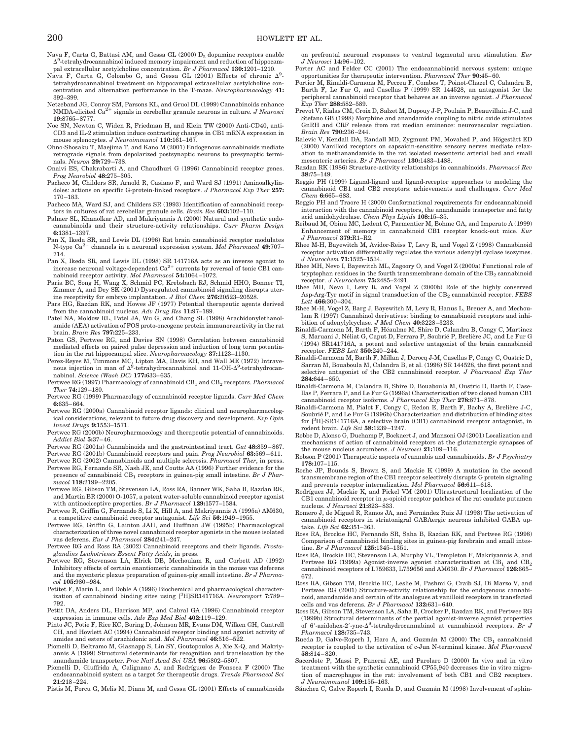Nava F, Carta G, Battasi AM, and Gessa GL (2000) $D_2$ dopamine receptors enable $\Delta^9$-tetrahydrocannabinol induced memory impairment and reduction of hippocampal extracellular acetylcholine concentration. *Br J Pharmacol* **130:**1201–1210.

Nava F, Carta G, Colombo G, and Gessa GL (2001) Effects of chronic $\Delta^9$-tetrahydrocannabinol treatment on hippocampal extracellular acetylcholine concentration and alternation performance in the T-maze. *Neuropharmacology* **41:** 392–399.

Netzeband JG, Conroy SM, Parsons KL, and Gruol DL (1999) Cannabinoids enhance NMDA-elicited $Ca^{2+}$ signals in cerebellar granule neurons in culture. *J Neurosci* **19:**8765–8777.

Noe SN, Newton C, Widen R, Friedman H, and Klein TW (2000) Anti-CD40, anti-CD3 and IL-2 stimulation induce contrasting changes in CB1 mRNA expression in mouse splenocytes. *J Neuroimmunol* **110:**161–167.

Ohno-Shosaku T, Maejima T, and Kano M (2001) Endogenous cannabinoids mediate retrograde signals from depolarized postsynaptic neurons to presynaptic terminals. *Neuron* **29:**729–738.

Onaivi ES, Chakrabarti A, and Chaudhuri G (1996) Cannabinoid receptor genes. *Prog Neurobiol* **48:**275–305.

Pacheco M, Childers SR, Arnold R, Casiano F, and Ward SJ (1991) Aminoalkylindoles: actions on specific G-protein-linked receptors. *J Pharmacol Exp Ther* **257:** 170–183.

Pacheco MA, Ward SJ, and Childers SR (1993) Identification of cannabinoid receptors in cultures of rat cerebellar granule cells. *Brain Res* **603:**102–110.

Palmer SL, Khanolkar AD, and Makriyannis A (2000) Natural and synthetic endocannabinoids and their structure-activity relationships. *Curr Pharm Design* **6:**1381–1397.

Pan X, Ikeda SR, and Lewis DL (1996) Rat brain cannabinoid receptor modulates N-type $Ca^{2+}$ channels in a neuronal expression system. *Mol Pharmacol* **49:**707–714.

Pan X, Ikeda SR, and Lewis DL (1998) SR 141716A acts as an inverse agonist to increase neuronal voltage-dependent $Ca^{2+}$ currents by reversal of tonic CB1 cannabinoid receptor activity. *Mol Pharmacol* **54:**1064–1072.

Paria BC, Song H, Wang X, Schmid PC, Krebsbach RJ, Schmid HHO, Bonner TI, Zimmer A, and Dey SK (2001) Dysregulated cannabinoid signaling disrupts uterine receptivity for embryo implantation. *J Biol Chem* **276:**20523–20528.

Pars HG, Razdan RK, and Howes JF (1977) Potential therapeutic agents derived from the cannabinoid nucleus. *Adv Drug Res* **11:**97–189.

Patel NA, Moldow RL, Patel JA, Wu G, and Chang SL (1998) Arachidonylethanolamide (AEA) activation of FOS proto-oncogene protein immunoreactivity in the rat brain. *Brain Res* **797:**225–233.

Paton GS, Pertwee RG, and Davies SN (1998) Correlation between cannabinoid mediated effects on paired pulse depression and induction of long term potentiation in the rat hippocampal slice. *Neuropharmacology* **37:**1123–1130.

Perez-Reyes M, Timmons MC, Lipton MA, Davis KH, and Wall ME (1972) Intravenous injection in man of $\Delta^9$-tetrahydrocannabinol and 11-OH-$\Delta^9$-tetrahydrocannabinol. *Science (Wash DC)* **177:**633–635.

Pertwee RG (1997) Pharmacology of cannabinoid $CB_1$ and $CB_2$ receptors. *Pharmacol Ther* **74:**129–180.

Pertwee RG (1999) Pharmacology of cannabinoid receptor ligands. *Curr Med Chem* **6:**635–664.

Pertwee RG (2000a) Cannabinoid receptor ligands: clinical and neuropharmacological considerations, relevant to future drug discovery and development. *Exp Opin Invest Drugs* **9:**1553–1571.

Pertwee RG (2000b) Neuropharmacology and therapeutic potential of cannabinoids. *Addict Biol* **5:**37–46.

Pertwee RG (2001a) Cannabinoids and the gastrointestinal tract. *Gut* **48:**859–867.

Pertwee RG (2001b) Cannabinoid receptors and pain. *Prog Neurobiol* **63:**569–611.

Pertwee RG (2002) Cannabinoids and multiple sclerosis. *Pharmacol Ther*, in press.

Pertwee RG, Fernando SR, Nash JE, and Coutts AA (1996) Further evidence for the presence of cannabinoid $CB_1$ receptors in guinea-pig small intestine. *Br J Pharmacol* **118:**2199–2205.

Pertwee RG, Gibson TM, Stevenson LA, Ross RA, Banner WK, Saha B, Razdan RK, and Martin BR (2000) O-1057, a potent water-soluble cannabinoid receptor agonist with antinociceptive properties. *Br J Pharmacol* **129:**1577–1584.

Pertwee R, Griffin G, Fernando S, Li X, Hill A, and Makriyannis A (1995a) AM630, a competitive cannabinoid receptor antagonist. *Life Sci* **56:**1949–1955.

Pertwee RG, Griffin G, Lainton JAH, and Huffman JW (1995b) Pharmacological characterization of three novel cannabinoid receptor agonists in the mouse isolated vas deferens. *Eur J Pharmacol* **284:**241–247.

Pertwee RG and Ross RA (2002) Cannabinoid receptors and their ligands. *Prostaglandins Leukotrienes Essent Fatty Acids*, in press.

Pertwee RG, Stevenson LA, Elrick DB, Mechoulam R, and Corbett AD (1992) Inhibitory effects of certain enantiomeric cannabinoids in the mouse vas deferens and the myenteric plexus preparation of guinea-pig small intestine. *Br J Pharmacol* **105:**980–984.

Petitet F, Marin L, and Doble A (1996) Biochemical and pharmacological characterization of cannabinoid binding sites using [$^3$H]SR141716A. *Neuroreport* **7:**789–792.

Pettit DA, Anders DL, Harrison MP, and Cabral GA (1996) Cannabinoid receptor expression in immune cells. *Adv Exp Med Biol* **402:**119–129.

Pinto JC, Potie F, Rice KC, Boring D, Johnson MR, Evans DM, Wilken GH, Cantrell CH, and Howlett AC (1994) Cannabinoid receptor binding and agonist activity of amides and esters of arachidonic acid. *Mol Pharmacol* **46:**516–522.

Piomelli D, Beltramo M, Glasnapp S, Lin SY, Goutopoulos A, Xie X-Q, and Makriyannis A (1999) Structural determinants for recognition and translocation by the anandamide transporter. *Proc Natl Acad Sci USA* **96:**5802–5807.

Piomelli D, Giuffrida A, Calignano A, and Rodríguez de Fonseca F (2000) The endocannabinoid system as a target for therapeutic drugs. *Trends Pharmacol Sci* **21:**218–224.

Pistis M, Porcu G, Melis M, Diana M, and Gessa GL (2001) Effects of cannabinoids on prefrontal neuronal responses to ventral tegmental area stimulation. *Eur J Neurosci* **14:**96–102.

Porter AC and Felder CC (2001) The endocannabinoid nervous system: unique opportunities for therapeutic intervention. *Pharmacol Ther* **90:**45–60.

Portier M, Rinaldi-Carmona M, Pecceu F, Combes T, Poinot-Chazel C, Calandra B, Barth F, Le Fur G, and Casellas P (1999) SR 144528, an antagonist for the peripheral cannabinoid receptor that behaves as an inverse agonist. *J Pharmacol Exp Ther* **288:**582–589.

Prevot V, Rialas CM, Croix D, Salzet M, Dupouy J-P, Poulain P, Beauvillain J-C, and Stefano GB (1998) Morphine and anandamide coupling to nitric oxide stimulates GnRH and CRF release from rat median eminence: neurovascular regulation. *Brain Res* **790:**236–244.

Ralevic V, Kendall DA, Randall MD, Zygmunt PM, Movahed P, and Högestätt ED (2000) Vanilloid receptors on capsaicin-sensitive sensory nerves mediate relaxation to methanandamide in the rat isolated mesenteric arterial bed and small mesenteric arteries. *Br J Pharmacol* **130:**1483–1488.

Razdan RK (1986) Structure-activity relationships in cannabinoids. *Pharmacol Rev* **38:**75–149.

Reggio PH (1999) Ligand-ligand and ligand-receptor approaches to modeling the cannabinoid CB1 and CB2 receptors: achievements and challenges. *Curr Med Chem* **6:**665–683.

Reggio PH and Traore H (2000) Conformational requirements for endocannabinoid interaction with the cannabinoid receptors, the anandamide transporter and fatty acid amidohydrolase. *Chem Phys Lipids* **108:**15–35.

Reibaud M, Obinu MC, Ledent C, Parmentier M, Böhme GA, and Imperato A (1999) Enhancement of memory in cannabinoid CB1 receptor knock-out mice. *Eur J Pharmacol* **379:**R1–R2.

Rhee M-H, Bayewitch M, Avidor-Reiss T, Levy R, and Vogel Z (1998) Cannabinoid receptor activation differentially regulates the various adenylyl cyclase isozymes. *J Neurochem* **71:**1525–1534.

Rhee MH, Nevo I, Bayewitch ML, Zagoory O, and Vogel Z (2000a) Functional role of tryptophan residues in the fourth transmembrane domain of the $CB_2$ cannabinoid receptor. *J Neurochem* **75:**2485–2491.

Rhee MH, Nevo I, Levy R, and Vogel Z (2000b) Role of the highly conserved Asp-Arg-Tyr motif in signal transduction of the $CB_2$ cannabinoid receptor. *FEBS Lett* **466:**300–304.

Rhee M-H, Vogel Z, Barg J, Bayewitch M, Levy R, Hanus L, Breuer A, and Mechoulam R (1997) Cannabinol derivatives: binding to cannabinoid receptors and inhibition of adenylylcyclase. *J Med Chem* **40:**3228–3233.

Rinaldi-Carmona M, Barth F, Héaulme M, Shire D, Calandra B, Congy C, Martinez S, Maruani J, Néliat G, Caput D, Ferrara P, Soubrié P, Brelière JC, and Le Fur G (1994) SR141716A, a potent and selective antagonist of the brain cannabinoid receptor. *FEBS Lett* **350:**240–244.

Rinaldi-Carmona M, Barth F, Millan J, Derocq J-M, Casellas P, Congy C, Oustric D, Sarran M, Bouaboula M, Calandra B, et al. (1998) SR 144528, the first potent and selective antagonist of the CB2 cannabinoid receptor. *J Pharmacol Exp Ther* **284:**644–650.

Rinaldi-Carmona M, Calandra B, Shire D, Bouaboula M, Oustric D, Barth F, Casellas P, Ferrara P, and Le Fur G (1996a) Characterization of two cloned human CB1 cannabinoid receptor isoforms. *J Pharmacol Exp Ther* **278:**871–878.

Rinaldi-Carmona M, Pialot F, Congy C, Redon E, Barth F, Bachy A, Brelière J-C, Soubrié P, and Le Fur G (1996b) Characterization and distribution of binding sites for [$^3$H]-SR141716A, a selective brain (CB1) cannabinoid receptor antagonist, in rodent brain. *Life Sci* **58:**1239–1247.

Robbe D, Alonso G, Duchamp F, Bockaert J, and Manzoni OJ (2001) Localization and mechanisms of action of cannabinoid receptors at the glutamatergic synapses of the mouse nucleus accumbens. *J Neurosci* **21:**109–116.

Robson P (2001) Therapeutic aspects of cannabis and cannabinoids. *Br J Psychiatry* **178:**107–115.

Roche JP, Bounds S, Brown S, and Mackie K (1999) A mutation in the second transmembrane region of the CB1 receptor selectively disrupts G protein signaling and prevents receptor internalization. *Mol Pharmacol* **56:**611–618.

Rodríguez JJ, Mackie K, and Pickel VM (2001) Ultrastructural localization of the CB1 cannabinoid receptor in $\mu$-opioid receptor patches of the rat caudate putamen nucleus. *J Neurosci* **21:**823–833.

Romero J, de Miguel R, Ramos JA, and Fernández Ruiz JJ (1998) The activation of cannabinoid receptors in striatonigral GABAergic neurons inhibited GABA uptake. *Life Sci* **62:**351–363.

Ross RA, Brockie HC, Fernando SR, Saha B, Razdan RK, and Pertwee RG (1998) Comparison of cannabinoid binding sites in guinea-pig forebrain and small intestine. *Br J Pharmacol* **125:**1345–1351.

Ross RA, Brockie HC, Stevenson LA, Murphy VL, Templeton F, Makriyannis A, and Pertwee RG (1999a) Agonist-inverse agonist characterization at $CB_1$ and $CB_2$ cannabinoid receptors of L759633, L759656 and AM630. *Br J Pharmacol* **126:**665–672.

Ross RA, Gibson TM, Brockie HC, Leslie M, Pashmi G, Craib SJ, Di Marzo V, and Pertwee RG (2001) Structure-activity relationship for the endogenous cannabinoid, anandamide and certain of its analogues at vanilloid receptors in transfected cells and vas deferens. *Br J Pharmacol* **132:**631–640.

Ross RA, Gibson TM, Stevenson LA, Saha B, Crocker P, Razdan RK, and Pertwee RG (1999b) Structural determinants of the partial agonist-inverse agonist properties of 6′-azidohex-2′-yne-$\Delta^8$-tetrahydrocannabinol at cannabinoid receptors. *Br J Pharmacol* **128:**735–743.

Rueda D, Galve-Roperh I, Haro A, and Guzmán M (2000) The $CB_1$ cannabinoid receptor is coupled to the activation of c-Jun N-terminal kinase. *Mol Pharmacol* **58:**814–820.

Sacerdote P, Massi P, Panerai AE, and Parolaro D (2000) In vivo and in vitro treatment with the synthetic cannabinoid CP55,940 decreases the in vitro migration of macrophages in the rat: involvement of both CB1 and CB2 receptors. *J Neuroimmunol* **109:**155–163.

Sánchez C, Galve Roperh I, Rueda D, and Guzmán M (1998) Involvement of sphin-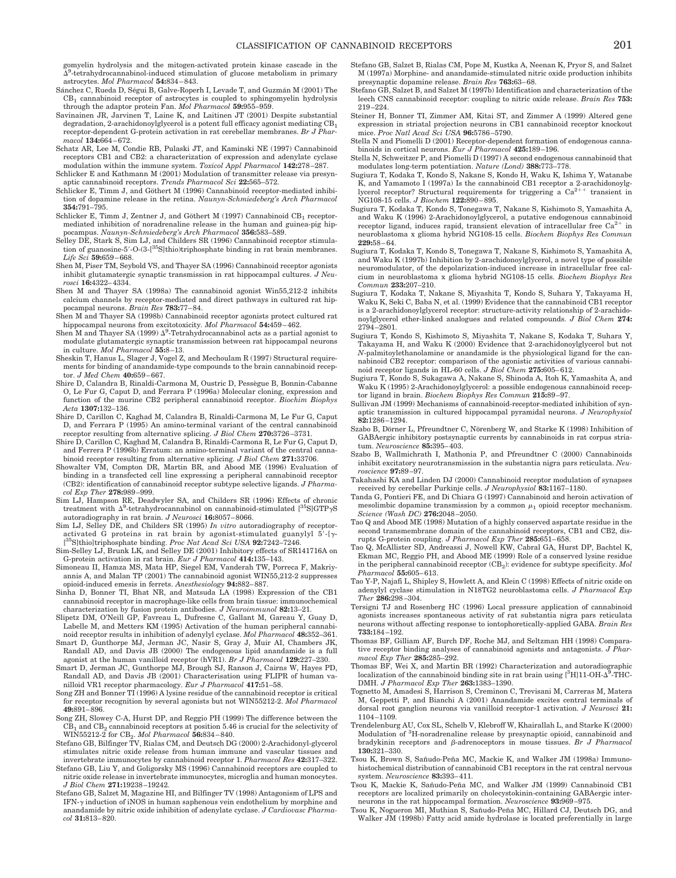gomyelin hydrolysis and the mitogen-activated protein kinase cascade in the $\Delta^9$-tetrahydrocannabinol-induced stimulation of glucose metabolism in primary astrocytes. *Mol Pharmacol* **54:**834–843.

Sánchez C, Rueda D, Ségui B, Galve-Roperh I, Levade T, and Guzmán M (2001) The $CB_1$ cannabinoid receptor of astrocytes is coupled to sphingomyelin hydrolysis through the adaptor protein Fan. *Mol Pharmacol* **59:**955–959.

Savinainen JR, Jarvinen T, Laine K, and Laitinen JT (2001) Despite substantial degradation, 2-arachidonoylglycerol is a potent full efficacy agonist mediating $CB_1$ receptor-dependent G-protein activation in rat cerebellar membranes. *Br J Pharmacol* **134:**664–672.

Schatz AR, Lee M, Condie RB, Pulaski JT, and Kaminski NE (1997) Cannabinoid receptors CB1 and CB2: a characterization of expression and adenylate cyclase modulation within the immune system. *Toxicol Appl Pharmacol* **142:**278–287.

Schlicker E and Kathmann M (2001) Modulation of transmitter release via presynaptic cannabinoid receptors. *Trends Pharmacol Sci* **22:**565–572.

Schlicker E, Timm J, and Göthert M (1996) Cannabinoid receptor-mediated inhibition of dopamine release in the retina. *Naunyn-Schmiedeberg's Arch Pharmacol* **354:**791–795.

Schlicker E, Timm J, Zentner J, and Göthert M (1997) Cannabinoid $CB_1$ receptor-mediated inhibition of noradrenaline release in the human and guinea-pig hippocampus. *Naunyn-Schmiedeberg's Arch Pharmacol* **356:**583–589.

Selley DE, Stark S, Sim LJ, and Childers SR (1996) Cannabinoid receptor stimulation of guanosine-5′-O-(3-[$^{35}$S]thio)triphosphate binding in rat brain membranes. *Life Sci* **59:**659–668.

Shen M, Piser TM, Seybold VS, and Thayer SA (1996) Cannabinoid receptor agonists inhibit glutamatergic synaptic transmission in rat hippocampal cultures. *J Neurosci* **16:**4322–4334.

Shen M and Thayer SA (1998a) The cannabinoid agonist Win55,212-2 inhibits calcium channels by receptor-mediated and direct pathways in cultured rat hippocampal neurons. *Brain Res* **783:**77–84.

Shen M and Thayer SA (1998b) Cannabinoid receptor agonists protect cultured rat hippocampal neurons from excitotoxicity. *Mol Pharmacol* **54:**459–462.

Shen M and Thayer SA (1999) $\Delta^9$-Tetrahydrocannabinol acts as a partial agonist to modulate glutamatergic synaptic transmission between rat hippocampal neurons in culture. *Mol Pharmacol* **55:**8–13.

Sheskin T, Hanus L, Slager J, Vogel Z, and Mechoulam R (1997) Structural requirements for binding of anandamide-type compounds to the brain cannabinoid receptor. *J Med Chem* **40:**659–667.

Shire D, Calandra B, Rinaldi-Carmona M, Oustric D, Pessègue B, Bonnin-Cabanne O, Le Fur G, Caput D, and Ferrara P (1996a) Molecular cloning, expression and function of the murine CB2 peripheral cannabinoid receptor. *Biochim Biophys Acta* **1307:**132–136.

Shire D, Carillon C, Kaghad M, Calandra B, Rinaldi-Carmona M, Le Fur G, Caput D, and Ferrara P (1995) An amino-terminal variant of the central cannabinoid receptor resulting from alternative splicing. *J Biol Chem* **270:**3726–3731.

Shire D, Carillon C, Kaghad M, Calandra B, Rinaldi-Carmona R, Le Fur G, Caput D, and Ferrera P (1996b) Erratum: an amino-terminal variant of the central cannabinoid receptor resulting from alternative splicing. *J Biol Chem* **271:**33706.

Showalter VM, Compton DR, Martin BR, and Abood ME (1996) Evaluation of binding in a transfected cell line expressing a peripheral cannabinoid receptor (CB2): identification of cannabinoid receptor subtype selective ligands. *J Pharmacol Exp Ther* **278:**989–999.

Sim LJ, Hampson RE, Deadwyler SA, and Childers SR (1996) Effects of chronic treatment with $\Delta^9$-tetrahydrocannabinol on cannabinoid-stimulated [$^{35}$S]GTP$\gamma$S autoradiography in rat brain. *J Neurosci* **16:**8057–8066.

Sim LJ, Selley DE, and Childers SR (1995) *In vitro* autoradiography of receptor-activated G proteins in rat brain by agonist-stimulated guanylyl 5′-[$\gamma$-[$^{35}$S]thio]triphosphate binding. *Proc Nat Acad Sci USA* **92:**7242–7246.

Sim-Selley LJ, Brunk LK, and Selley DE (2001) Inhibitory effects of SR141716A on G-protein activation in rat brain. *Eur J Pharmacol* **414:**135–143.

Simoneau II, Hamza MS, Mata HP, Siegel EM, Vanderah TW, Porreca F, Makriyannis A, and Malan TP (2001) The cannabinoid agonist WIN55,212-2 suppresses opioid-induced emesis in ferrets. *Anesthesiology* **94:**882–887.

Sinha D, Bonner TI, Bhat NR, and Matsuda LA (1998) Expression of the CB1 cannabinoid receptor in macrophage-like cells from brain tissue: immunochemical characterization by fusion protein antibodies. *J Neuroimmunol* **82:**13–21.

Slipetz DM, O'Neill GP, Favreau L, Dufresne C, Gallant M, Gareau Y, Guay D, Labelle M, and Metters KM (1995) Activation of the human peripheral cannabinoid receptor results in inhibition of adenylyl cyclase. *Mol Pharmacol* **48:**352–361.

Smart D, Gunthorpe MJ, Jerman JC, Nasir S, Gray J, Muir AI, Chambers JK, Randall AD, and Davis JB (2000) The endogenous lipid anandamide is a full agonist at the human vanilloid receptor (hVR1). *Br J Pharmacol* **129:**227–230.

Smart D, Jerman JC, Gunthorpe MJ, Brough SJ, Ranson J, Cairns W, Hayes PD, Randall AD, and Davis JB (2001) Characterisation using FLIPR of human vanilloid VR1 receptor pharmacology. *Eur J Pharmacol* **417:**51–58.

Song ZH and Bonner TI (1996) A lysine residue of the cannabinoid receptor is critical for receptor recognition by several agonists but not WIN55212-2. *Mol Pharmacol* **49:**891–896.

Song ZH, Slowey C-A, Hurst DP, and Reggio PH (1999) The difference between the $CB_1$ and $CB_2$ cannabinoid receptors at position 5.46 is crucial for the selectivity of WIN55212-2 for $CB_2$. *Mol Pharmacol* **56:**834–840.

Stefano GB, Bilfinger TV, Rialas CM, and Deutsch DG (2000) 2-Arachidonyl-glycerol stimulates nitric oxide release from human immune and vascular tissues and invertebrate immunocytes by cannabinoid receptor 1. *Pharmacol Res* **42:**317–322.

Stefano GB, Liu Y, and Goligorsky MS (1996) Cannabinoid receptors are coupled to nitric oxide release in invertebrate immunocytes, microglia and human monocytes. *J Biol Chem* **271:**19238–19242.

Stefano GB, Salzet M, Magazine HI, and Bilfinger TV (1998) Antagonism of LPS and IFN-$\gamma$ induction of iNOS in human saphenous vein endothelium by morphine and anandamide by nitric oxide inhibition of adenylate cyclase. *J Cardiovasc Pharmacol* **31:**813–820.

Stefano GB, Salzet B, Rialas CM, Pope M, Kustka A, Neenan K, Pryor S, and Salzet M (1997a) Morphine- and anandamide-stimulated nitric oxide production inhibits presynaptic dopamine release. *Brain Res* **763:**63–68.

Stefano GB, Salzet B, and Salzet M (1997b) Identification and characterization of the leech CNS cannabinoid receptor: coupling to nitric oxide release. *Brain Res* **753:**219–224.

Steiner H, Bonner TI, Zimmer AM, Kitai ST, and Zimmer A (1999) Altered gene expression in striatal projection neurons in CB1 cannabinoid receptor knockout mice. *Proc Natl Acad Sci USA* **96:**5786–5790.

Stella N and Piomelli D (2001) Receptor-dependent formation of endogenous cannabinoids in cortical neurons. *Eur J Pharmacol* **425:**189–196.

Stella N, Schweitzer P, and Piomelli D (1997) A second endogenous cannabinoid that modulates long-term potentiation. *Nature (Lond)* **388:**773–778.

Sugiura T, Kodaka T, Kondo S, Nakane S, Kondo H, Waku K, Ishima Y, Watanabe K, and Yamamoto I (1997a) Is the cannabinoid CB1 receptor a 2-arachidonoylglycerol receptor? Structural requirements for triggering a $Ca^{2++}$ transient in NG108-15 cells. *J Biochem* **122:**890–895.

Sugiura T, Kodaka T, Kondo S, Tonegawa T, Nakane S, Kishimoto S, Yamashita A, and Waku K (1996) 2-Arachidonoylglycerol, a putative endogenous cannabinoid receptor ligand, induces rapid, transient elevation of intracellular free $Ca^{2+}$ in neuroblastoma x glioma hybrid NG108-15 cells. *Biochem Biophys Res Commun* **229:**58–64.

Sugiura T, Kodaka T, Kondo S, Tonegawa T, Nakane S, Kishimoto S, Yamashita A, and Waku K (1997b) Inhibition by 2-arachidonoylglycerol, a novel type of possible neuromodulator, of the depolarization-induced increase in intracellular free calcium in neuroblastoma x glioma hybrid NG108-15 cells. *Biochem Biophys Res Commun* **233:**207–210.

Sugiura T, Kodaka T, Nakane S, Miyashita T, Kondo S, Suhara Y, Takayama H, Waku K, Seki C, Baba N, et al. (1999) Evidence that the cannabinoid CB1 receptor is a 2-arachidonoylglycerol receptor: structure-activity relationship of 2-arachidonoylglycerol ether-linked analogues and related compounds. *J Biol Chem* **274:**2794–2801.

Sugiura T, Kondo S, Kishimoto S, Miyashita T, Nakane S, Kodaka T, Suhara Y, Takayama H, and Waku K (2000) Evidence that 2-arachidonoylglycerol but not *N*-palmitoylethanolamine or anandamide is the physiological ligand for the cannabinoid CB2 receptor: comparison of the agonistic activities of various cannabinoid receptor ligands in HL-60 cells. *J Biol Chem* **275:**605–612.

Sugiura T, Kondo S, Sukagawa A, Nakane S, Shinoda A, Itoh K, Yamashita A, and Waku K (1995) 2-Arachidonoylglycerol: a possible endogenous cannabinoid receptor ligand in brain. *Biochem Biophys Res Commun* **215:**89–97.

Sullivan JM (1999) Mechanisms of cannabinoid-receptor-mediated inhibition of synaptic transmission in cultured hippocampal pyramidal neurons. *J Neurophysiol* **82:**1286–1294.

Szabo B, Dörner L, Pfreundtner C, Nörenberg W, and Starke K (1998) Inhibition of GABAergic inhibitory postsynaptic currents by cannabinoids in rat corpus striatum. *Neuroscience* **85:**395–403.

Szabo B, Wallmichrath I, Mathonia P, and Pfreundtner C (2000) Cannabinoids inhibit excitatory neurotransmission in the substantia nigra pars reticulata. *Neuroscience* **97:**89–97.

Takahashi KA and Linden DJ (2000) Cannabinoid receptor modulation of synapses received by cerebellar Purkinje cells. *J Neurophysiol* **83:**1167–1180.

Tanda G, Pontieri FE, and Di Chiara G (1997) Cannabinoid and heroin activation of mesolimbic dopamine transmission by a common $\mu_1$ opioid receptor mechanism. *Science (Wash DC)* **276:**2048–2050.

Tao Q and Abood ME (1998) Mutation of a highly conserved aspartate residue in the second transmembrane domain of the cannabinoid receptors, CB1 and CB2, disrupts G-protein coupling. *J Pharmacol Exp Ther* **285:**651–658.

Tao Q, McAllister SD, Andreassi J, Nowell KW, Cabral GA, Hurst DP, Bachtel K, Ekman MC, Reggio PH, and Abood ME (1999) Role of a conserved lysine residue in the peripheral cannabinoid receptor ($CB_2$): evidence for subtype specificity. *Mol Pharmacol* **55:**605–613.

Tao Y-P, Najafi L, Shipley S, Howlett A, and Klein C (1998) Effects of nitric oxide on adenylyl cyclase stimulation in N18TG2 neuroblastoma cells. *J Pharmacol Exp Ther* **286:**298–304.

Tersigni TJ and Rosenberg HC (1996) Local pressure application of cannabinoid agonists increases spontaneous activity of rat substantia nigra pars reticulata neurons without affecting response to iontophoretically-applied GABA. *Brain Res* **733:**184–192.

Thomas BF, Gilliam AF, Burch DF, Roche MJ, and Seltzman HH (1998) Comparative receptor binding analyses of cannabinoid agonists and antagonists. *J Pharmacol Exp Ther* **285:**285–292.

Thomas BF, Wei X, and Martin BR (1992) Characterization and autoradiographic localization of the cannabinoid binding site in rat brain using [$^3$H]11-OH-$\Delta^9$-THC-DMH. *J Pharmacol Exp Ther* **263:**1383–1390.

Tognetto M, Amadesi S, Harrison S, Creminon C, Trevisani M, Carreras M, Matera M, Geppetti P, and Bianchi A (2001) Anandamide excites central terminals of dorsal root ganglion neurons via vanilloid receptor-1 activation. *J Neurosci* **21:**1104–1109.

Trendelenburg AU, Cox SL, Schelb V, Klebroff W, Khairallah L, and Starke K (2000) Modulation of $^3$H-noradrenaline release by presynaptic opioid, cannabinoid and bradykinin receptors and $\beta$-adrenoceptors in mouse tissues. *Br J Pharmacol* **130:**321–330.

Tsou K, Brown S, Sañudo-Peña MC, Mackie K, and Walker JM (1998a) Immunohistochemical distribution of cannabinoid CB1 receptors in the rat central nervous system. *Neuroscience* **83:**393–411.

Tsou K, Mackie K, Sañudo-Peña MC, and Walker JM (1999) Cannabinoid CB1 receptors are localized primarily on cholecystokinin-containing GABAergic interneurons in the rat hippocampal formation. *Neuroscience* **93:**969–975.

Tsou K, Nogueron MI, Muthian S, Sañudo-Peña MC, Hillard CJ, Deutsch DG, and Walker JM (1998b) Fatty acid amide hydrolase is located preferentially in large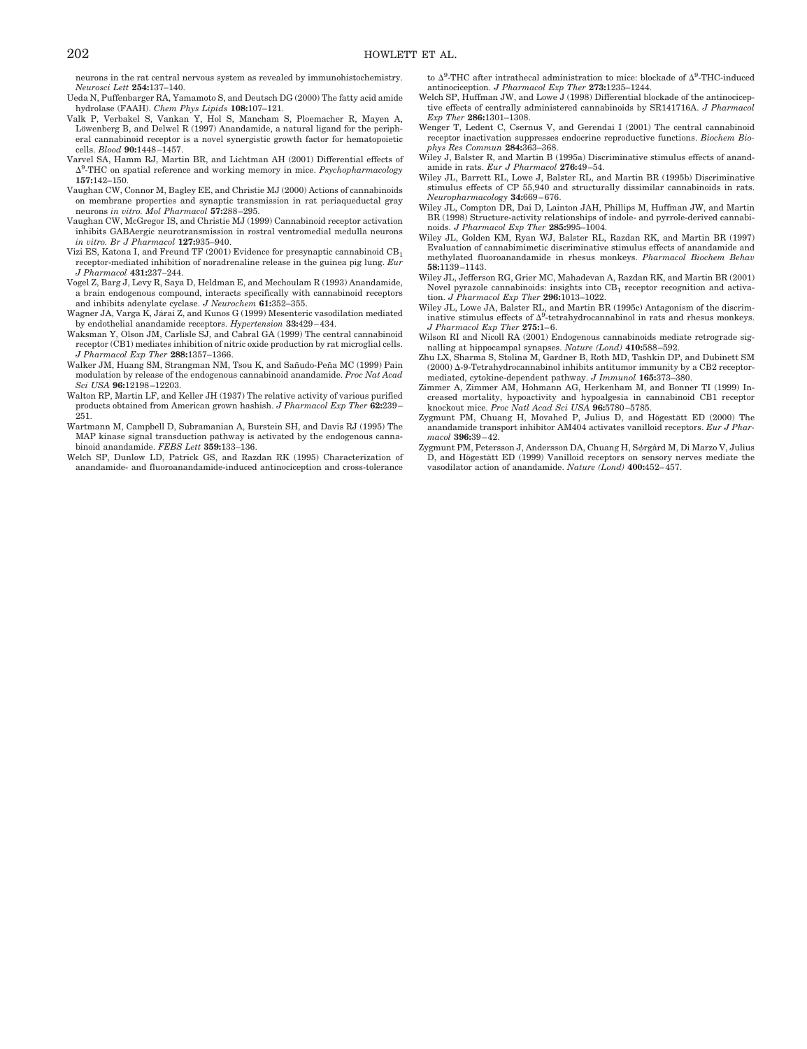neurons in the rat central nervous system as revealed by immunohistochemistry. *Neurosci Lett* **254:**137–140.

Ueda N, Puffenbarger RA, Yamamoto S, and Deutsch DG (2000) The fatty acid amide hydrolase (FAAH). *Chem Phys Lipids* **108:**107–121.

Valk P, Verbakel S, Vankan Y, Hol S, Mancham S, Ploemacher R, Mayen A, Löwenberg B, and Delwel R (1997) Anandamide, a natural ligand for the peripheral cannabinoid receptor is a novel synergistic growth factor for hematopoietic cells. *Blood* **90:**1448–1457.

Varvel SA, Hamm RJ, Martin BR, and Lichtman AH (2001) Differential effects of $\Delta^9$-THC on spatial reference and working memory in mice. *Psychopharmacology* **157:**142–150.

Vaughan CW, Connor M, Bagley EE, and Christie MJ (2000) Actions of cannabinoids on membrane properties and synaptic transmission in rat periaqueductal gray neurons *in vitro*. *Mol Pharmacol* **57:**288–295.

Vaughan CW, McGregor IS, and Christie MJ (1999) Cannabinoid receptor activation inhibits GABAergic neurotransmission in rostral ventromedial medulla neurons *in vitro*. *Br J Pharmacol* **127:**935–940.

Vizi ES, Katona I, and Freund TF (2001) Evidence for presynaptic cannabinoid $CB_1$ receptor-mediated inhibition of noradrenaline release in the guinea pig lung. *Eur J Pharmacol* **431:**237–244.

Vogel Z, Barg J, Levy R, Saya D, Heldman E, and Mechoulam R (1993) Anandamide, a brain endogenous compound, interacts specifically with cannabinoid receptors and inhibits adenylate cyclase. *J Neurochem* **61:**352–355.

Wagner JA, Varga K, Járai Z, and Kunos G (1999) Mesenteric vasodilation mediated by endothelial anandamide receptors. *Hypertension* **33:**429–434.

Waksman Y, Olson JM, Carlisle SJ, and Cabral GA (1999) The central cannabinoid receptor (CB1) mediates inhibition of nitric oxide production by rat microglial cells. *J Pharmacol Exp Ther* **288:**1357–1366.

Walker JM, Huang SM, Strangman NM, Tsou K, and Sañudo-Peña MC (1999) Pain modulation by release of the endogenous cannabinoid anandamide. *Proc Nat Acad Sci USA* **96:**12198–12203.

Walton RP, Martin LF, and Keller JH (1937) The relative activity of various purified products obtained from American grown hashish. *J Pharmacol Exp Ther* **62:**239–251.

Wartmann M, Campbell D, Subramanian A, Burstein SH, and Davis RJ (1995) The MAP kinase signal transduction pathway is activated by the endogenous cannabinoid anandamide. *FEBS Lett* **359:**133–136.

Welch SP, Dunlow LD, Patrick GS, and Razdan RK (1995) Characterization of anandamide- and fluoroanandamide-induced antinociception and cross-tolerance to $\Delta^9$-THC after intrathecal administration to mice: blockade of $\Delta^9$-THC-induced antinociception. *J Pharmacol Exp Ther* **273:**1235–1244.

Welch SP, Huffman JW, and Lowe J (1998) Differential blockade of the antinociceptive effects of centrally administered cannabinoids by SR141716A. *J Pharmacol Exp Ther* **286:**1301–1308.

Wenger T, Ledent C, Csernus V, and Gerendai I (2001) The central cannabinoid receptor inactivation suppresses endocrine reproductive functions. *Biochem Biophys Res Commun* **284:**363–368.

Wiley J, Balster R, and Martin B (1995a) Discriminative stimulus effects of anandamide in rats. *Eur J Pharmacol* **276:**49–54.

Wiley JL, Barrett RL, Lowe J, Balster RL, and Martin BR (1995b) Discriminative stimulus effects of CP 55,940 and structurally dissimilar cannabinoids in rats. *Neuropharmacology* **34:**669–676.

Wiley JL, Compton DR, Dai D, Lainton JAH, Phillips M, Huffman JW, and Martin BR (1998) Structure-activity relationships of indole- and pyrrole-derived cannabinoids. *J Pharmacol Exp Ther* **285:**995–1004.

Wiley JL, Golden KM, Ryan WJ, Balster RL, Razdan RK, and Martin BR (1997) Evaluation of cannabimimetic discriminative stimulus effects of anandamide and methylated fluoroanandamide in rhesus monkeys. *Pharmacol Biochem Behav* **58:**1139–1143.

Wiley JL, Jefferson RG, Grier MC, Mahadevan A, Razdan RK, and Martin BR (2001) Novel pyrazole cannabinoids: insights into $CB_1$ receptor recognition and activation. *J Pharmacol Exp Ther* **296:**1013–1022.

Wiley JL, Lowe JA, Balster RL, and Martin BR (1995c) Antagonism of the discriminative stimulus effects of $\Delta^9$-tetrahydrocannabinol in rats and rhesus monkeys. *J Pharmacol Exp Ther* **275:**1–6.

Wilson RI and Nicoll RA (2001) Endogenous cannabinoids mediate retrograde signalling at hippocampal synapses. *Nature (Lond)* **410:**588–592.

Zhu LX, Sharma S, Stolina M, Gardner B, Roth MD, Tashkin DP, and Dubinett SM (2000) Δ-9-Tetrahydrocannabinol inhibits antitumor immunity by a CB2 receptor-mediated, cytokine-dependent pathway. *J Immunol* **165:**373–380.

Zimmer A, Zimmer AM, Hohmann AG, Herkenham M, and Bonner TI (1999) Increased mortality, hypoactivity and hypoalgesia in cannabinoid CB1 receptor knockout mice. *Proc Natl Acad Sci USA* **96:**5780–5785.

Zygmunt PM, Chuang H, Movahed P, Julius D, and Högestätt ED (2000) The anandamide transport inhibitor AM404 activates vanilloid receptors. *Eur J Pharmacol* **396:**39–42.

Zygmunt PM, Petersson J, Andersson DA, Chuang H, Sørgård M, Di Marzo V, Julius D, and Högestätt ED (1999) Vanilloid receptors on sensory nerves mediate the vasodilator action of anandamide. *Nature (Lond)* **400:**452–457.